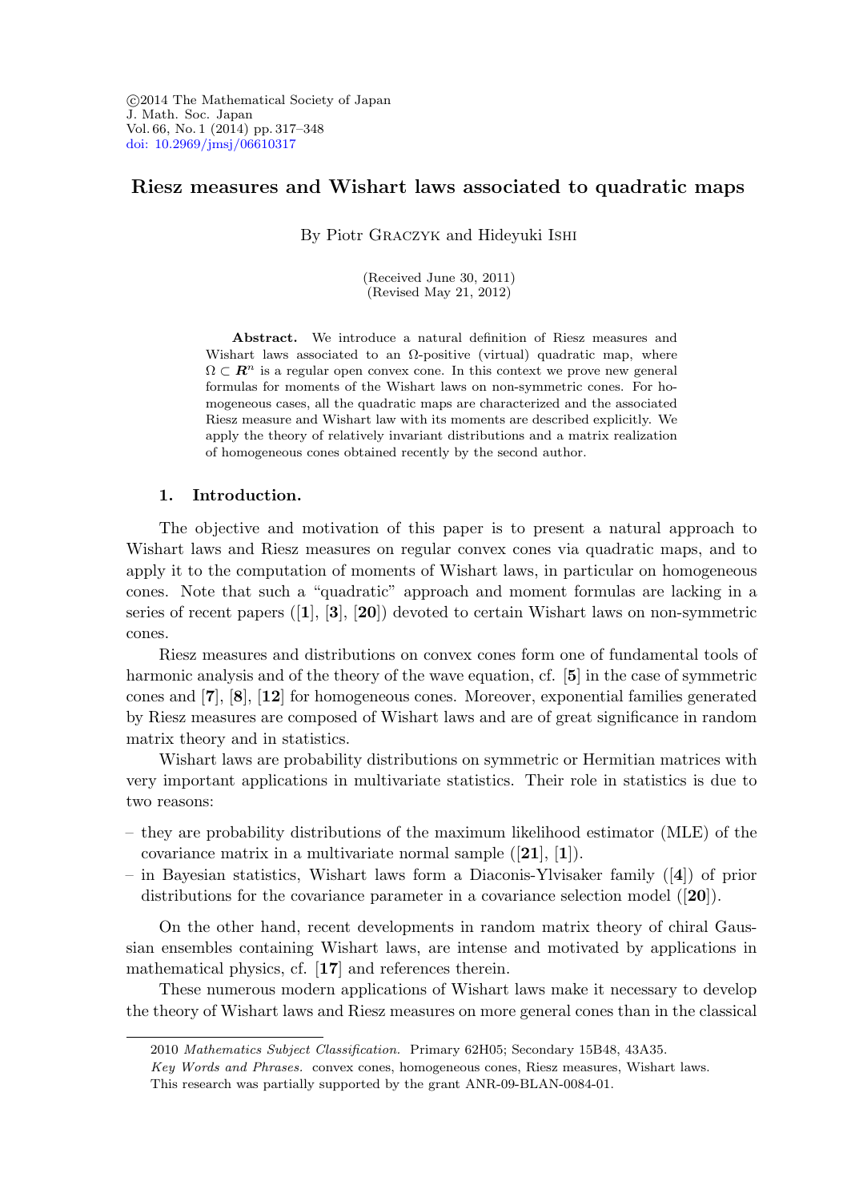©2014 The Mathematical Society of Japan
J. Math. Soc. Japan
Vol. 66, No. 1 (2014) pp. 317–348
doi: 10.2969/jmsj/06610317

# Riesz measures and Wishart laws associated to quadratic maps

By Piotr Graczyk and Hideyuki Ishi

(Received June 30, 2011)
(Revised May 21, 2012)

**Abstract.** We introduce a natural definition of Riesz measures and Wishart laws associated to an $\Omega$-positive (virtual) quadratic map, where $\Omega \subset \boldsymbol{R}^n$ is a regular open convex cone. In this context we prove new general formulas for moments of the Wishart laws on non-symmetric cones. For homogeneous cases, all the quadratic maps are characterized and the associated Riesz measure and Wishart law with its moments are described explicitly. We apply the theory of relatively invariant distributions and a matrix realization of homogeneous cones obtained recently by the second author.

## 1. Introduction.

The objective and motivation of this paper is to present a natural approach to Wishart laws and Riesz measures on regular convex cones via quadratic maps, and to apply it to the computation of moments of Wishart laws, in particular on homogeneous cones. Note that such a "quadratic" approach and moment formulas are lacking in a series of recent papers ([**1**], [**3**], [**20**]) devoted to certain Wishart laws on non-symmetric cones.

Riesz measures and distributions on convex cones form one of fundamental tools of harmonic analysis and of the theory of the wave equation, cf. [**5**] in the case of symmetric cones and [**7**], [**8**], [**12**] for homogeneous cones. Moreover, exponential families generated by Riesz measures are composed of Wishart laws and are of great significance in random matrix theory and in statistics.

Wishart laws are probability distributions on symmetric or Hermitian matrices with very important applications in multivariate statistics. Their role in statistics is due to two reasons:

– they are probability distributions of the maximum likelihood estimator (MLE) of the covariance matrix in a multivariate normal sample ([**21**], [**1**]).
– in Bayesian statistics, Wishart laws form a Diaconis-Ylvisaker family ([**4**]) of prior distributions for the covariance parameter in a covariance selection model ([**20**]).

On the other hand, recent developments in random matrix theory of chiral Gaussian ensembles containing Wishart laws, are intense and motivated by applications in mathematical physics, cf. [**17**] and references therein.

These numerous modern applications of Wishart laws make it necessary to develop the theory of Wishart laws and Riesz measures on more general cones than in the classical

2010 *Mathematics Subject Classification.* Primary 62H05; Secondary 15B48, 43A35.
*Key Words and Phrases.* convex cones, homogeneous cones, Riesz measures, Wishart laws.
This research was partially supported by the grant ANR-09-BLAN-0084-01.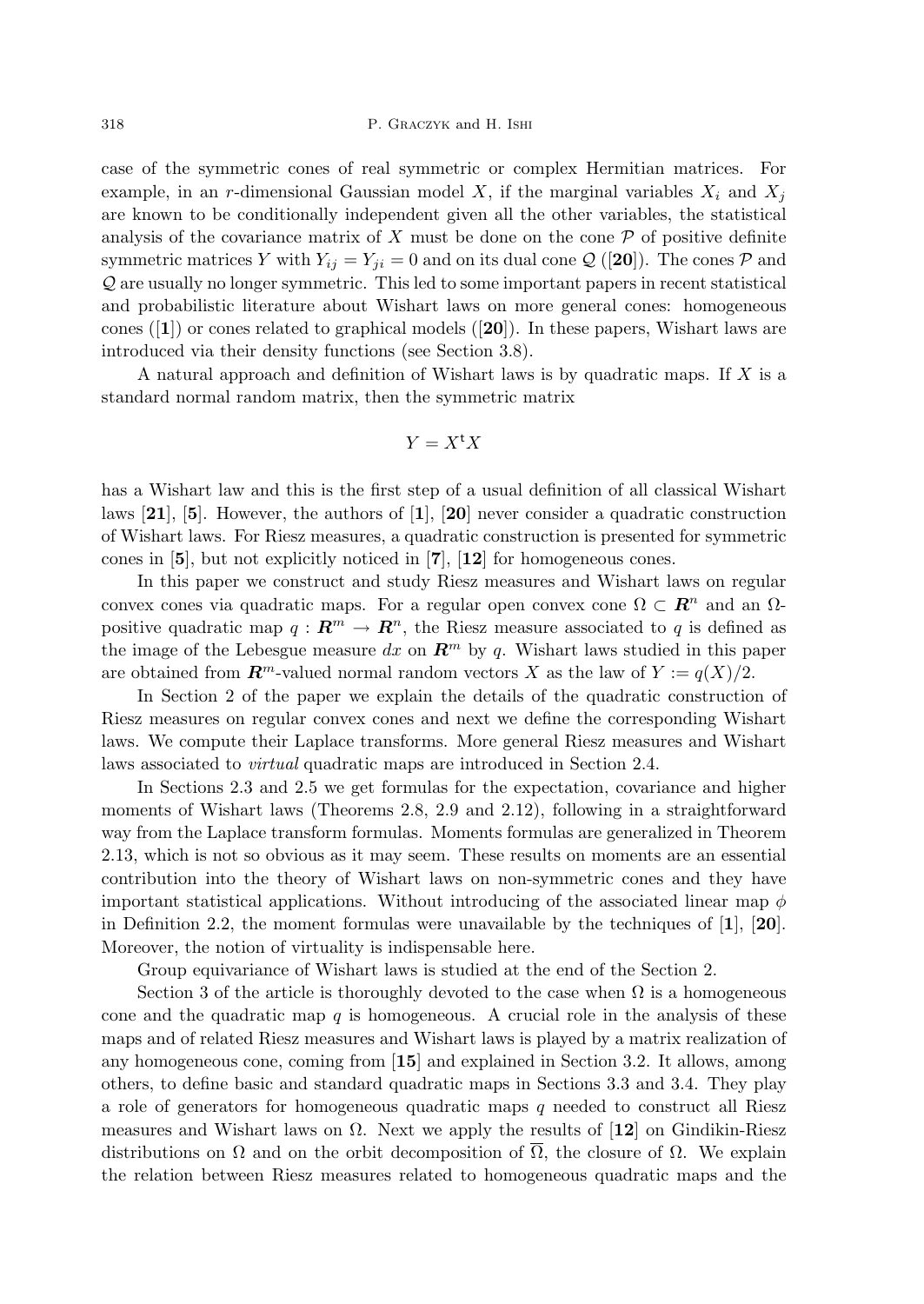case of the symmetric cones of real symmetric or complex Hermitian matrices. For example, in an $r$-dimensional Gaussian model $X$, if the marginal variables $X_i$ and $X_j$ are known to be conditionally independent given all the other variables, the statistical analysis of the covariance matrix of $X$ must be done on the cone $\mathcal{P}$ of positive definite symmetric matrices $Y$ with $Y_{ij} = Y_{ji} = 0$ and on its dual cone $\mathcal{Q}$ ([**20**]). The cones $\mathcal{P}$ and $\mathcal{Q}$ are usually no longer symmetric. This led to some important papers in recent statistical and probabilistic literature about Wishart laws on more general cones: homogeneous cones ([**1**]) or cones related to graphical models ([**20**]). In these papers, Wishart laws are introduced via their density functions (see Section 3.8).

A natural approach and definition of Wishart laws is by quadratic maps. If $X$ is a standard normal random matrix, then the symmetric matrix

$$Y = X^{\mathrm{t}} X$$

has a Wishart law and this is the first step of a usual definition of all classical Wishart laws [**21**], [**5**]. However, the authors of [**1**], [**20**] never consider a quadratic construction of Wishart laws. For Riesz measures, a quadratic construction is presented for symmetric cones in [**5**], but not explicitly noticed in [**7**], [**12**] for homogeneous cones.

In this paper we construct and study Riesz measures and Wishart laws on regular convex cones via quadratic maps. For a regular open convex cone $\Omega \subset \boldsymbol{R}^n$ and an $\Omega$-positive quadratic map $q : \boldsymbol{R}^m \to \boldsymbol{R}^n$, the Riesz measure associated to $q$ is defined as the image of the Lebesgue measure $dx$ on $\boldsymbol{R}^m$ by $q$. Wishart laws studied in this paper are obtained from $\boldsymbol{R}^m$-valued normal random vectors $X$ as the law of $Y := q(X)/2$.

In Section 2 of the paper we explain the details of the quadratic construction of Riesz measures on regular convex cones and next we define the corresponding Wishart laws. We compute their Laplace transforms. More general Riesz measures and Wishart laws associated to *virtual* quadratic maps are introduced in Section 2.4.

In Sections 2.3 and 2.5 we get formulas for the expectation, covariance and higher moments of Wishart laws (Theorems 2.8, 2.9 and 2.12), following in a straightforward way from the Laplace transform formulas. Moments formulas are generalized in Theorem 2.13, which is not so obvious as it may seem. These results on moments are an essential contribution into the theory of Wishart laws on non-symmetric cones and they have important statistical applications. Without introducing of the associated linear map $\phi$ in Definition 2.2, the moment formulas were unavailable by the techniques of [**1**], [**20**]. Moreover, the notion of virtuality is indispensable here.

Group equivariance of Wishart laws is studied at the end of the Section 2.

Section 3 of the article is thoroughly devoted to the case when $\Omega$ is a homogeneous cone and the quadratic map $q$ is homogeneous. A crucial role in the analysis of these maps and of related Riesz measures and Wishart laws is played by a matrix realization of any homogeneous cone, coming from [**15**] and explained in Section 3.2. It allows, among others, to define basic and standard quadratic maps in Sections 3.3 and 3.4. They play a role of generators for homogeneous quadratic maps $q$ needed to construct all Riesz measures and Wishart laws on $\Omega$. Next we apply the results of [**12**] on Gindikin-Riesz distributions on $\Omega$ and on the orbit decomposition of $\overline{\Omega}$, the closure of $\Omega$. We explain the relation between Riesz measures related to homogeneous quadratic maps and the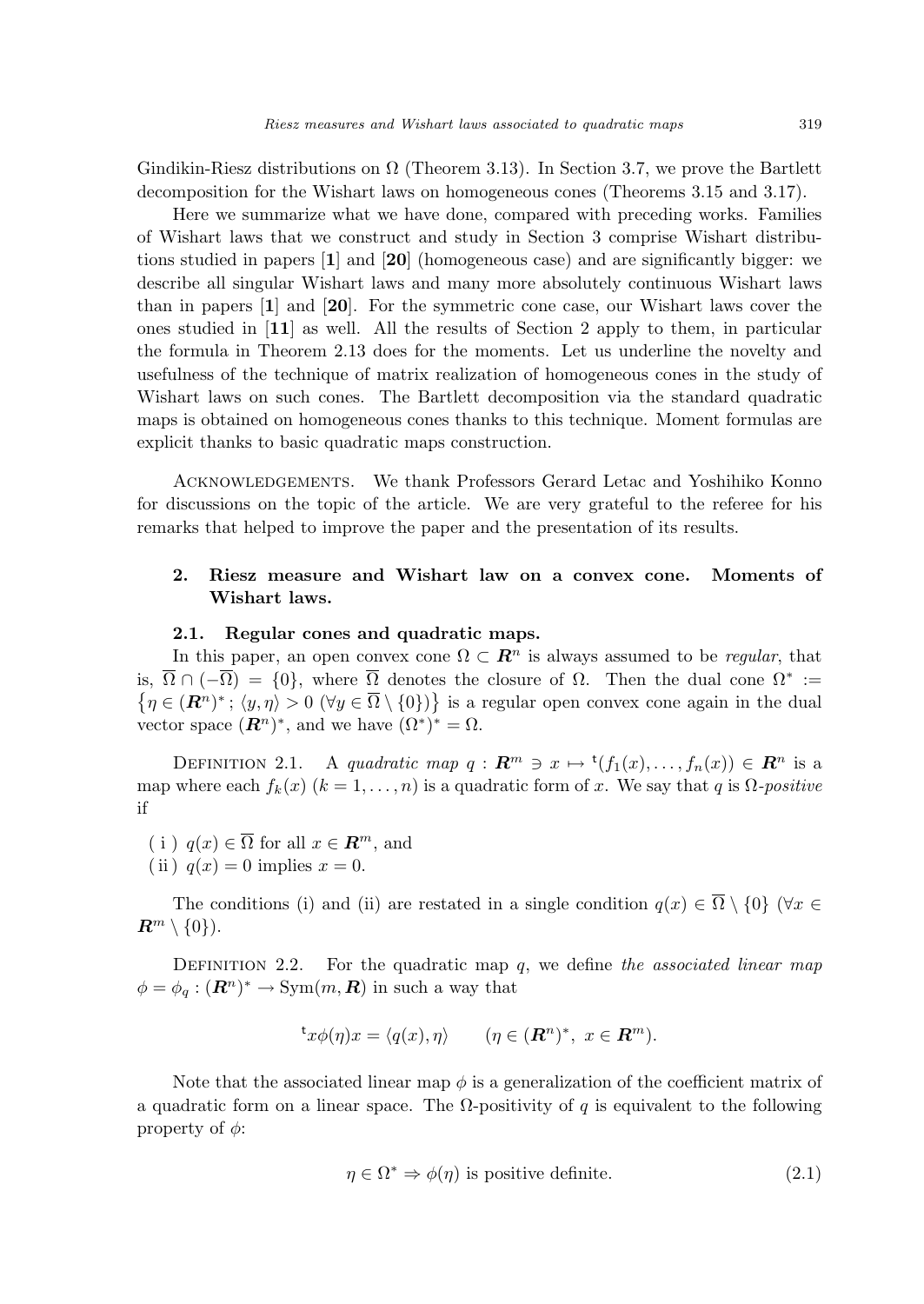Gindikin-Riesz distributions on $\Omega$ (Theorem 3.13). In Section 3.7, we prove the Bartlett decomposition for the Wishart laws on homogeneous cones (Theorems 3.15 and 3.17).

Here we summarize what we have done, compared with preceding works. Families of Wishart laws that we construct and study in Section 3 comprise Wishart distributions studied in papers [**1**] and [**20**] (homogeneous case) and are significantly bigger: we describe all singular Wishart laws and many more absolutely continuous Wishart laws than in papers [**1**] and [**20**]. For the symmetric cone case, our Wishart laws cover the ones studied in [**11**] as well. All the results of Section 2 apply to them, in particular the formula in Theorem 2.13 does for the moments. Let us underline the novelty and usefulness of the technique of matrix realization of homogeneous cones in the study of Wishart laws on such cones. The Bartlett decomposition via the standard quadratic maps is obtained on homogeneous cones thanks to this technique. Moment formulas are explicit thanks to basic quadratic maps construction.

Acknowledgements. We thank Professors Gerard Letac and Yoshihiko Konno for discussions on the topic of the article. We are very grateful to the referee for his remarks that helped to improve the paper and the presentation of its results.

## 2. Riesz measure and Wishart law on a convex cone. Moments of Wishart laws.

### 2.1. Regular cones and quadratic maps.

In this paper, an open convex cone $\Omega \subset \boldsymbol{R}^n$ is always assumed to be *regular*, that is, $\overline{\Omega} \cap (-\overline{\Omega}) = \{0\}$, where $\overline{\Omega}$ denotes the closure of $\Omega$. Then the dual cone $\Omega^* := \{\eta \in (\boldsymbol{R}^n)^*\,;\, \langle y, \eta \rangle > 0 \ (\forall y \in \overline{\Omega} \setminus \{0\})\}$ is a regular open convex cone again in the dual vector space $(\boldsymbol{R}^n)^*$, and we have $(\Omega^*)^* = \Omega$.

Definition 2.1. A *quadratic map* $q : \boldsymbol{R}^m \ni x \mapsto {}^{\mathsf{t}}(f_1(x), \ldots, f_n(x)) \in \boldsymbol{R}^n$ is a map where each $f_k(x)$ $(k = 1, \ldots, n)$ is a quadratic form of $x$. We say that $q$ is $\Omega$*-positive* if

(i) $q(x) \in \overline{\Omega}$ for all $x \in \boldsymbol{R}^m$, and
(ii) $q(x) = 0$ implies $x = 0$.

The conditions (i) and (ii) are restated in a single condition $q(x) \in \overline{\Omega} \setminus \{0\}$ $(\forall x \in \boldsymbol{R}^m \setminus \{0\})$.

Definition 2.2. For the quadratic map $q$, we define *the associated linear map* $\phi = \phi_q : (\boldsymbol{R}^n)^* \to \mathrm{Sym}(m, \boldsymbol{R})$ in such a way that

$$ {}^{\mathsf{t}}x \phi(\eta) x = \langle q(x), \eta \rangle \qquad (\eta \in (\boldsymbol{R}^n)^*,\ x \in \boldsymbol{R}^m). $$

Note that the associated linear map $\phi$ is a generalization of the coefficient matrix of a quadratic form on a linear space. The $\Omega$-positivity of $q$ is equivalent to the following property of $\phi$:

$$ \eta \in \Omega^* \Rightarrow \phi(\eta) \text{ is positive definite.} \tag{2.1} $$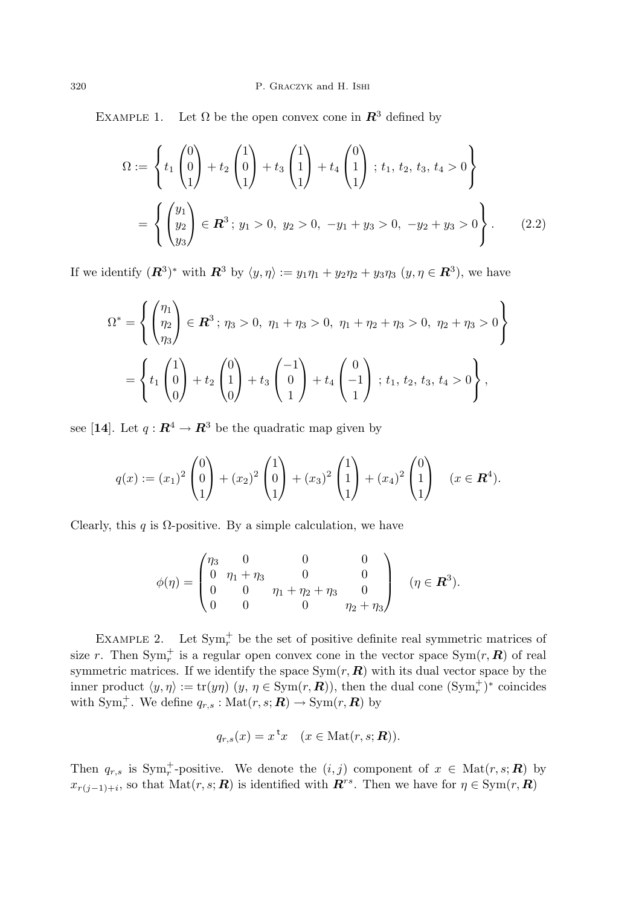Example 1. Let $\Omega$ be the open convex cone in $\boldsymbol{R}^3$ defined by

$$\begin{aligned}
\Omega &:= \left\{ t_1 \begin{pmatrix} 0 \\ 0 \\ 1 \end{pmatrix} + t_2 \begin{pmatrix} 1 \\ 0 \\ 1 \end{pmatrix} + t_3 \begin{pmatrix} 1 \\ 1 \\ 1 \end{pmatrix} + t_4 \begin{pmatrix} 0 \\ 1 \\ 1 \end{pmatrix} \,;\, t_1,\, t_2,\, t_3,\, t_4 > 0 \right\} \\
&= \left\{ \begin{pmatrix} y_1 \\ y_2 \\ y_3 \end{pmatrix} \in \boldsymbol{R}^3 \,;\, y_1 > 0,\ y_2 > 0,\ -y_1 + y_3 > 0,\ -y_2 + y_3 > 0 \right\}. \qquad (2.2)
\end{aligned}$$

If we identify $(\boldsymbol{R}^3)^*$ with $\boldsymbol{R}^3$ by $\langle y, \eta \rangle := y_1\eta_1 + y_2\eta_2 + y_3\eta_3$ $(y, \eta \in \boldsymbol{R}^3)$, we have

$$\begin{aligned}
\Omega^* &= \left\{ \begin{pmatrix} \eta_1 \\ \eta_2 \\ \eta_3 \end{pmatrix} \in \boldsymbol{R}^3 \,;\, \eta_3 > 0,\ \eta_1 + \eta_3 > 0,\ \eta_1 + \eta_2 + \eta_3 > 0,\ \eta_2 + \eta_3 > 0 \right\} \\
&= \left\{ t_1 \begin{pmatrix} 1 \\ 0 \\ 0 \end{pmatrix} + t_2 \begin{pmatrix} 0 \\ 1 \\ 0 \end{pmatrix} + t_3 \begin{pmatrix} -1 \\ 0 \\ 1 \end{pmatrix} + t_4 \begin{pmatrix} 0 \\ -1 \\ 1 \end{pmatrix} \,;\, t_1,\, t_2,\, t_3,\, t_4 > 0 \right\},
\end{aligned}$$

see [**14**]. Let $q : \boldsymbol{R}^4 \to \boldsymbol{R}^3$ be the quadratic map given by

$$q(x) := (x_1)^2 \begin{pmatrix} 0 \\ 0 \\ 1 \end{pmatrix} + (x_2)^2 \begin{pmatrix} 1 \\ 0 \\ 1 \end{pmatrix} + (x_3)^2 \begin{pmatrix} 1 \\ 1 \\ 1 \end{pmatrix} + (x_4)^2 \begin{pmatrix} 0 \\ 1 \\ 1 \end{pmatrix} \quad (x \in \boldsymbol{R}^4).$$

Clearly, this $q$ is $\Omega$-positive. By a simple calculation, we have

$$\phi(\eta) = \begin{pmatrix} \eta_3 & 0 & 0 & 0 \\ 0 & \eta_1 + \eta_3 & 0 & 0 \\ 0 & 0 & \eta_1 + \eta_2 + \eta_3 & 0 \\ 0 & 0 & 0 & \eta_2 + \eta_3 \end{pmatrix} \quad (\eta \in \boldsymbol{R}^3).$$

Example 2. Let $\mathrm{Sym}_r^+$ be the set of positive definite real symmetric matrices of size $r$. Then $\mathrm{Sym}_r^+$ is a regular open convex cone in the vector space $\mathrm{Sym}(r, \boldsymbol{R})$ of real symmetric matrices. If we identify the space $\mathrm{Sym}(r, \boldsymbol{R})$ with its dual vector space by the inner product $\langle y, \eta \rangle := \mathrm{tr}(y\eta)$ $(y,\, \eta \in \mathrm{Sym}(r, \boldsymbol{R}))$, then the dual cone $(\mathrm{Sym}_r^+)^*$ coincides with $\mathrm{Sym}_r^+$. We define $q_{r,s} : \mathrm{Mat}(r, s; \boldsymbol{R}) \to \mathrm{Sym}(r, \boldsymbol{R})$ by

$$q_{r,s}(x) = x\,{}^{\mathrm{t}}x \quad (x \in \mathrm{Mat}(r, s; \boldsymbol{R})).$$

Then $q_{r,s}$ is $\mathrm{Sym}_r^+$-positive. We denote the $(i, j)$ component of $x \in \mathrm{Mat}(r, s; \boldsymbol{R})$ by $x_{r(j-1)+i}$, so that $\mathrm{Mat}(r, s; \boldsymbol{R})$ is identified with $\boldsymbol{R}^{rs}$. Then we have for $\eta \in \mathrm{Sym}(r, \boldsymbol{R})$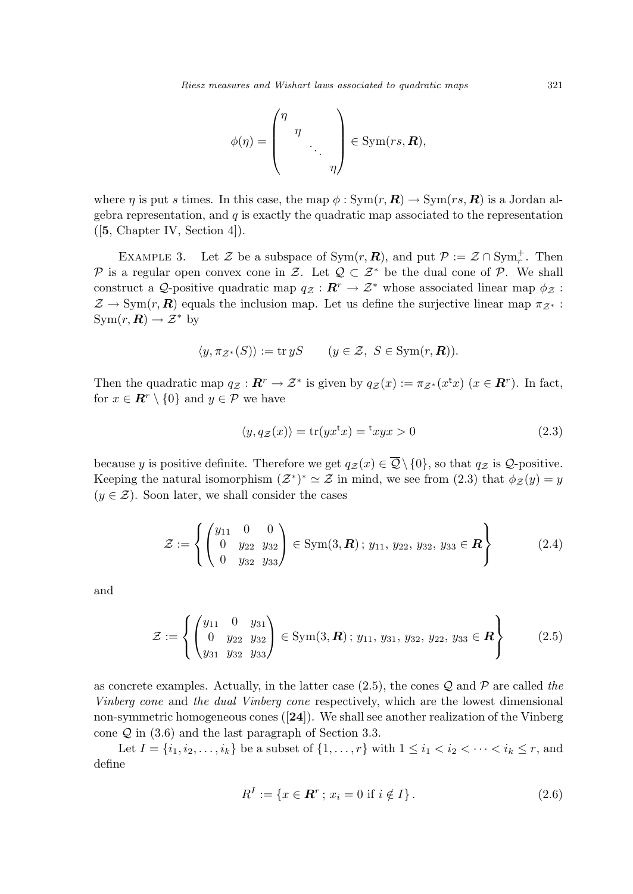$$\phi(\eta) = \begin{pmatrix} \eta & & & \\ & \eta & & \\ & & \ddots & \\ & & & \eta \end{pmatrix} \in \mathrm{Sym}(rs, \boldsymbol{R}),$$

where $\eta$ is put $s$ times. In this case, the map $\phi : \mathrm{Sym}(r, \boldsymbol{R}) \to \mathrm{Sym}(rs, \boldsymbol{R})$ is a Jordan algebra representation, and $q$ is exactly the quadratic map associated to the representation ([**5**, Chapter IV, Section 4]).

Example 3. Let $\mathcal{Z}$ be a subspace of $\mathrm{Sym}(r, \boldsymbol{R})$, and put $\mathcal{P} := \mathcal{Z} \cap \mathrm{Sym}_r^+$. Then $\mathcal{P}$ is a regular open convex cone in $\mathcal{Z}$. Let $\mathcal{Q} \subset \mathcal{Z}^*$ be the dual cone of $\mathcal{P}$. We shall construct a $\mathcal{Q}$-positive quadratic map $q_{\mathcal{Z}} : \boldsymbol{R}^r \to \mathcal{Z}^*$ whose associated linear map $\phi_{\mathcal{Z}} : \mathcal{Z} \to \mathrm{Sym}(r, \boldsymbol{R})$ equals the inclusion map. Let us define the surjective linear map $\pi_{\mathcal{Z}^*} : \mathrm{Sym}(r, \boldsymbol{R}) \to \mathcal{Z}^*$ by

$$\langle y, \pi_{\mathcal{Z}^*}(S) \rangle := \mathrm{tr}\, yS \qquad (y \in \mathcal{Z},\ S \in \mathrm{Sym}(r, \boldsymbol{R})).$$

Then the quadratic map $q_{\mathcal{Z}} : \boldsymbol{R}^r \to \mathcal{Z}^*$ is given by $q_{\mathcal{Z}}(x) := \pi_{\mathcal{Z}^*}(x^{\mathsf{t}}x)$ ($x \in \boldsymbol{R}^r$). In fact, for $x \in \boldsymbol{R}^r \setminus \{0\}$ and $y \in \mathcal{P}$ we have

$$\langle y, q_{\mathcal{Z}}(x) \rangle = \mathrm{tr}(yx^{\mathsf{t}}x) = {}^{\mathsf{t}}xyx > 0 \tag{2.3}$$

because $y$ is positive definite. Therefore we get $q_{\mathcal{Z}}(x) \in \overline{\mathcal{Q}} \setminus \{0\}$, so that $q_{\mathcal{Z}}$ is $\mathcal{Q}$-positive. Keeping the natural isomorphism $(\mathcal{Z}^*)^* \simeq \mathcal{Z}$ in mind, we see from (2.3) that $\phi_{\mathcal{Z}}(y) = y$ ($y \in \mathcal{Z}$). Soon later, we shall consider the cases

$$\mathcal{Z} := \left\{ \begin{pmatrix} y_{11} & 0 & 0 \\ 0 & y_{22} & y_{32} \\ 0 & y_{32} & y_{33} \end{pmatrix} \in \mathrm{Sym}(3, \boldsymbol{R})\,;\, y_{11},\, y_{22},\, y_{32},\, y_{33} \in \boldsymbol{R} \right\} \tag{2.4}$$

and

$$\mathcal{Z} := \left\{ \begin{pmatrix} y_{11} & 0 & y_{31} \\ 0 & y_{22} & y_{32} \\ y_{31} & y_{32} & y_{33} \end{pmatrix} \in \mathrm{Sym}(3, \boldsymbol{R})\,;\, y_{11},\, y_{31},\, y_{32},\, y_{22},\, y_{33} \in \boldsymbol{R} \right\} \tag{2.5}$$

as concrete examples. Actually, in the latter case (2.5), the cones $\mathcal{Q}$ and $\mathcal{P}$ are called *the Vinberg cone* and *the dual Vinberg cone* respectively, which are the lowest dimensional non-symmetric homogeneous cones ([**24**]). We shall see another realization of the Vinberg cone $\mathcal{Q}$ in (3.6) and the last paragraph of Section 3.3.

Let $I = \{i_1, i_2, \ldots, i_k\}$ be a subset of $\{1, \ldots, r\}$ with $1 \le i_1 < i_2 < \cdots < i_k \le r$, and define

$$R^I := \{x \in \boldsymbol{R}^r\,;\, x_i = 0 \text{ if } i \notin I\}. \tag{2.6}$$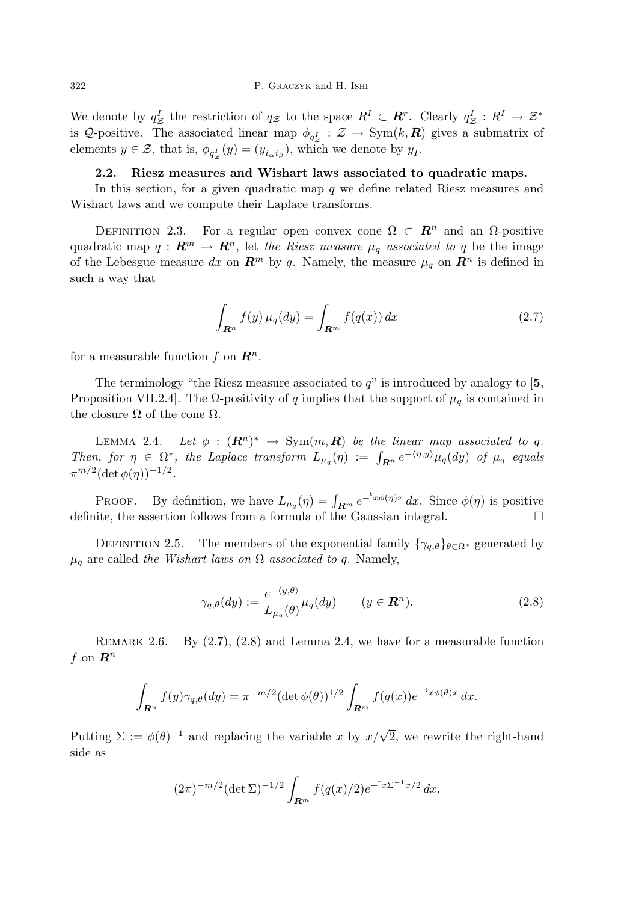We denote by $q_{\mathcal{Z}}^I$ the restriction of $q_{\mathcal{Z}}$ to the space $R^I \subset \boldsymbol{R}^r$. Clearly $q_{\mathcal{Z}}^I : R^I \to \mathcal{Z}^*$ is $\mathcal{Q}$-positive. The associated linear map $\phi_{q_{\mathcal{Z}}^I} : \mathcal{Z} \to \mathrm{Sym}(k, \boldsymbol{R})$ gives a submatrix of elements $y \in \mathcal{Z}$, that is, $\phi_{q_{\mathcal{Z}}^I}(y) = (y_{i_\alpha i_\beta})$, which we denote by $y_I$.

### 2.2. Riesz measures and Wishart laws associated to quadratic maps.

In this section, for a given quadratic map $q$ we define related Riesz measures and Wishart laws and we compute their Laplace transforms.

DEFINITION 2.3. For a regular open convex cone $\Omega \subset \boldsymbol{R}^n$ and an $\Omega$-positive quadratic map $q : \boldsymbol{R}^m \to \boldsymbol{R}^n$, let *the Riesz measure $\mu_q$ associated to $q$* be the image of the Lebesgue measure $dx$ on $\boldsymbol{R}^m$ by $q$. Namely, the measure $\mu_q$ on $\boldsymbol{R}^n$ is defined in such a way that

$$\int_{\boldsymbol{R}^n} f(y)\,\mu_q(dy) = \int_{\boldsymbol{R}^m} f(q(x))\,dx \tag{2.7}$$

for a measurable function $f$ on $\boldsymbol{R}^n$.

The terminology "the Riesz measure associated to $q$" is introduced by analogy to [**5**, Proposition VII.2.4]. The $\Omega$-positivity of $q$ implies that the support of $\mu_q$ is contained in the closure $\overline{\Omega}$ of the cone $\Omega$.

LEMMA 2.4. *Let $\phi : (\boldsymbol{R}^n)^* \to \mathrm{Sym}(m, \boldsymbol{R})$ be the linear map associated to $q$. Then, for $\eta \in \Omega^*$, the Laplace transform $L_{\mu_q}(\eta) := \int_{\boldsymbol{R}^n} e^{-\langle \eta, y\rangle}\mu_q(dy)$ of $\mu_q$ equals $\pi^{m/2}(\det\phi(\eta))^{-1/2}$.*

PROOF. By definition, we have $L_{\mu_q}(\eta) = \int_{\boldsymbol{R}^m} e^{-{}^t x\phi(\eta)x}\,dx$. Since $\phi(\eta)$ is positive definite, the assertion follows from a formula of the Gaussian integral. $\square$

DEFINITION 2.5. The members of the exponential family $\{\gamma_{q,\theta}\}_{\theta\in\Omega^*}$ generated by $\mu_q$ are called *the Wishart laws on $\Omega$ associated to $q$*. Namely,

$$\gamma_{q,\theta}(dy) := \frac{e^{-\langle y,\theta\rangle}}{L_{\mu_q}(\theta)}\mu_q(dy) \qquad (y \in \boldsymbol{R}^n). \tag{2.8}$$

REMARK 2.6. By (2.7), (2.8) and Lemma 2.4, we have for a measurable function $f$ on $\boldsymbol{R}^n$

$$\int_{\boldsymbol{R}^n} f(y)\gamma_{q,\theta}(dy) = \pi^{-m/2}(\det\phi(\theta))^{1/2}\int_{\boldsymbol{R}^m} f(q(x))e^{-{}^t x\phi(\theta)x}\,dx.$$

Putting $\Sigma := \phi(\theta)^{-1}$ and replacing the variable $x$ by $x/\sqrt{2}$, we rewrite the right-hand side as

$$(2\pi)^{-m/2}(\det\Sigma)^{-1/2}\int_{\boldsymbol{R}^m} f(q(x)/2)e^{-{}^t x\Sigma^{-1}x/2}\,dx.$$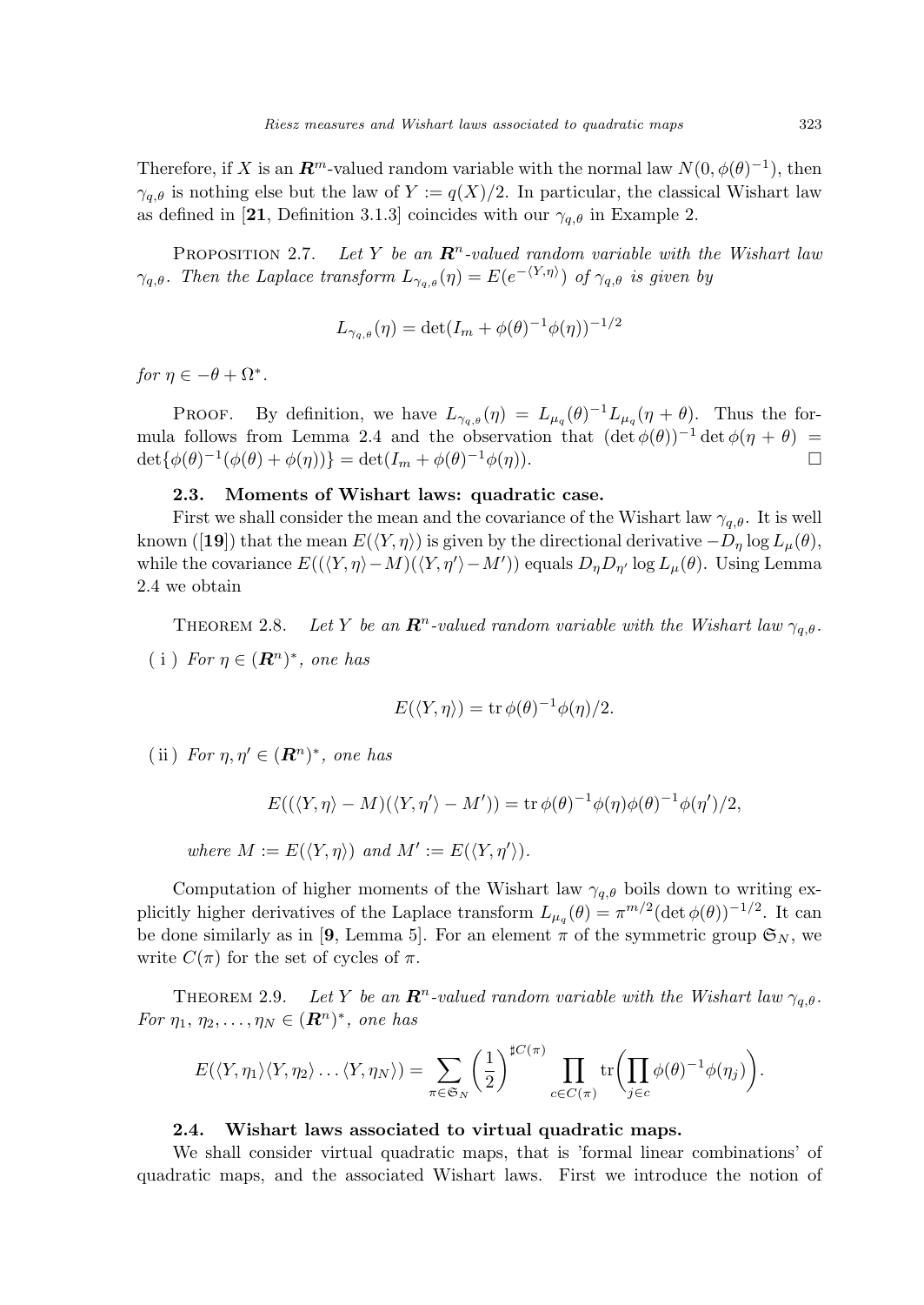Therefore, if $X$ is an $\boldsymbol{R}^m$-valued random variable with the normal law $N(0, \phi(\theta)^{-1})$, then $\gamma_{q,\theta}$ is nothing else but the law of $Y := q(X)/2$. In particular, the classical Wishart law as defined in [**21**, Definition 3.1.3] coincides with our $\gamma_{q,\theta}$ in Example 2.

Proposition 2.7. *Let $Y$ be an $\boldsymbol{R}^n$-valued random variable with the Wishart law $\gamma_{q,\theta}$. Then the Laplace transform $L_{\gamma_{q,\theta}}(\eta) = E(e^{-\langle Y,\eta\rangle})$ of $\gamma_{q,\theta}$ is given by*

$$L_{\gamma_{q,\theta}}(\eta) = \det(I_m + \phi(\theta)^{-1}\phi(\eta))^{-1/2}$$

*for $\eta \in -\theta + \Omega^*$.*

Proof. By definition, we have $L_{\gamma_{q,\theta}}(\eta) = L_{\mu_q}(\theta)^{-1} L_{\mu_q}(\eta + \theta)$. Thus the formula follows from Lemma 2.4 and the observation that $(\det \phi(\theta))^{-1} \det \phi(\eta + \theta) = \det\{\phi(\theta)^{-1}(\phi(\theta) + \phi(\eta))\} = \det(I_m + \phi(\theta)^{-1}\phi(\eta))$. $\square$

### 2.3. Moments of Wishart laws: quadratic case.

First we shall consider the mean and the covariance of the Wishart law $\gamma_{q,\theta}$. It is well known ([**19**]) that the mean $E(\langle Y, \eta\rangle)$ is given by the directional derivative $-D_\eta \log L_\mu(\theta)$, while the covariance $E((\langle Y, \eta\rangle - M)(\langle Y, \eta'\rangle - M'))$ equals $D_\eta D_{\eta'} \log L_\mu(\theta)$. Using Lemma 2.4 we obtain

Theorem 2.8. *Let $Y$ be an $\boldsymbol{R}^n$-valued random variable with the Wishart law $\gamma_{q,\theta}$.*

( i ) *For $\eta \in (\boldsymbol{R}^n)^*$, one has*

$$E(\langle Y, \eta\rangle) = \operatorname{tr} \phi(\theta)^{-1}\phi(\eta)/2.$$

( ii ) *For $\eta, \eta' \in (\boldsymbol{R}^n)^*$, one has*

$$E((\langle Y, \eta\rangle - M)(\langle Y, \eta'\rangle - M')) = \operatorname{tr} \phi(\theta)^{-1}\phi(\eta)\phi(\theta)^{-1}\phi(\eta')/2,$$

*where $M := E(\langle Y, \eta\rangle)$ and $M' := E(\langle Y, \eta'\rangle)$.*

Computation of higher moments of the Wishart law $\gamma_{q,\theta}$ boils down to writing explicitly higher derivatives of the Laplace transform $L_{\mu_q}(\theta) = \pi^{m/2}(\det \phi(\theta))^{-1/2}$. It can be done similarly as in [**9**, Lemma 5]. For an element $\pi$ of the symmetric group $\mathfrak{S}_N$, we write $C(\pi)$ for the set of cycles of $\pi$.

Theorem 2.9. *Let $Y$ be an $\boldsymbol{R}^n$-valued random variable with the Wishart law $\gamma_{q,\theta}$. For $\eta_1, \eta_2, \dots, \eta_N \in (\boldsymbol{R}^n)^*$, one has*

$$E(\langle Y, \eta_1\rangle\langle Y, \eta_2\rangle \dots \langle Y, \eta_N\rangle) = \sum_{\pi \in \mathfrak{S}_N} \left(\frac{1}{2}\right)^{\sharp C(\pi)} \prod_{c \in C(\pi)} \operatorname{tr}\biggl(\prod_{j \in c} \phi(\theta)^{-1}\phi(\eta_j)\biggr).$$

### 2.4. Wishart laws associated to virtual quadratic maps.

We shall consider virtual quadratic maps, that is 'formal linear combinations' of quadratic maps, and the associated Wishart laws. First we introduce the notion of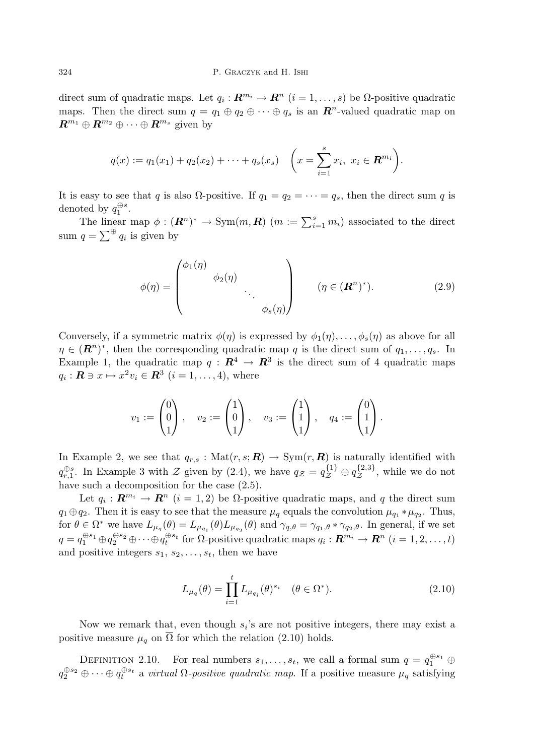direct sum of quadratic maps. Let $q_i : \boldsymbol{R}^{m_i} \to \boldsymbol{R}^n$ $(i = 1, \dots, s)$ be $\Omega$-positive quadratic maps. Then the direct sum $q = q_1 \oplus q_2 \oplus \cdots \oplus q_s$ is an $\boldsymbol{R}^n$-valued quadratic map on $\boldsymbol{R}^{m_1} \oplus \boldsymbol{R}^{m_2} \oplus \cdots \oplus \boldsymbol{R}^{m_s}$ given by

$$q(x) := q_1(x_1) + q_2(x_2) + \cdots + q_s(x_s) \quad \left( x = \sum_{i=1}^{s} x_i,\ x_i \in \boldsymbol{R}^{m_i} \right).$$

It is easy to see that $q$ is also $\Omega$-positive. If $q_1 = q_2 = \cdots = q_s$, then the direct sum $q$ is denoted by $q_1^{\oplus s}$.

The linear map $\phi : (\boldsymbol{R}^n)^* \to \mathrm{Sym}(m, \boldsymbol{R})$ $(m := \sum_{i=1}^{s} m_i)$ associated to the direct sum $q = \sum^{\oplus} q_i$ is given by

$$\phi(\eta) = \begin{pmatrix} \phi_1(\eta) & & & \\ & \phi_2(\eta) & & \\ & & \ddots & \\ & & & \phi_s(\eta) \end{pmatrix} \qquad (\eta \in (\boldsymbol{R}^n)^*). \tag{2.9}$$

Conversely, if a symmetric matrix $\phi(\eta)$ is expressed by $\phi_1(\eta), \dots, \phi_s(\eta)$ as above for all $\eta \in (\boldsymbol{R}^n)^*$, then the corresponding quadratic map $q$ is the direct sum of $q_1, \dots, q_s$. In Example 1, the quadratic map $q : \boldsymbol{R}^4 \to \boldsymbol{R}^3$ is the direct sum of 4 quadratic maps $q_i : \boldsymbol{R} \ni x \mapsto x^2 v_i \in \boldsymbol{R}^3$ $(i = 1, \dots, 4)$, where

$$v_1 := \begin{pmatrix} 0 \\ 0 \\ 1 \end{pmatrix}, \quad v_2 := \begin{pmatrix} 1 \\ 0 \\ 1 \end{pmatrix}, \quad v_3 := \begin{pmatrix} 1 \\ 1 \\ 1 \end{pmatrix}, \quad q_4 := \begin{pmatrix} 0 \\ 1 \\ 1 \end{pmatrix}.$$

In Example 2, we see that $q_{r,s} : \mathrm{Mat}(r, s; \boldsymbol{R}) \to \mathrm{Sym}(r, \boldsymbol{R})$ is naturally identified with $q_{r,1}^{\oplus s}$. In Example 3 with $\mathcal{Z}$ given by (2.4), we have $q_{\mathcal{Z}} = q_{\mathcal{Z}}^{\{1\}} \oplus q_{\mathcal{Z}}^{\{2,3\}}$, while we do not have such a decomposition for the case (2.5).

Let $q_i : \boldsymbol{R}^{m_i} \to \boldsymbol{R}^n$ $(i = 1, 2)$ be $\Omega$-positive quadratic maps, and $q$ the direct sum $q_1 \oplus q_2$. Then it is easy to see that the measure $\mu_q$ equals the convolution $\mu_{q_1} * \mu_{q_2}$. Thus, for $\theta \in \Omega^*$ we have $L_{\mu_q}(\theta) = L_{\mu_{q_1}}(\theta) L_{\mu_{q_2}}(\theta)$ and $\gamma_{q,\theta} = \gamma_{q_1,\theta} * \gamma_{q_2,\theta}$. In general, if we set $q = q_1^{\oplus s_1} \oplus q_2^{\oplus s_2} \oplus \cdots \oplus q_t^{\oplus s_t}$ for $\Omega$-positive quadratic maps $q_i : \boldsymbol{R}^{m_i} \to \boldsymbol{R}^n$ $(i = 1, 2, \dots, t)$ and positive integers $s_1, s_2, \dots, s_t$, then we have

$$L_{\mu_q}(\theta) = \prod_{i=1}^{t} L_{\mu_{q_i}}(\theta)^{s_i} \quad (\theta \in \Omega^*). \tag{2.10}$$

Now we remark that, even though $s_i$'s are not positive integers, there may exist a positive measure $\mu_q$ on $\overline{\Omega}$ for which the relation (2.10) holds.

Definition 2.10. For real numbers $s_1, \dots, s_t$, we call a formal sum $q = q_1^{\oplus s_1} \oplus q_2^{\oplus s_2} \oplus \cdots \oplus q_t^{\oplus s_t}$ a *virtual $\Omega$-positive quadratic map*. If a positive measure $\mu_q$ satisfying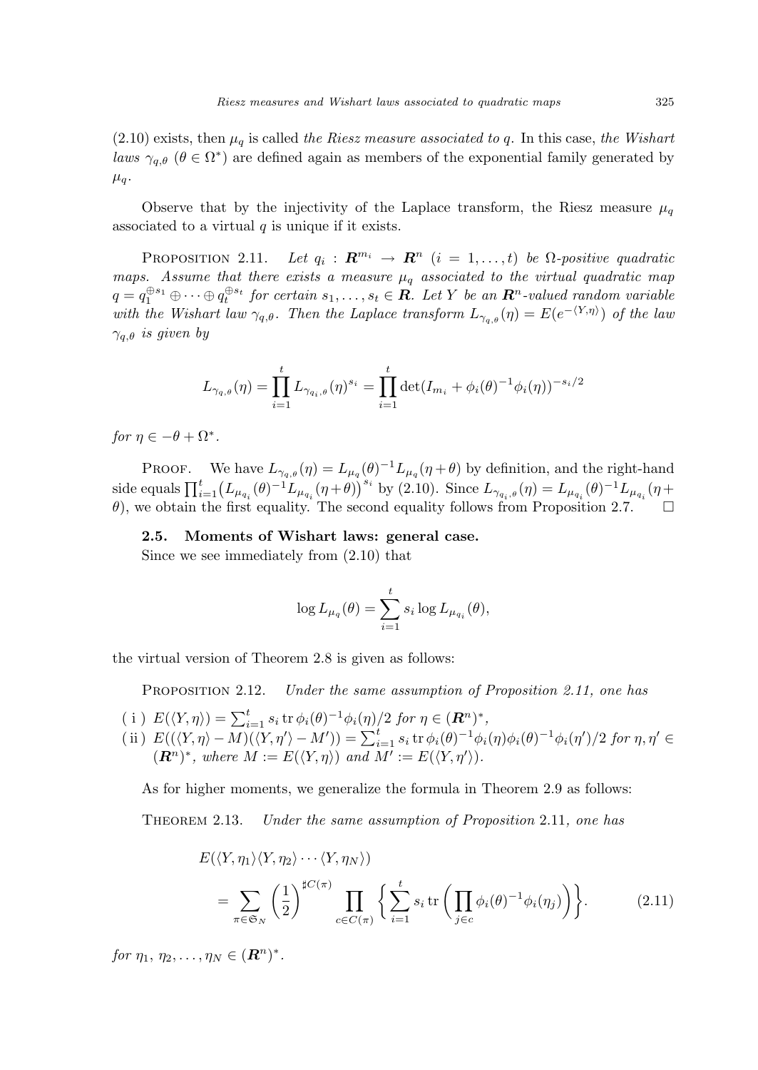(2.10) exists, then $\mu_q$ is called *the Riesz measure associated to* $q$. In this case, *the Wishart laws* $\gamma_{q,\theta}$ $(\theta \in \Omega^*)$ are defined again as members of the exponential family generated by $\mu_q$.

Observe that by the injectivity of the Laplace transform, the Riesz measure $\mu_q$ associated to a virtual $q$ is unique if it exists.

PROPOSITION 2.11. *Let $q_i : \boldsymbol{R}^{m_i} \to \boldsymbol{R}^n$ $(i = 1, \dots, t)$ be $\Omega$-positive quadratic maps. Assume that there exists a measure $\mu_q$ associated to the virtual quadratic map $q = q_1^{\oplus s_1} \oplus \cdots \oplus q_t^{\oplus s_t}$ for certain $s_1, \dots, s_t \in \boldsymbol{R}$. Let $Y$ be an $\boldsymbol{R}^n$-valued random variable with the Wishart law $\gamma_{q,\theta}$. Then the Laplace transform $L_{\gamma_{q,\theta}}(\eta) = E(e^{-\langle Y, \eta\rangle})$ of the law $\gamma_{q,\theta}$ is given by*

$$
L_{\gamma_{q,\theta}}(\eta) = \prod_{i=1}^{t} L_{\gamma_{q_i,\theta}}(\eta)^{s_i} = \prod_{i=1}^{t} \det(I_{m_i} + \phi_i(\theta)^{-1}\phi_i(\eta))^{-s_i/2}
$$

*for $\eta \in -\theta + \Omega^*$.*

PROOF. We have $L_{\gamma_{q,\theta}}(\eta) = L_{\mu_q}(\theta)^{-1} L_{\mu_q}(\eta + \theta)$ by definition, and the right-hand side equals $\prod_{i=1}^{t} \big(L_{\mu_{q_i}}(\theta)^{-1} L_{\mu_{q_i}}(\eta+\theta)\big)^{s_i}$ by (2.10). Since $L_{\gamma_{q_i,\theta}}(\eta) = L_{\mu_{q_i}}(\theta)^{-1} L_{\mu_{q_i}}(\eta + \theta)$, we obtain the first equality. The second equality follows from Proposition 2.7. $\square$

### 2.5. Moments of Wishart laws: general case.

Since we see immediately from (2.10) that

$$
\log L_{\mu_q}(\theta) = \sum_{i=1}^{t} s_i \log L_{\mu_{q_i}}(\theta),
$$

the virtual version of Theorem 2.8 is given as follows:

PROPOSITION 2.12. *Under the same assumption of Proposition 2.11, one has*

(i) $E(\langle Y, \eta\rangle) = \sum_{i=1}^{t} s_i \operatorname{tr} \phi_i(\theta)^{-1}\phi_i(\eta)/2$ *for* $\eta \in (\boldsymbol{R}^n)^*$,

(ii) $E((\langle Y, \eta\rangle - M)(\langle Y, \eta'\rangle - M')) = \sum_{i=1}^{t} s_i \operatorname{tr} \phi_i(\theta)^{-1}\phi_i(\eta)\phi_i(\theta)^{-1}\phi_i(\eta')/2$ *for* $\eta, \eta' \in (\boldsymbol{R}^n)^*$, *where* $M := E(\langle Y, \eta\rangle)$ *and* $M' := E(\langle Y, \eta'\rangle)$.

As for higher moments, we generalize the formula in Theorem 2.9 as follows:

THEOREM 2.13. *Under the same assumption of Proposition* 2.11*, one has*

$$
\begin{aligned}
&E(\langle Y, \eta_1\rangle \langle Y, \eta_2\rangle \cdots \langle Y, \eta_N\rangle) \\
&\quad = \sum_{\pi \in \mathfrak{S}_N} \left(\frac{1}{2}\right)^{\sharp C(\pi)} \prod_{c \in C(\pi)} \left\{ \sum_{i=1}^{t} s_i \operatorname{tr}\left( \prod_{j \in c} \phi_i(\theta)^{-1}\phi_i(\eta_j) \right) \right\}. \qquad (2.11)
\end{aligned}
$$

*for* $\eta_1, \eta_2, \dots, \eta_N \in (\boldsymbol{R}^n)^*$.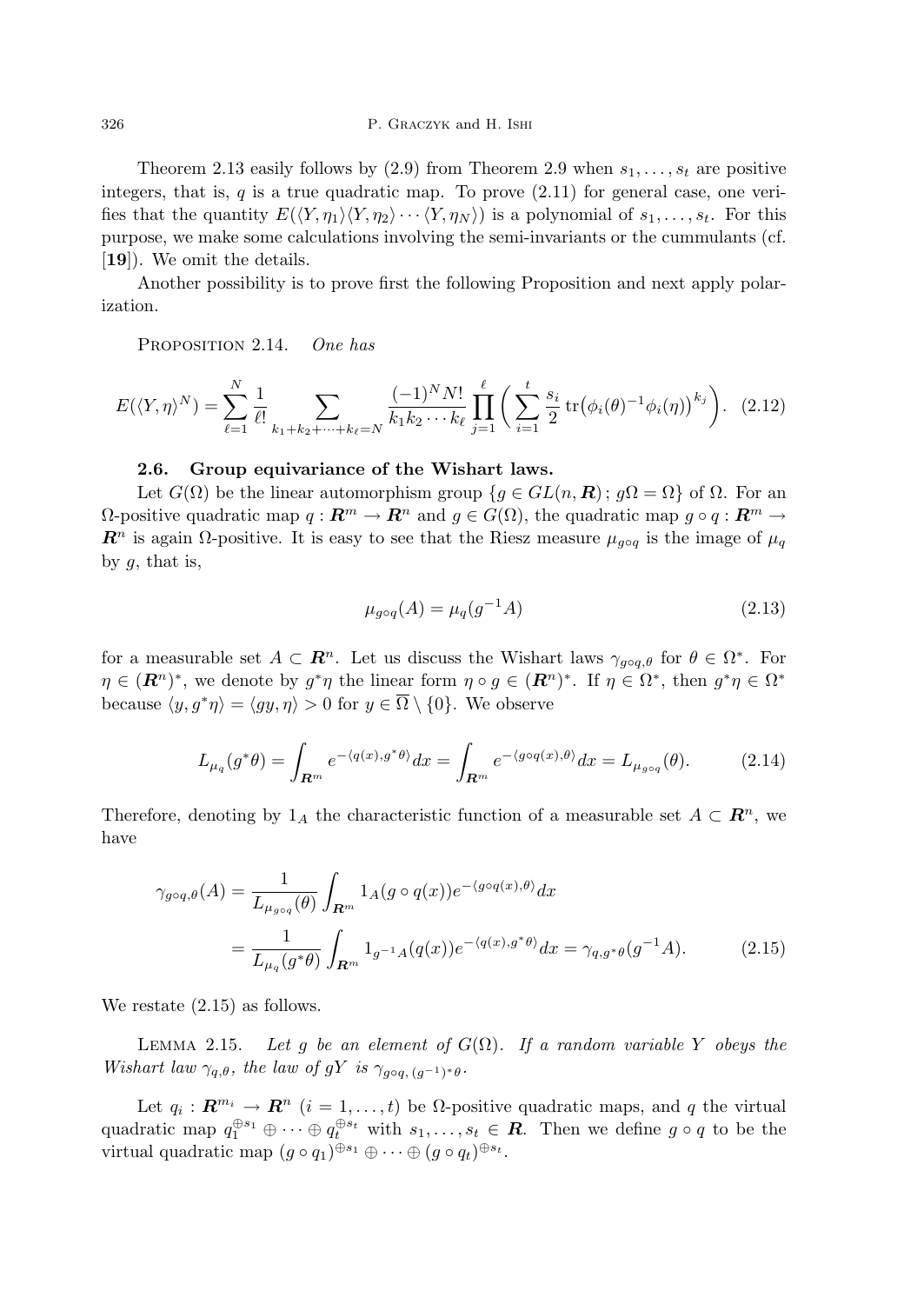Theorem 2.13 easily follows by (2.9) from Theorem 2.9 when $s_1, \ldots, s_t$ are positive integers, that is, $q$ is a true quadratic map. To prove (2.11) for general case, one verifies that the quantity $E(\langle Y, \eta_1\rangle\langle Y, \eta_2\rangle \cdots \langle Y, \eta_N\rangle)$ is a polynomial of $s_1, \ldots, s_t$. For this purpose, we make some calculations involving the semi-invariants or the cummulants (cf. [**19**]). We omit the details.

Another possibility is to prove first the following Proposition and next apply polarization.

Proposition 2.14. *One has*

$$E(\langle Y, \eta\rangle^N) = \sum_{\ell=1}^{N} \frac{1}{\ell!} \sum_{k_1+k_2+\cdots+k_\ell=N} \frac{(-1)^N N!}{k_1 k_2 \cdots k_\ell} \prod_{j=1}^{\ell} \biggl( \sum_{i=1}^{t} \frac{s_i}{2} \operatorname{tr}\bigl(\phi_i(\theta)^{-1}\phi_i(\eta)\bigr)^{k_j} \biggr). \quad (2.12)$$

### 2.6. Group equivariance of the Wishart laws.

Let $G(\Omega)$ be the linear automorphism group $\{g \in GL(n, \boldsymbol{R})\,;\, g\Omega = \Omega\}$ of $\Omega$. For an $\Omega$-positive quadratic map $q : \boldsymbol{R}^m \to \boldsymbol{R}^n$ and $g \in G(\Omega)$, the quadratic map $g \circ q : \boldsymbol{R}^m \to \boldsymbol{R}^n$ is again $\Omega$-positive. It is easy to see that the Riesz measure $\mu_{g\circ q}$ is the image of $\mu_q$ by $g$, that is,

$$\mu_{g\circ q}(A) = \mu_q(g^{-1}A) \quad (2.13)$$

for a measurable set $A \subset \boldsymbol{R}^n$. Let us discuss the Wishart laws $\gamma_{g\circ q,\theta}$ for $\theta \in \Omega^*$. For $\eta \in (\boldsymbol{R}^n)^*$, we denote by $g^*\eta$ the linear form $\eta \circ g \in (\boldsymbol{R}^n)^*$. If $\eta \in \Omega^*$, then $g^*\eta \in \Omega^*$ because $\langle y, g^*\eta\rangle = \langle gy, \eta\rangle > 0$ for $y \in \overline{\Omega} \setminus \{0\}$. We observe

$$L_{\mu_q}(g^*\theta) = \int_{\boldsymbol{R}^m} e^{-\langle q(x), g^*\theta\rangle} dx = \int_{\boldsymbol{R}^m} e^{-\langle g\circ q(x), \theta\rangle} dx = L_{\mu_{g\circ q}}(\theta). \quad (2.14)$$

Therefore, denoting by $1_A$ the characteristic function of a measurable set $A \subset \boldsymbol{R}^n$, we have

$$\begin{aligned} \gamma_{g\circ q,\theta}(A) &= \frac{1}{L_{\mu_{g\circ q}}(\theta)} \int_{\boldsymbol{R}^m} 1_A(g\circ q(x)) e^{-\langle g\circ q(x), \theta\rangle} dx \\ &= \frac{1}{L_{\mu_q}(g^*\theta)} \int_{\boldsymbol{R}^m} 1_{g^{-1}A}(q(x)) e^{-\langle q(x), g^*\theta\rangle} dx = \gamma_{q, g^*\theta}(g^{-1}A). \end{aligned} \quad (2.15)$$

We restate (2.15) as follows.

Lemma 2.15. *Let $g$ be an element of $G(\Omega)$. If a random variable $Y$ obeys the Wishart law $\gamma_{q,\theta}$, the law of $gY$ is $\gamma_{g\circ q,\,(g^{-1})^*\theta}$.*

Let $q_i : \boldsymbol{R}^{m_i} \to \boldsymbol{R}^n$ $(i = 1, \ldots, t)$ be $\Omega$-positive quadratic maps, and $q$ the virtual quadratic map $q_1^{\oplus s_1} \oplus \cdots \oplus q_t^{\oplus s_t}$ with $s_1, \ldots, s_t \in \boldsymbol{R}$. Then we define $g \circ q$ to be the virtual quadratic map $(g \circ q_1)^{\oplus s_1} \oplus \cdots \oplus (g \circ q_t)^{\oplus s_t}$.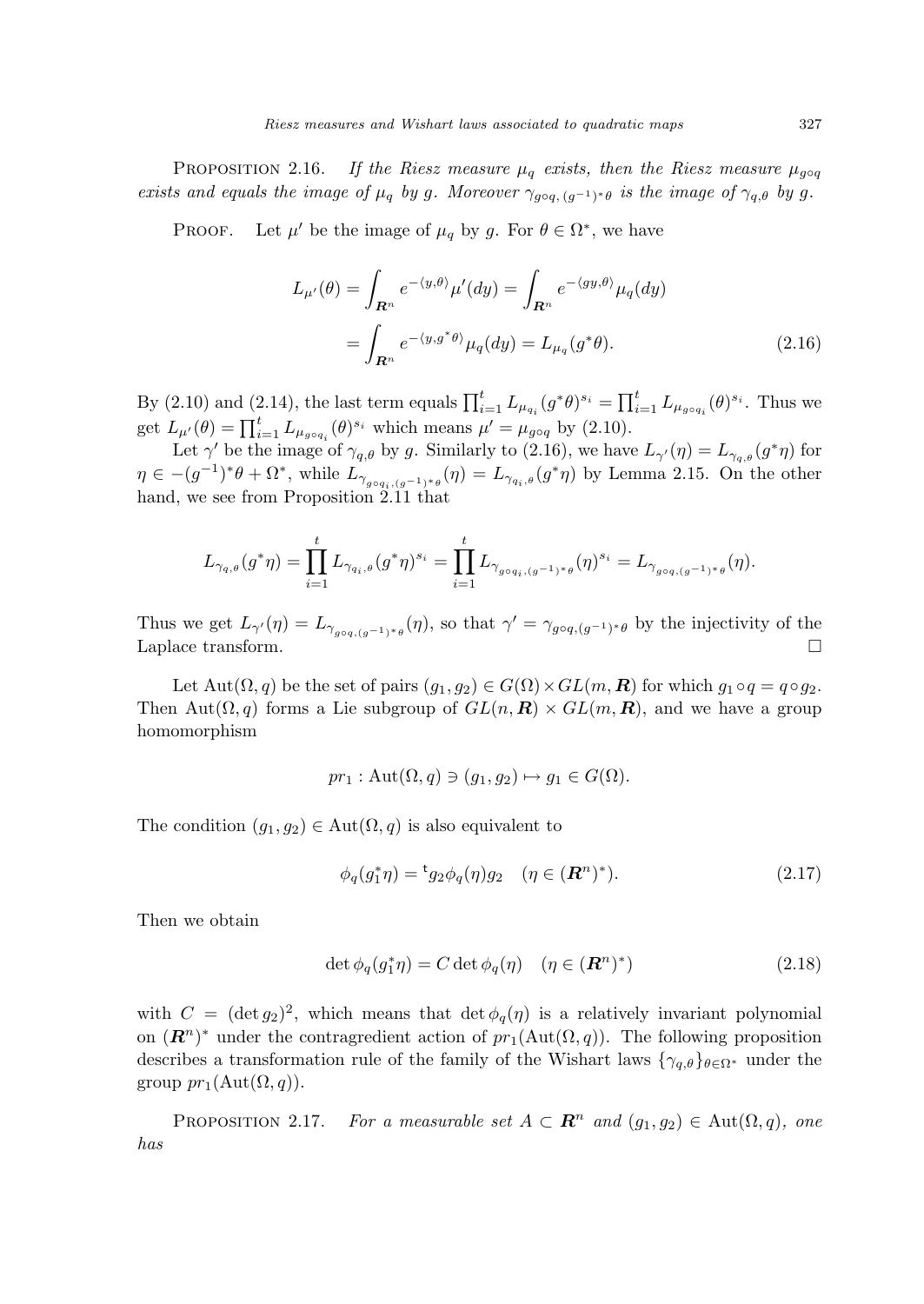Proposition 2.16. *If the Riesz measure $\mu_q$ exists, then the Riesz measure $\mu_{g\circ q}$ exists and equals the image of $\mu_q$ by $g$. Moreover $\gamma_{g\circ q,(g^{-1})^*\theta}$ is the image of $\gamma_{q,\theta}$ by $g$.*

Proof. Let $\mu'$ be the image of $\mu_q$ by $g$. For $\theta \in \Omega^*$, we have

$$\begin{aligned} L_{\mu'}(\theta) &= \int_{\boldsymbol{R}^n} e^{-\langle y,\theta\rangle}\mu'(dy) = \int_{\boldsymbol{R}^n} e^{-\langle gy,\theta\rangle}\mu_q(dy) \\ &= \int_{\boldsymbol{R}^n} e^{-\langle y,g^*\theta\rangle}\mu_q(dy) = L_{\mu_q}(g^*\theta). \end{aligned} \tag{2.16}$$

By (2.10) and (2.14), the last term equals $\prod_{i=1}^t L_{\mu_{q_i}}(g^*\theta)^{s_i} = \prod_{i=1}^t L_{\mu_{g\circ q_i}}(\theta)^{s_i}$. Thus we get $L_{\mu'}(\theta) = \prod_{i=1}^t L_{\mu_{g\circ q_i}}(\theta)^{s_i}$ which means $\mu' = \mu_{g\circ q}$ by (2.10).

Let $\gamma'$ be the image of $\gamma_{q,\theta}$ by $g$. Similarly to (2.16), we have $L_{\gamma'}(\eta) = L_{\gamma_{q,\theta}}(g^*\eta)$ for $\eta \in -(g^{-1})^*\theta + \Omega^*$, while $L_{\gamma_{g\circ q_i,(g^{-1})^*\theta}}(\eta) = L_{\gamma_{q_i,\theta}}(g^*\eta)$ by Lemma 2.15. On the other hand, we see from Proposition 2.11 that

$$L_{\gamma_{q,\theta}}(g^*\eta) = \prod_{i=1}^t L_{\gamma_{q_i,\theta}}(g^*\eta)^{s_i} = \prod_{i=1}^t L_{\gamma_{g\circ q_i,(g^{-1})^*\theta}}(\eta)^{s_i} = L_{\gamma_{g\circ q,(g^{-1})^*\theta}}(\eta).$$

Thus we get $L_{\gamma'}(\eta) = L_{\gamma_{g\circ q,(g^{-1})^*\theta}}(\eta)$, so that $\gamma' = \gamma_{g\circ q,(g^{-1})^*\theta}$ by the injectivity of the Laplace transform. $\square$

Let $\mathrm{Aut}(\Omega, q)$ be the set of pairs $(g_1, g_2) \in G(\Omega) \times GL(m, \boldsymbol{R})$ for which $g_1 \circ q = q \circ g_2$. Then $\mathrm{Aut}(\Omega, q)$ forms a Lie subgroup of $GL(n, \boldsymbol{R}) \times GL(m, \boldsymbol{R})$, and we have a group homomorphism

$$pr_1 : \mathrm{Aut}(\Omega, q) \ni (g_1, g_2) \mapsto g_1 \in G(\Omega).$$

The condition $(g_1, g_2) \in \mathrm{Aut}(\Omega, q)$ is also equivalent to

$$\phi_q(g_1^*\eta) = {}^{\mathsf{t}}g_2\phi_q(\eta)g_2 \quad (\eta \in (\boldsymbol{R}^n)^*). \tag{2.17}$$

Then we obtain

$$\det \phi_q(g_1^*\eta) = C \det \phi_q(\eta) \quad (\eta \in (\boldsymbol{R}^n)^*) \tag{2.18}$$

with $C = (\det g_2)^2$, which means that $\det \phi_q(\eta)$ is a relatively invariant polynomial on $(\boldsymbol{R}^n)^*$ under the contragredient action of $pr_1(\mathrm{Aut}(\Omega, q))$. The following proposition describes a transformation rule of the family of the Wishart laws $\{\gamma_{q,\theta}\}_{\theta\in\Omega^*}$ under the group $pr_1(\mathrm{Aut}(\Omega, q))$.

Proposition 2.17. *For a measurable set $A \subset \boldsymbol{R}^n$ and $(g_1, g_2) \in \mathrm{Aut}(\Omega, q)$, one has*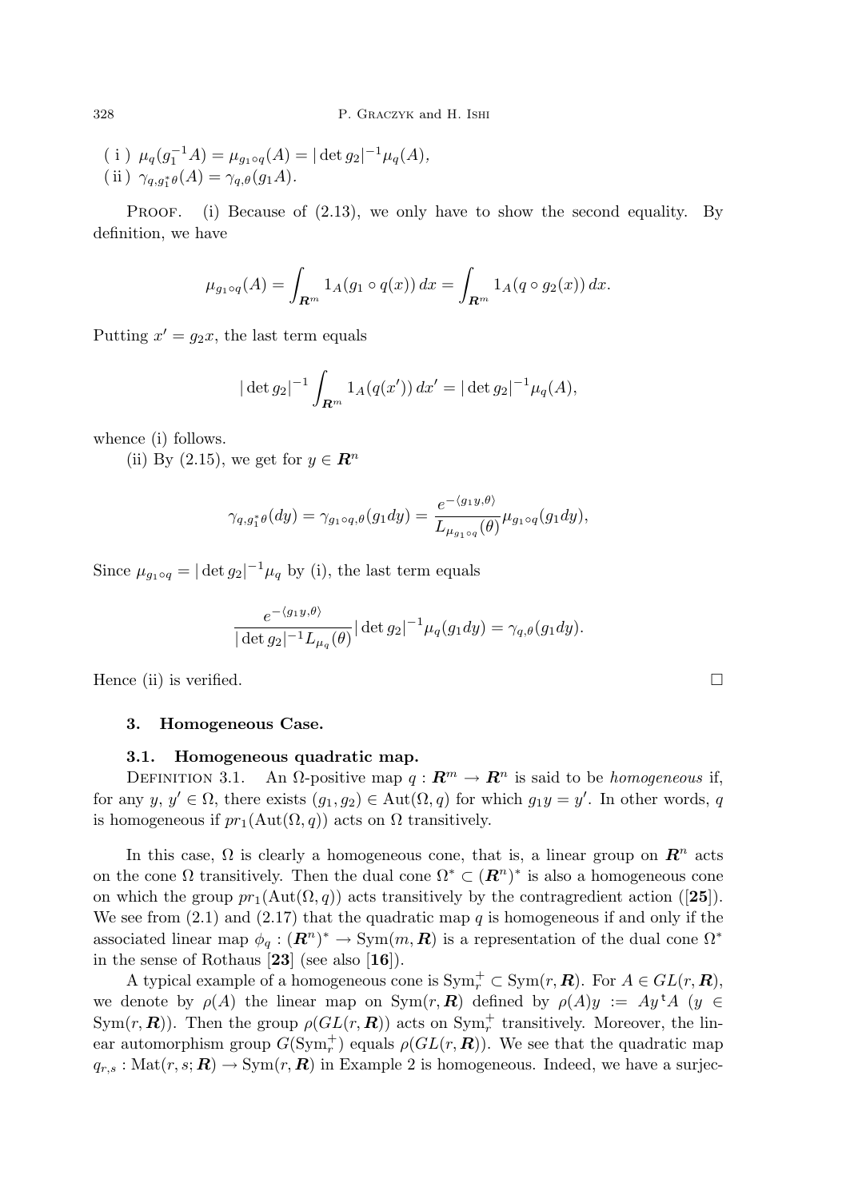( i ) $\mu_q(g_1^{-1}A) = \mu_{g_1 \circ q}(A) = |\det g_2|^{-1}\mu_q(A)$,
( ii ) $\gamma_{q,g_1^*\theta}(A) = \gamma_{q,\theta}(g_1 A)$.

PROOF. (i) Because of (2.13), we only have to show the second equality. By definition, we have

$$\mu_{g_1 \circ q}(A) = \int_{\boldsymbol{R}^m} 1_A(g_1 \circ q(x))\,dx = \int_{\boldsymbol{R}^m} 1_A(q \circ g_2(x))\,dx.$$

Putting $x' = g_2 x$, the last term equals

$$|\det g_2|^{-1} \int_{\boldsymbol{R}^m} 1_A(q(x'))\,dx' = |\det g_2|^{-1}\mu_q(A),$$

whence (i) follows.

(ii) By (2.15), we get for $y \in \boldsymbol{R}^n$

$$\gamma_{q,g_1^*\theta}(dy) = \gamma_{g_1 \circ q,\theta}(g_1 dy) = \frac{e^{-\langle g_1 y, \theta \rangle}}{L_{\mu_{g_1 \circ q}}(\theta)} \mu_{g_1 \circ q}(g_1 dy),$$

Since $\mu_{g_1 \circ q} = |\det g_2|^{-1}\mu_q$ by (i), the last term equals

$$\frac{e^{-\langle g_1 y, \theta \rangle}}{|\det g_2|^{-1} L_{\mu_q}(\theta)} |\det g_2|^{-1}\mu_q(g_1 dy) = \gamma_{q,\theta}(g_1 dy).$$

Hence (ii) is verified. □

## 3. Homogeneous Case.

### 3.1. Homogeneous quadratic map.

DEFINITION 3.1. An $\Omega$-positive map $q : \boldsymbol{R}^m \to \boldsymbol{R}^n$ is said to be *homogeneous* if, for any $y$, $y' \in \Omega$, there exists $(g_1, g_2) \in \mathrm{Aut}(\Omega, q)$ for which $g_1 y = y'$. In other words, $q$ is homogeneous if $pr_1(\mathrm{Aut}(\Omega, q))$ acts on $\Omega$ transitively.

In this case, $\Omega$ is clearly a homogeneous cone, that is, a linear group on $\boldsymbol{R}^n$ acts on the cone $\Omega$ transitively. Then the dual cone $\Omega^* \subset (\boldsymbol{R}^n)^*$ is also a homogeneous cone on which the group $pr_1(\mathrm{Aut}(\Omega, q))$ acts transitively by the contragredient action ([**25**]). We see from (2.1) and (2.17) that the quadratic map $q$ is homogeneous if and only if the associated linear map $\phi_q : (\boldsymbol{R}^n)^* \to \mathrm{Sym}(m, \boldsymbol{R})$ is a representation of the dual cone $\Omega^*$ in the sense of Rothaus [**23**] (see also [**16**]).

A typical example of a homogeneous cone is $\mathrm{Sym}_r^+ \subset \mathrm{Sym}(r, \boldsymbol{R})$. For $A \in GL(r, \boldsymbol{R})$, we denote by $\rho(A)$ the linear map on $\mathrm{Sym}(r, \boldsymbol{R})$ defined by $\rho(A)y := Ay\,{}^{\mathrm{t}}A$ $(y \in \mathrm{Sym}(r, \boldsymbol{R}))$. Then the group $\rho(GL(r, \boldsymbol{R}))$ acts on $\mathrm{Sym}_r^+$ transitively. Moreover, the linear automorphism group $G(\mathrm{Sym}_r^+)$ equals $\rho(GL(r, \boldsymbol{R}))$. We see that the quadratic map $q_{r,s} : \mathrm{Mat}(r, s; \boldsymbol{R}) \to \mathrm{Sym}(r, \boldsymbol{R})$ in Example 2 is homogeneous. Indeed, we have a surjec-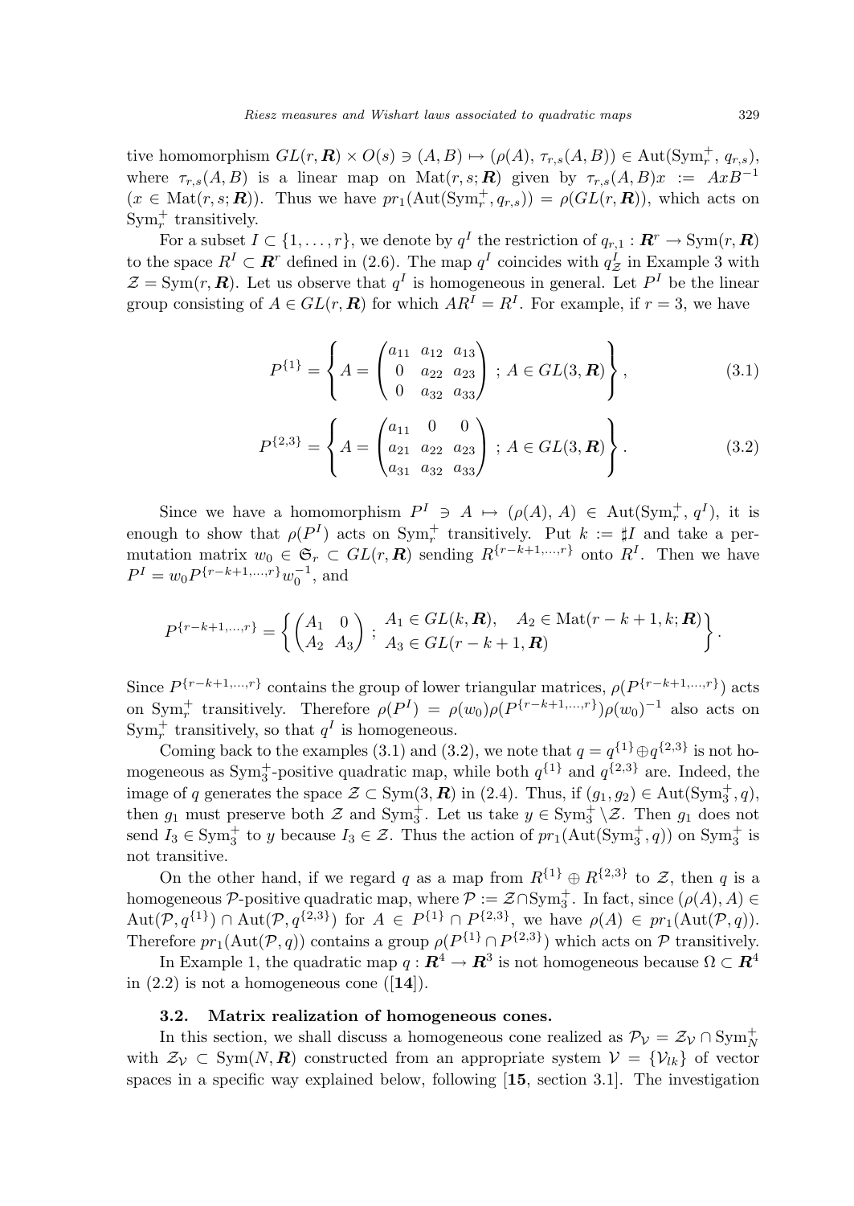tive homomorphism $GL(r,\boldsymbol{R}) \times O(s) \ni (A,B) \mapsto (\rho(A),\, \tau_{r,s}(A,B)) \in \mathrm{Aut}(\mathrm{Sym}_r^+,\, q_{r,s})$, where $\tau_{r,s}(A,B)$ is a linear map on $\mathrm{Mat}(r,s;\boldsymbol{R})$ given by $\tau_{r,s}(A,B)x := AxB^{-1}$ ($x \in \mathrm{Mat}(r,s;\boldsymbol{R})$). Thus we have $pr_1(\mathrm{Aut}(\mathrm{Sym}_r^+, q_{r,s})) = \rho(GL(r,\boldsymbol{R}))$, which acts on $\mathrm{Sym}_r^+$ transitively.

For a subset $I \subset \{1,\dots,r\}$, we denote by $q^I$ the restriction of $q_{r,1} : \boldsymbol{R}^r \to \mathrm{Sym}(r,\boldsymbol{R})$ to the space $R^I \subset \boldsymbol{R}^r$ defined in (2.6). The map $q^I$ coincides with $q^I_{\mathcal{Z}}$ in Example 3 with $\mathcal{Z} = \mathrm{Sym}(r,\boldsymbol{R})$. Let us observe that $q^I$ is homogeneous in general. Let $P^I$ be the linear group consisting of $A \in GL(r,\boldsymbol{R})$ for which $AR^I = R^I$. For example, if $r=3$, we have

$$P^{\{1\}} = \left\{ A = \begin{pmatrix} a_{11} & a_{12} & a_{13} \\ 0 & a_{22} & a_{23} \\ 0 & a_{32} & a_{33} \end{pmatrix} \; ; \; A \in GL(3,\boldsymbol{R}) \right\}, \tag{3.1}$$

$$P^{\{2,3\}} = \left\{ A = \begin{pmatrix} a_{11} & 0 & 0 \\ a_{21} & a_{22} & a_{23} \\ a_{31} & a_{32} & a_{33} \end{pmatrix} \; ; \; A \in GL(3,\boldsymbol{R}) \right\}. \tag{3.2}$$

Since we have a homomorphism $P^I \ni A \mapsto (\rho(A), A) \in \mathrm{Aut}(\mathrm{Sym}_r^+, q^I)$, it is enough to show that $\rho(P^I)$ acts on $\mathrm{Sym}_r^+$ transitively. Put $k := \sharp I$ and take a permutation matrix $w_0 \in \mathfrak{S}_r \subset GL(r,\boldsymbol{R})$ sending $R^{\{r-k+1,\dots,r\}}$ onto $R^I$. Then we have $P^I = w_0 P^{\{r-k+1,\dots,r\}} w_0^{-1}$, and

$$P^{\{r-k+1,\dots,r\}} = \left\{ \begin{pmatrix} A_1 & 0 \\ A_2 & A_3 \end{pmatrix} \; ; \; \begin{array}{l} A_1 \in GL(k,\boldsymbol{R}), \quad A_2 \in \mathrm{Mat}(r-k+1,k;\boldsymbol{R}) \\ A_3 \in GL(r-k+1,\boldsymbol{R}) \end{array} \right\}.$$

Since $P^{\{r-k+1,\dots,r\}}$ contains the group of lower triangular matrices, $\rho(P^{\{r-k+1,\dots,r\}})$ acts on $\mathrm{Sym}_r^+$ transitively. Therefore $\rho(P^I) = \rho(w_0)\rho(P^{\{r-k+1,\dots,r\}})\rho(w_0)^{-1}$ also acts on $\mathrm{Sym}_r^+$ transitively, so that $q^I$ is homogeneous.

Coming back to the examples (3.1) and (3.2), we note that $q = q^{\{1\}} \oplus q^{\{2,3\}}$ is not homogeneous as $\mathrm{Sym}_3^+$-positive quadratic map, while both $q^{\{1\}}$ and $q^{\{2,3\}}$ are. Indeed, the image of $q$ generates the space $\mathcal{Z} \subset \mathrm{Sym}(3,\boldsymbol{R})$ in (2.4). Thus, if $(g_1, g_2) \in \mathrm{Aut}(\mathrm{Sym}_3^+, q)$, then $g_1$ must preserve both $\mathcal{Z}$ and $\mathrm{Sym}_3^+$. Let us take $y \in \mathrm{Sym}_3^+ \setminus \mathcal{Z}$. Then $g_1$ does not send $I_3 \in \mathrm{Sym}_3^+$ to $y$ because $I_3 \in \mathcal{Z}$. Thus the action of $pr_1(\mathrm{Aut}(\mathrm{Sym}_3^+, q))$ on $\mathrm{Sym}_3^+$ is not transitive.

On the other hand, if we regard $q$ as a map from $R^{\{1\}} \oplus R^{\{2,3\}}$ to $\mathcal{Z}$, then $q$ is a homogeneous $\mathcal{P}$-positive quadratic map, where $\mathcal{P} := \mathcal{Z} \cap \mathrm{Sym}_3^+$. In fact, since $(\rho(A), A) \in \mathrm{Aut}(\mathcal{P}, q^{\{1\}}) \cap \mathrm{Aut}(\mathcal{P}, q^{\{2,3\}})$ for $A \in P^{\{1\}} \cap P^{\{2,3\}}$, we have $\rho(A) \in pr_1(\mathrm{Aut}(\mathcal{P}, q))$. Therefore $pr_1(\mathrm{Aut}(\mathcal{P}, q))$ contains a group $\rho(P^{\{1\}} \cap P^{\{2,3\}})$ which acts on $\mathcal{P}$ transitively.

In Example 1, the quadratic map $q : \boldsymbol{R}^4 \to \boldsymbol{R}^3$ is not homogeneous because $\Omega \subset \boldsymbol{R}^4$ in (2.2) is not a homogeneous cone ([**14**]).

### 3.2. Matrix realization of homogeneous cones.

In this section, we shall discuss a homogeneous cone realized as $\mathcal{P}_{\mathcal{V}} = \mathcal{Z}_{\mathcal{V}} \cap \mathrm{Sym}_N^+$ with $\mathcal{Z}_{\mathcal{V}} \subset \mathrm{Sym}(N,\boldsymbol{R})$ constructed from an appropriate system $\mathcal{V} = \{\mathcal{V}_{lk}\}$ of vector spaces in a specific way explained below, following [**15**, section 3.1]. The investigation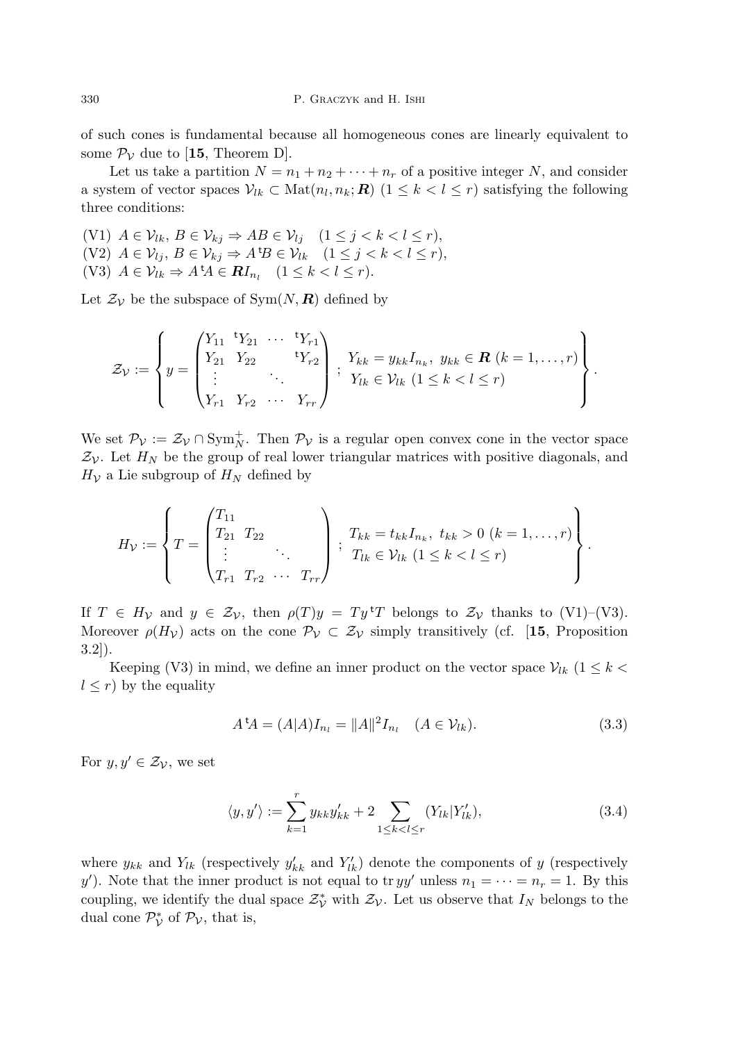of such cones is fundamental because all homogeneous cones are linearly equivalent to some $\mathcal{P}_{\mathcal{V}}$ due to [**15**, Theorem D].

Let us take a partition $N = n_1 + n_2 + \cdots + n_r$ of a positive integer $N$, and consider a system of vector spaces $\mathcal{V}_{lk} \subset \mathrm{Mat}(n_l, n_k; \boldsymbol{R})$ $(1 \le k < l \le r)$ satisfying the following three conditions:

(V1) $A \in \mathcal{V}_{lk},\ B \in \mathcal{V}_{kj} \Rightarrow AB \in \mathcal{V}_{lj} \quad (1 \le j < k < l \le r)$,
(V2) $A \in \mathcal{V}_{lj},\ B \in \mathcal{V}_{kj} \Rightarrow A\,{}^{\mathrm{t}}B \in \mathcal{V}_{lk} \quad (1 \le j < k < l \le r)$,
(V3) $A \in \mathcal{V}_{lk} \Rightarrow A\,{}^{\mathrm{t}}A \in \boldsymbol{R}I_{n_l} \quad (1 \le k < l \le r)$.

Let $\mathcal{Z}_{\mathcal{V}}$ be the subspace of $\mathrm{Sym}(N, \boldsymbol{R})$ defined by

$$
\mathcal{Z}_{\mathcal{V}} := \left\{ y = \begin{pmatrix} Y_{11} & {}^{\mathrm{t}}Y_{21} & \cdots & {}^{\mathrm{t}}Y_{r1} \\ Y_{21} & Y_{22} & & {}^{\mathrm{t}}Y_{r2} \\ \vdots & & \ddots & \\ Y_{r1} & Y_{r2} & \cdots & Y_{rr} \end{pmatrix} ; \begin{array}{l} Y_{kk} = y_{kk} I_{n_k},\ y_{kk} \in \boldsymbol{R}\ (k = 1, \ldots, r) \\ Y_{lk} \in \mathcal{V}_{lk}\ (1 \le k < l \le r) \end{array} \right\}.
$$

We set $\mathcal{P}_{\mathcal{V}} := \mathcal{Z}_{\mathcal{V}} \cap \mathrm{Sym}_N^+$. Then $\mathcal{P}_{\mathcal{V}}$ is a regular open convex cone in the vector space $\mathcal{Z}_{\mathcal{V}}$. Let $H_N$ be the group of real lower triangular matrices with positive diagonals, and $H_{\mathcal{V}}$ a Lie subgroup of $H_N$ defined by

$$
H_{\mathcal{V}} := \left\{ T = \begin{pmatrix} T_{11} & & & \\ T_{21} & T_{22} & & \\ \vdots & & \ddots & \\ T_{r1} & T_{r2} & \cdots & T_{rr} \end{pmatrix} ; \begin{array}{l} T_{kk} = t_{kk} I_{n_k},\ t_{kk} > 0\ (k = 1, \ldots, r) \\ T_{lk} \in \mathcal{V}_{lk}\ (1 \le k < l \le r) \end{array} \right\}.
$$

If $T \in H_{\mathcal{V}}$ and $y \in \mathcal{Z}_{\mathcal{V}}$, then $\rho(T)y = Ty\,{}^{\mathrm{t}}T$ belongs to $\mathcal{Z}_{\mathcal{V}}$ thanks to (V1)–(V3). Moreover $\rho(H_{\mathcal{V}})$ acts on the cone $\mathcal{P}_{\mathcal{V}} \subset \mathcal{Z}_{\mathcal{V}}$ simply transitively (cf. [**15**, Proposition 3.2]).

Keeping (V3) in mind, we define an inner product on the vector space $\mathcal{V}_{lk}$ $(1 \le k < l \le r)$ by the equality

$$
A\,{}^{\mathrm{t}}A = (A|A) I_{n_l} = \|A\|^2 I_{n_l} \quad (A \in \mathcal{V}_{lk}). \tag{3.3}
$$

For $y, y' \in \mathcal{Z}_{\mathcal{V}}$, we set

$$
\langle y, y' \rangle := \sum_{k=1}^{r} y_{kk} y'_{kk} + 2 \sum_{1 \le k < l \le r} (Y_{lk} | Y'_{lk}), \tag{3.4}
$$

where $y_{kk}$ and $Y_{lk}$ (respectively $y'_{kk}$ and $Y'_{lk}$) denote the components of $y$ (respectively $y'$). Note that the inner product is not equal to $\mathrm{tr}\, yy'$ unless $n_1 = \cdots = n_r = 1$. By this coupling, we identify the dual space $\mathcal{Z}_{\mathcal{V}}^*$ with $\mathcal{Z}_{\mathcal{V}}$. Let us observe that $I_N$ belongs to the dual cone $\mathcal{P}_{\mathcal{V}}^*$ of $\mathcal{P}_{\mathcal{V}}$, that is,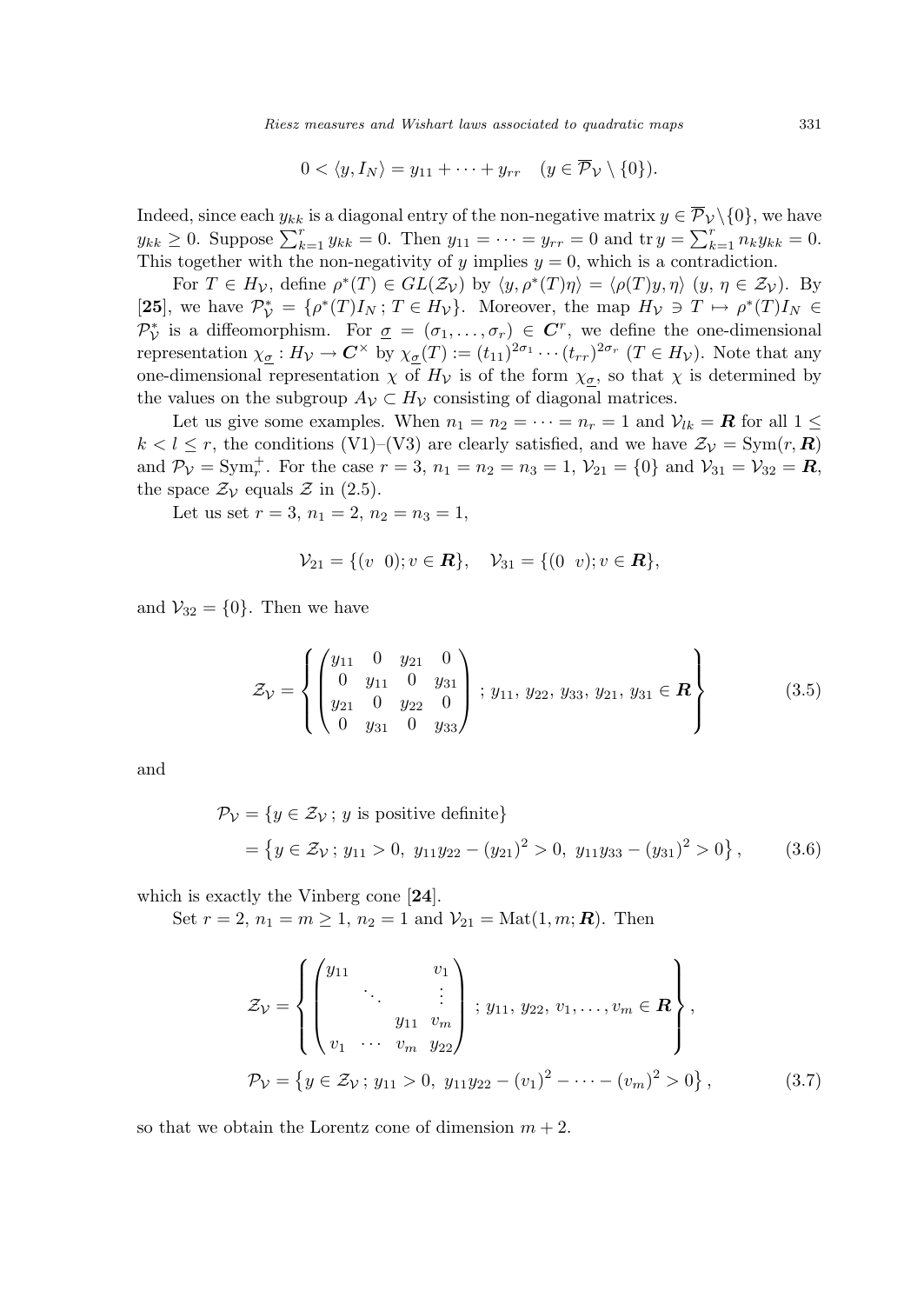$$0 < \langle y, I_N \rangle = y_{11} + \cdots + y_{rr} \quad (y \in \overline{\mathcal{P}}_{\mathcal{V}} \setminus \{0\}).$$

Indeed, since each $y_{kk}$ is a diagonal entry of the non-negative matrix $y \in \overline{\mathcal{P}}_{\mathcal{V}} \setminus \{0\}$, we have $y_{kk} \geq 0$. Suppose $\sum_{k=1}^{r} y_{kk} = 0$. Then $y_{11} = \cdots = y_{rr} = 0$ and $\operatorname{tr} y = \sum_{k=1}^{r} n_k y_{kk} = 0$. This together with the non-negativity of $y$ implies $y = 0$, which is a contradiction.

For $T \in H_{\mathcal{V}}$, define $\rho^*(T) \in GL(\mathcal{Z}_{\mathcal{V}})$ by $\langle y, \rho^*(T)\eta \rangle = \langle \rho(T)y, \eta \rangle$ $(y, \eta \in \mathcal{Z}_{\mathcal{V}})$. By [**25**], we have $\mathcal{P}_{\mathcal{V}}^* = \{\rho^*(T)I_N \,;\, T \in H_{\mathcal{V}}\}$. Moreover, the map $H_{\mathcal{V}} \ni T \mapsto \rho^*(T)I_N \in \mathcal{P}_{\mathcal{V}}^*$ is a diffeomorphism. For $\underline{\sigma} = (\sigma_1, \ldots, \sigma_r) \in \boldsymbol{C}^r$, we define the one-dimensional representation $\chi_{\underline{\sigma}} : H_{\mathcal{V}} \to \boldsymbol{C}^{\times}$ by $\chi_{\underline{\sigma}}(T) := (t_{11})^{2\sigma_1} \cdots (t_{rr})^{2\sigma_r}$ $(T \in H_{\mathcal{V}})$. Note that any one-dimensional representation $\chi$ of $H_{\mathcal{V}}$ is of the form $\chi_{\underline{\sigma}}$, so that $\chi$ is determined by the values on the subgroup $A_{\mathcal{V}} \subset H_{\mathcal{V}}$ consisting of diagonal matrices.

Let us give some examples. When $n_1 = n_2 = \cdots = n_r = 1$ and $\mathcal{V}_{lk} = \boldsymbol{R}$ for all $1 \leq k < l \leq r$, the conditions (V1)–(V3) are clearly satisfied, and we have $\mathcal{Z}_{\mathcal{V}} = \mathrm{Sym}(r, \boldsymbol{R})$ and $\mathcal{P}_{\mathcal{V}} = \mathrm{Sym}_r^+$. For the case $r = 3$, $n_1 = n_2 = n_3 = 1$, $\mathcal{V}_{21} = \{0\}$ and $\mathcal{V}_{31} = \mathcal{V}_{32} = \boldsymbol{R}$, the space $\mathcal{Z}_{\mathcal{V}}$ equals $\mathcal{Z}$ in (2.5).

Let us set $r = 3$, $n_1 = 2$, $n_2 = n_3 = 1$,

$$\mathcal{V}_{21} = \{(v \ \ 0); v \in \boldsymbol{R}\}, \quad \mathcal{V}_{31} = \{(0 \ \ v); v \in \boldsymbol{R}\},$$

and $\mathcal{V}_{32} = \{0\}$. Then we have

$$\mathcal{Z}_{\mathcal{V}} = \left\{ \begin{pmatrix} y_{11} & 0 & y_{21} & 0 \\ 0 & y_{11} & 0 & y_{31} \\ y_{21} & 0 & y_{22} & 0 \\ 0 & y_{31} & 0 & y_{33} \end{pmatrix} ; \, y_{11},\, y_{22},\, y_{33},\, y_{21},\, y_{31} \in \boldsymbol{R} \right\} \tag{3.5}$$

and

$$\begin{aligned} \mathcal{P}_{\mathcal{V}} &= \{y \in \mathcal{Z}_{\mathcal{V}} \,;\, y \text{ is positive definite}\} \\ &= \left\{ y \in \mathcal{Z}_{\mathcal{V}} \,;\, y_{11} > 0,\ y_{11}y_{22} - (y_{21})^2 > 0,\ y_{11}y_{33} - (y_{31})^2 > 0 \right\}, \end{aligned} \tag{3.6}$$

which is exactly the Vinberg cone [**24**].

Set $r = 2$, $n_1 = m \geq 1$, $n_2 = 1$ and $\mathcal{V}_{21} = \mathrm{Mat}(1, m; \boldsymbol{R})$. Then

$$\mathcal{Z}_{\mathcal{V}} = \left\{ \begin{pmatrix} y_{11} & & & v_1 \\ & \ddots & & \vdots \\ & & y_{11} & v_m \\ v_1 & \cdots & v_m & y_{22} \end{pmatrix} ; \, y_{11},\, y_{22},\, v_1, \ldots, v_m \in \boldsymbol{R} \right\},$$

$$\mathcal{P}_{\mathcal{V}} = \left\{ y \in \mathcal{Z}_{\mathcal{V}} \,;\, y_{11} > 0,\ y_{11}y_{22} - (v_1)^2 - \cdots - (v_m)^2 > 0 \right\}, \tag{3.7}$$

so that we obtain the Lorentz cone of dimension $m + 2$.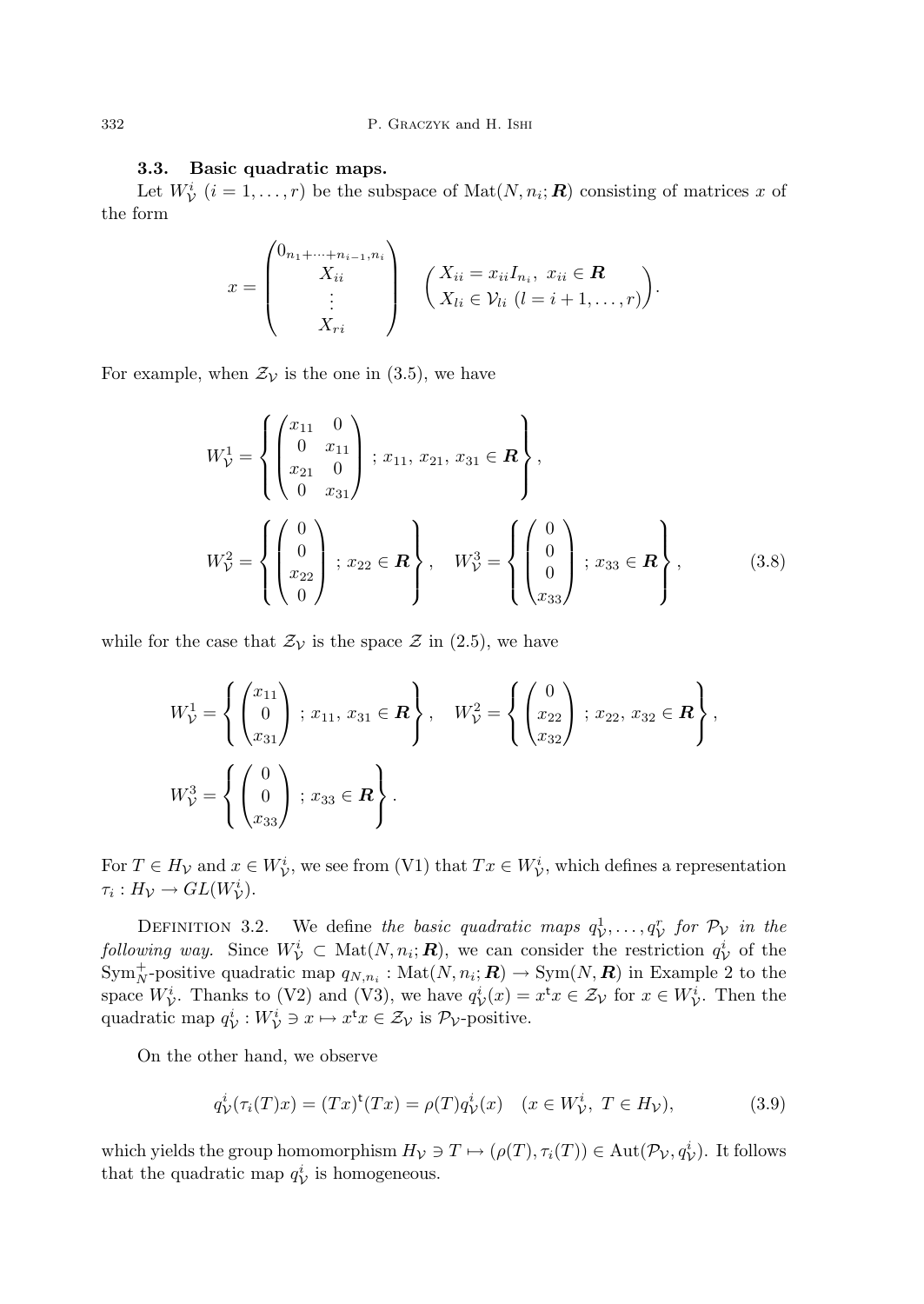### 3.3. Basic quadratic maps.

Let $W^i_{\mathcal{V}}$ $(i = 1, \dots, r)$ be the subspace of $\mathrm{Mat}(N, n_i; \boldsymbol{R})$ consisting of matrices $x$ of the form

$$x = \begin{pmatrix} 0_{n_1+\cdots+n_{i-1}, n_i} \\ X_{ii} \\ \vdots \\ X_{ri} \end{pmatrix} \quad \begin{pmatrix} X_{ii} = x_{ii} I_{n_i},\ x_{ii} \in \boldsymbol{R} \\ X_{li} \in \mathcal{V}_{li}\ (l = i+1, \dots, r) \end{pmatrix}.$$

For example, when $\mathcal{Z}_{\mathcal{V}}$ is the one in (3.5), we have

$$\begin{aligned} W^1_{\mathcal{V}} &= \left\{ \begin{pmatrix} x_{11} & 0 \\ 0 & x_{11} \\ x_{21} & 0 \\ 0 & x_{31} \end{pmatrix} ;\, x_{11},\, x_{21},\, x_{31} \in \boldsymbol{R} \right\}, \\ W^2_{\mathcal{V}} &= \left\{ \begin{pmatrix} 0 \\ 0 \\ x_{22} \\ 0 \end{pmatrix} ;\, x_{22} \in \boldsymbol{R} \right\}, \quad W^3_{\mathcal{V}} = \left\{ \begin{pmatrix} 0 \\ 0 \\ 0 \\ x_{33} \end{pmatrix} ;\, x_{33} \in \boldsymbol{R} \right\}, \end{aligned} \tag{3.8}$$

while for the case that $\mathcal{Z}_{\mathcal{V}}$ is the space $\mathcal{Z}$ in (2.5), we have

$$\begin{aligned} W^1_{\mathcal{V}} &= \left\{ \begin{pmatrix} x_{11} \\ 0 \\ x_{31} \end{pmatrix} ;\, x_{11},\, x_{31} \in \boldsymbol{R} \right\}, \quad W^2_{\mathcal{V}} = \left\{ \begin{pmatrix} 0 \\ x_{22} \\ x_{32} \end{pmatrix} ;\, x_{22},\, x_{32} \in \boldsymbol{R} \right\}, \\ W^3_{\mathcal{V}} &= \left\{ \begin{pmatrix} 0 \\ 0 \\ x_{33} \end{pmatrix} ;\, x_{33} \in \boldsymbol{R} \right\}. \end{aligned}$$

For $T \in H_{\mathcal{V}}$ and $x \in W^i_{\mathcal{V}}$, we see from (V1) that $Tx \in W^i_{\mathcal{V}}$, which defines a representation $\tau_i : H_{\mathcal{V}} \to GL(W^i_{\mathcal{V}})$.

Definition 3.2. We define *the basic quadratic maps* $q^1_{\mathcal{V}}, \dots, q^r_{\mathcal{V}}$ *for* $\mathcal{P}_{\mathcal{V}}$ *in the following way.* Since $W^i_{\mathcal{V}} \subset \mathrm{Mat}(N, n_i; \boldsymbol{R})$, we can consider the restriction $q^i_{\mathcal{V}}$ of the $\mathrm{Sym}^+_N$-positive quadratic map $q_{N,n_i} : \mathrm{Mat}(N, n_i; \boldsymbol{R}) \to \mathrm{Sym}(N, \boldsymbol{R})$ in Example 2 to the space $W^i_{\mathcal{V}}$. Thanks to (V2) and (V3), we have $q^i_{\mathcal{V}}(x) = x^{\mathsf{t}} x \in \mathcal{Z}_{\mathcal{V}}$ for $x \in W^i_{\mathcal{V}}$. Then the quadratic map $q^i_{\mathcal{V}} : W^i_{\mathcal{V}} \ni x \mapsto x^{\mathsf{t}} x \in \mathcal{Z}_{\mathcal{V}}$ is $\mathcal{P}_{\mathcal{V}}$-positive.

On the other hand, we observe

$$q^i_{\mathcal{V}}(\tau_i(T)x) = (Tx)^{\mathsf{t}}(Tx) = \rho(T) q^i_{\mathcal{V}}(x) \quad (x \in W^i_{\mathcal{V}},\ T \in H_{\mathcal{V}}), \tag{3.9}$$

which yields the group homomorphism $H_{\mathcal{V}} \ni T \mapsto (\rho(T), \tau_i(T)) \in \mathrm{Aut}(\mathcal{P}_{\mathcal{V}}, q^i_{\mathcal{V}})$. It follows that the quadratic map $q^i_{\mathcal{V}}$ is homogeneous.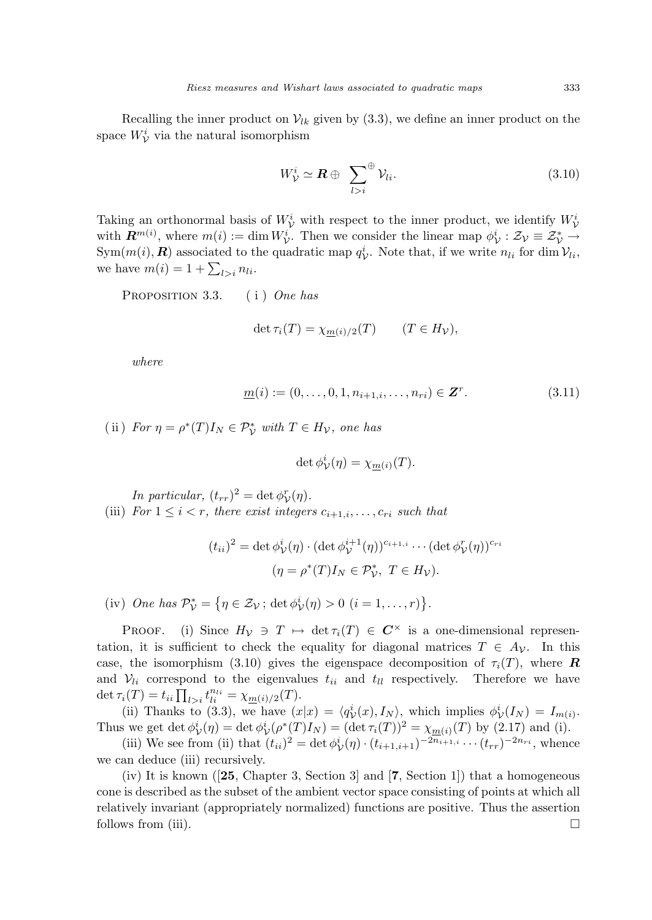Recalling the inner product on $\mathcal{V}_{lk}$ given by (3.3), we define an inner product on the space $W^i_{\mathcal{V}}$ via the natural isomorphism

$$W^i_{\mathcal{V}} \simeq \boldsymbol{R} \oplus \sum_{l>i}^{\oplus} \mathcal{V}_{li}. \tag{3.10}$$

Taking an orthonormal basis of $W^i_{\mathcal{V}}$ with respect to the inner product, we identify $W^i_{\mathcal{V}}$ with $\boldsymbol{R}^{m(i)}$, where $m(i) := \dim W^i_{\mathcal{V}}$. Then we consider the linear map $\phi^i_{\mathcal{V}} : \mathcal{Z}_{\mathcal{V}} \equiv \mathcal{Z}^*_{\mathcal{V}} \to \mathrm{Sym}(m(i), \boldsymbol{R})$ associated to the quadratic map $q^i_{\mathcal{V}}$. Note that, if we write $n_{li}$ for $\dim \mathcal{V}_{li}$, we have $m(i) = 1 + \sum_{l>i} n_{li}$.

Proposition 3.3. (i) *One has*

$$\det \tau_i(T) = \chi_{\underline{m}(i)/2}(T) \qquad (T \in H_{\mathcal{V}}),$$

*where*

$$\underline{m}(i) := (0, \ldots, 0, 1, n_{i+1,i}, \ldots, n_{ri}) \in \boldsymbol{Z}^r. \tag{3.11}$$

(ii) *For $\eta = \rho^*(T)I_N \in \mathcal{P}^*_{\mathcal{V}}$ with $T \in H_{\mathcal{V}}$, one has*

$$\det \phi^i_{\mathcal{V}}(\eta) = \chi_{\underline{m}(i)}(T).$$

*In particular, $(t_{rr})^2 = \det \phi^r_{\mathcal{V}}(\eta)$.*

(iii) *For $1 \le i < r$, there exist integers $c_{i+1,i}, \ldots, c_{ri}$ such that*

$$(t_{ii})^2 = \det \phi^i_{\mathcal{V}}(\eta) \cdot (\det \phi^{i+1}_{\mathcal{V}}(\eta))^{c_{i+1,i}} \cdots (\det \phi^r_{\mathcal{V}}(\eta))^{c_{ri}}$$
$$(\eta = \rho^*(T)I_N \in \mathcal{P}^*_{\mathcal{V}},\ T \in H_{\mathcal{V}}).$$

(iv) *One has $\mathcal{P}^*_{\mathcal{V}} = \{\eta \in \mathcal{Z}_{\mathcal{V}}\,;\, \det \phi^i_{\mathcal{V}}(\eta) > 0\ (i = 1, \ldots, r)\}$.*

Proof. (i) Since $H_{\mathcal{V}} \ni T \mapsto \det \tau_i(T) \in \boldsymbol{C}^\times$ is a one-dimensional representation, it is sufficient to check the equality for diagonal matrices $T \in A_{\mathcal{V}}$. In this case, the isomorphism (3.10) gives the eigenspace decomposition of $\tau_i(T)$, where $\boldsymbol{R}$ and $\mathcal{V}_{li}$ correspond to the eigenvalues $t_{ii}$ and $t_{ll}$ respectively. Therefore we have $\det \tau_i(T) = t_{ii} \prod_{l>i} t_{ll}^{n_{li}} = \chi_{\underline{m}(i)/2}(T)$.

(ii) Thanks to (3.3), we have $(x|x) = \langle q^i_{\mathcal{V}}(x), I_N \rangle$, which implies $\phi^i_{\mathcal{V}}(I_N) = I_{m(i)}$. Thus we get $\det \phi^i_{\mathcal{V}}(\eta) = \det \phi^i_{\mathcal{V}}(\rho^*(T)I_N) = (\det \tau_i(T))^2 = \chi_{\underline{m}(i)}(T)$ by (2.17) and (i).

(iii) We see from (ii) that $(t_{ii})^2 = \det \phi^i_{\mathcal{V}}(\eta) \cdot (t_{i+1,i+1})^{-2n_{i+1,i}} \cdots (t_{rr})^{-2n_{ri}}$, whence we can deduce (iii) recursively.

(iv) It is known ([**25**, Chapter 3, Section 3] and [**7**, Section 1]) that a homogeneous cone is described as the subset of the ambient vector space consisting of points at which all relatively invariant (appropriately normalized) functions are positive. Thus the assertion follows from (iii). $\square$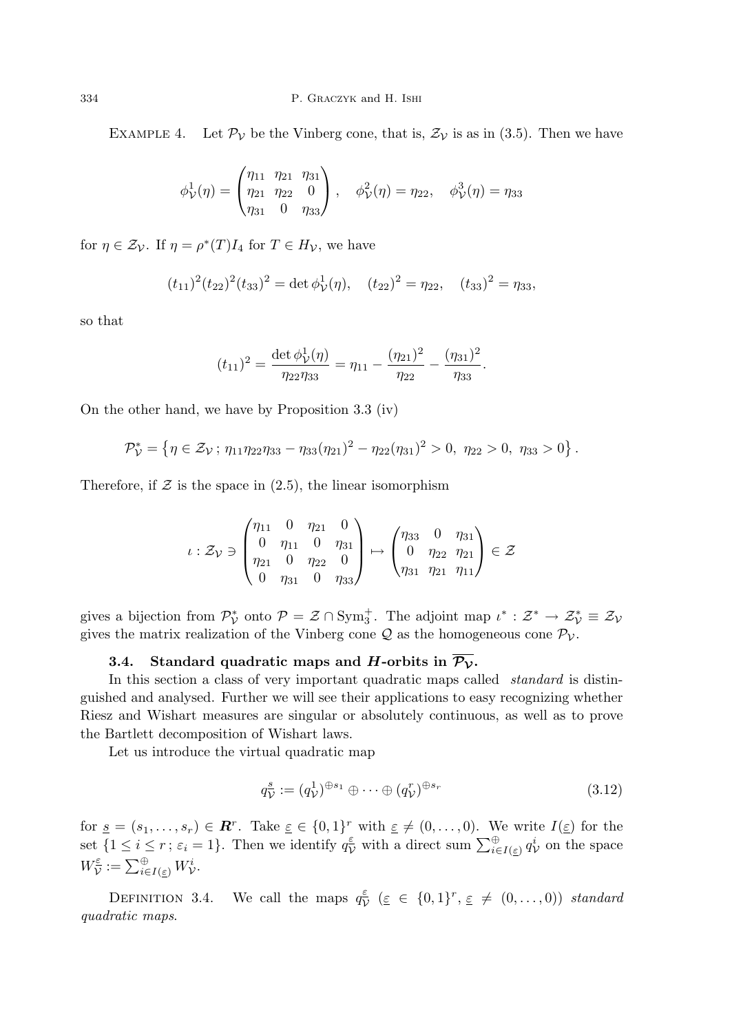Example 4. Let $\mathcal{P}_{\mathcal{V}}$ be the Vinberg cone, that is, $\mathcal{Z}_{\mathcal{V}}$ is as in (3.5). Then we have

$$\phi^1_{\mathcal{V}}(\eta) = \begin{pmatrix} \eta_{11} & \eta_{21} & \eta_{31} \\ \eta_{21} & \eta_{22} & 0 \\ \eta_{31} & 0 & \eta_{33} \end{pmatrix}, \quad \phi^2_{\mathcal{V}}(\eta) = \eta_{22}, \quad \phi^3_{\mathcal{V}}(\eta) = \eta_{33}$$

for $\eta \in \mathcal{Z}_{\mathcal{V}}$. If $\eta = \rho^*(T)I_4$ for $T \in H_{\mathcal{V}}$, we have

$$(t_{11})^2(t_{22})^2(t_{33})^2 = \det \phi^1_{\mathcal{V}}(\eta), \quad (t_{22})^2 = \eta_{22}, \quad (t_{33})^2 = \eta_{33},$$

so that

$$(t_{11})^2 = \frac{\det \phi^1_{\mathcal{V}}(\eta)}{\eta_{22}\eta_{33}} = \eta_{11} - \frac{(\eta_{21})^2}{\eta_{22}} - \frac{(\eta_{31})^2}{\eta_{33}}.$$

On the other hand, we have by Proposition 3.3 (iv)

$$\mathcal{P}^*_{\mathcal{V}} = \left\{ \eta \in \mathcal{Z}_{\mathcal{V}}\,;\, \eta_{11}\eta_{22}\eta_{33} - \eta_{33}(\eta_{21})^2 - \eta_{22}(\eta_{31})^2 > 0,\ \eta_{22} > 0,\ \eta_{33} > 0 \right\}.$$

Therefore, if $\mathcal{Z}$ is the space in (2.5), the linear isomorphism

$$\iota : \mathcal{Z}_{\mathcal{V}} \ni \begin{pmatrix} \eta_{11} & 0 & \eta_{21} & 0 \\ 0 & \eta_{11} & 0 & \eta_{31} \\ \eta_{21} & 0 & \eta_{22} & 0 \\ 0 & \eta_{31} & 0 & \eta_{33} \end{pmatrix} \mapsto \begin{pmatrix} \eta_{33} & 0 & \eta_{31} \\ 0 & \eta_{22} & \eta_{21} \\ \eta_{31} & \eta_{21} & \eta_{11} \end{pmatrix} \in \mathcal{Z}$$

gives a bijection from $\mathcal{P}^*_{\mathcal{V}}$ onto $\mathcal{P} = \mathcal{Z} \cap \mathrm{Sym}^+_3$. The adjoint map $\iota^* : \mathcal{Z}^* \to \mathcal{Z}^*_{\mathcal{V}} \equiv \mathcal{Z}_{\mathcal{V}}$ gives the matrix realization of the Vinberg cone $\mathcal{Q}$ as the homogeneous cone $\mathcal{P}_{\mathcal{V}}$.

### 3.4. Standard quadratic maps and $H$-orbits in $\overline{\mathcal{P}_{\mathcal{V}}}$.

In this section a class of very important quadratic maps called *standard* is distinguished and analysed. Further we will see their applications to easy recognizing whether Riesz and Wishart measures are singular or absolutely continuous, as well as to prove the Bartlett decomposition of Wishart laws.

Let us introduce the virtual quadratic map

$$q^{\underline{s}}_{\mathcal{V}} := (q^1_{\mathcal{V}})^{\oplus s_1} \oplus \cdots \oplus (q^r_{\mathcal{V}})^{\oplus s_r} \tag{3.12}$$

for $\underline{s} = (s_1, \dots, s_r) \in \boldsymbol{R}^r$. Take $\underline{\varepsilon} \in \{0,1\}^r$ with $\underline{\varepsilon} \neq (0, \dots, 0)$. We write $I(\underline{\varepsilon})$ for the set $\{1 \le i \le r\,;\, \varepsilon_i = 1\}$. Then we identify $q^{\underline{\varepsilon}}_{\mathcal{V}}$ with a direct sum $\sum^{\oplus}_{i \in I(\underline{\varepsilon})} q^i_{\mathcal{V}}$ on the space $W^{\underline{\varepsilon}}_{\mathcal{V}} := \sum^{\oplus}_{i \in I(\underline{\varepsilon})} W^i_{\mathcal{V}}$.

Definition 3.4. We call the maps $q^{\underline{\varepsilon}}_{\mathcal{V}}$ ($\underline{\varepsilon} \in \{0,1\}^r$, $\underline{\varepsilon} \neq (0, \dots, 0)$) *standard quadratic maps*.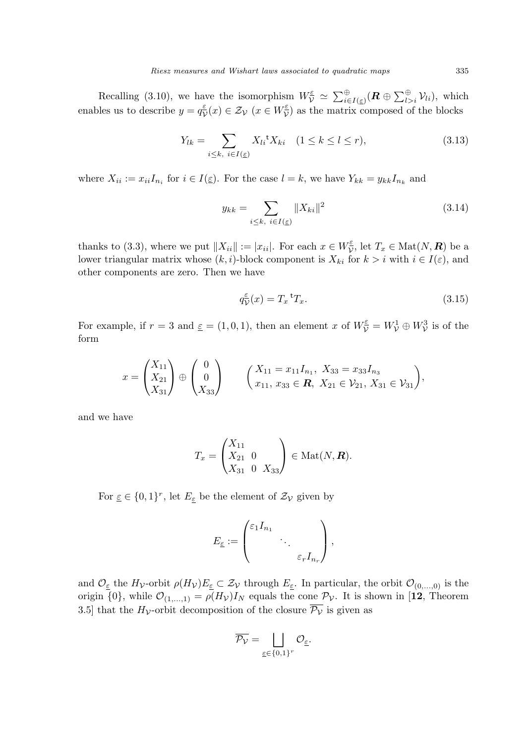Recalling (3.10), we have the isomorphism $W_{\mathcal{V}}^{\underline{\varepsilon}} \simeq \sum_{i \in I(\underline{\varepsilon})}^{\oplus} (\boldsymbol{R} \oplus \sum_{l>i}^{\oplus} \mathcal{V}_{li})$, which enables us to describe $y = q_{\mathcal{V}}^{\underline{\varepsilon}}(x) \in \mathcal{Z}_{\mathcal{V}}$ $(x \in W_{\mathcal{V}}^{\underline{\varepsilon}})$ as the matrix composed of the blocks

$$
Y_{lk} = \sum_{i \leq k,\ i \in I(\underline{\varepsilon})} X_{li} {}^{\mathsf{t}} X_{ki} \quad (1 \leq k \leq l \leq r), \tag{3.13}
$$

where $X_{ii} := x_{ii} I_{n_i}$ for $i \in I(\underline{\varepsilon})$. For the case $l = k$, we have $Y_{kk} = y_{kk} I_{n_k}$ and

$$
y_{kk} = \sum_{i \leq k,\ i \in I(\underline{\varepsilon})} \|X_{ki}\|^2 \tag{3.14}
$$

thanks to (3.3), where we put $\|X_{ii}\| := |x_{ii}|$. For each $x \in W_{\mathcal{V}}^{\underline{\varepsilon}}$, let $T_x \in \mathrm{Mat}(N, \boldsymbol{R})$ be a lower triangular matrix whose $(k,i)$-block component is $X_{ki}$ for $k > i$ with $i \in I(\varepsilon)$, and other components are zero. Then we have

$$
q_{\mathcal{V}}^{\underline{\varepsilon}}(x) = T_x {}^{\mathsf{t}} T_x. \tag{3.15}
$$

For example, if $r = 3$ and $\underline{\varepsilon} = (1, 0, 1)$, then an element $x$ of $W_{\mathcal{V}}^{\underline{\varepsilon}} = W_{\mathcal{V}}^1 \oplus W_{\mathcal{V}}^3$ is of the form

$$
x = \begin{pmatrix} X_{11} \\ X_{21} \\ X_{31} \end{pmatrix} \oplus \begin{pmatrix} 0 \\ 0 \\ X_{33} \end{pmatrix} \qquad \begin{pmatrix} X_{11} = x_{11} I_{n_1},\ X_{33} = x_{33} I_{n_3} \\ x_{11},\, x_{33} \in \boldsymbol{R},\ X_{21} \in \mathcal{V}_{21},\ X_{31} \in \mathcal{V}_{31} \end{pmatrix},
$$

and we have

$$
T_x = \begin{pmatrix} X_{11} & & \\ X_{21} & 0 & \\ X_{31} & 0 & X_{33} \end{pmatrix} \in \mathrm{Mat}(N, \boldsymbol{R}).
$$

For $\underline{\varepsilon} \in \{0,1\}^r$, let $E_{\underline{\varepsilon}}$ be the element of $\mathcal{Z}_{\mathcal{V}}$ given by

$$
E_{\underline{\varepsilon}} := \begin{pmatrix} \varepsilon_1 I_{n_1} & & \\ & \ddots & \\ & & \varepsilon_r I_{n_r} \end{pmatrix},
$$

and $\mathcal{O}_{\underline{\varepsilon}}$ the $H_{\mathcal{V}}$-orbit $\rho(H_{\mathcal{V}}) E_{\underline{\varepsilon}} \subset \mathcal{Z}_{\mathcal{V}}$ through $E_{\underline{\varepsilon}}$. In particular, the orbit $\mathcal{O}_{(0,\ldots,0)}$ is the origin $\{0\}$, while $\mathcal{O}_{(1,\ldots,1)} = \rho(H_{\mathcal{V}}) I_N$ equals the cone $\mathcal{P}_{\mathcal{V}}$. It is shown in [**12**, Theorem 3.5] that the $H_{\mathcal{V}}$-orbit decomposition of the closure $\overline{\mathcal{P}_{\mathcal{V}}}$ is given as

$$
\overline{\mathcal{P}_{\mathcal{V}}} = \bigsqcup_{\underline{\varepsilon} \in \{0,1\}^r} \mathcal{O}_{\underline{\varepsilon}}.
$$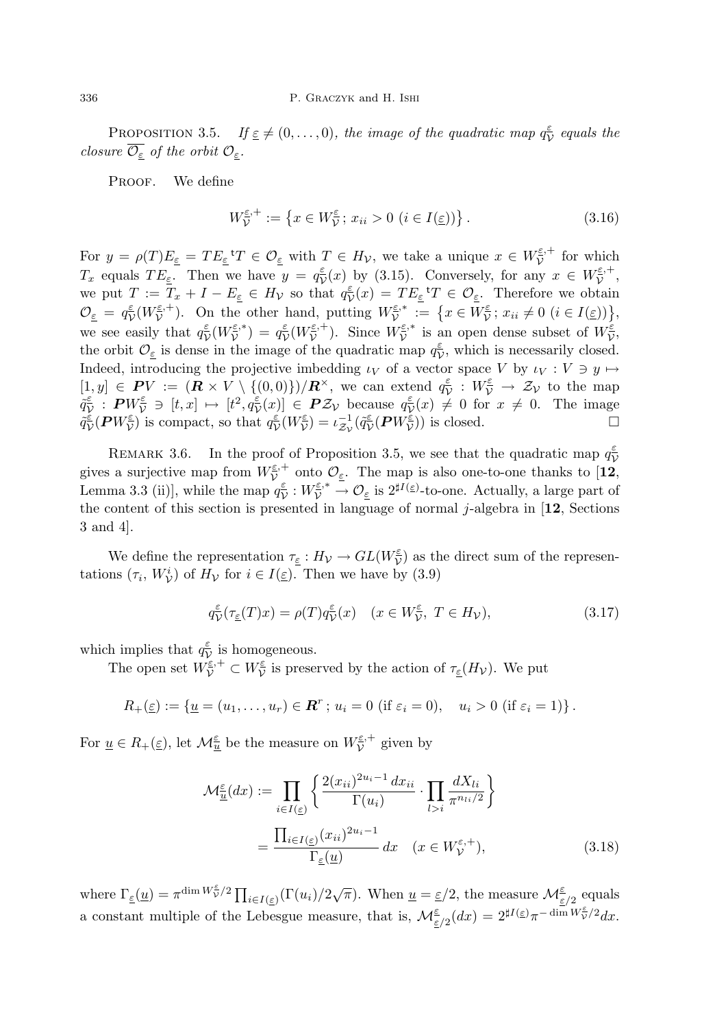**Proposition 3.5.** *If $\underline{\varepsilon} \neq (0, \dots, 0)$, the image of the quadratic map $q_{\mathcal{V}}^{\underline{\varepsilon}}$ equals the closure $\overline{\mathcal{O}_{\underline{\varepsilon}}}$ of the orbit $\mathcal{O}_{\underline{\varepsilon}}$.*

**Proof.** We define

$$
W_{\mathcal{V}}^{\underline{\varepsilon},+} := \left\{ x \in W_{\mathcal{V}}^{\underline{\varepsilon}} \,;\, x_{ii} > 0 \ (i \in I(\underline{\varepsilon})) \right\}. \tag{3.16}
$$

For $y = \rho(T) E_{\underline{\varepsilon}} = T E_{\underline{\varepsilon}} {}^{\mathrm{t}}T \in \mathcal{O}_{\underline{\varepsilon}}$ with $T \in H_{\mathcal{V}}$, we take a unique $x \in W_{\mathcal{V}}^{\underline{\varepsilon},+}$ for which $T_x$ equals $T E_{\underline{\varepsilon}}$. Then we have $y = q_{\mathcal{V}}^{\underline{\varepsilon}}(x)$ by (3.15). Conversely, for any $x \in W_{\mathcal{V}}^{\underline{\varepsilon},+}$, we put $T := T_x + I - E_{\underline{\varepsilon}} \in H_{\mathcal{V}}$ so that $q_{\mathcal{V}}^{\underline{\varepsilon}}(x) = T E_{\underline{\varepsilon}} {}^{\mathrm{t}}T \in \mathcal{O}_{\underline{\varepsilon}}$. Therefore we obtain $\mathcal{O}_{\underline{\varepsilon}} = q_{\mathcal{V}}^{\underline{\varepsilon}}(W_{\mathcal{V}}^{\underline{\varepsilon},+})$. On the other hand, putting $W_{\mathcal{V}}^{\underline{\varepsilon},*} := \left\{ x \in W_{\mathcal{V}}^{\underline{\varepsilon}} \,;\, x_{ii} \neq 0 \ (i \in I(\underline{\varepsilon})) \right\}$, we see easily that $q_{\mathcal{V}}^{\underline{\varepsilon}}(W_{\mathcal{V}}^{\underline{\varepsilon},*}) = q_{\mathcal{V}}^{\underline{\varepsilon}}(W_{\mathcal{V}}^{\underline{\varepsilon},+})$. Since $W_{\mathcal{V}}^{\underline{\varepsilon},*}$ is an open dense subset of $W_{\mathcal{V}}^{\underline{\varepsilon}}$, the orbit $\mathcal{O}_{\underline{\varepsilon}}$ is dense in the image of the quadratic map $q_{\mathcal{V}}^{\underline{\varepsilon}}$, which is necessarily closed. Indeed, introducing the projective imbedding $\iota_V$ of a vector space $V$ by $\iota_V : V \ni y \mapsto [1, y] \in \boldsymbol{P}V := (\boldsymbol{R} \times V \setminus \{(0,0)\})/\boldsymbol{R}^{\times}$, we can extend $q_{\mathcal{V}}^{\underline{\varepsilon}} : W_{\mathcal{V}}^{\underline{\varepsilon}} \to \mathcal{Z}_{\mathcal{V}}$ to the map $\tilde{q}_{\mathcal{V}}^{\underline{\varepsilon}} : \boldsymbol{P}W_{\mathcal{V}}^{\underline{\varepsilon}} \ni [t, x] \mapsto [t^2, q_{\mathcal{V}}^{\underline{\varepsilon}}(x)] \in \boldsymbol{P}\mathcal{Z}_{\mathcal{V}}$ because $q_{\mathcal{V}}^{\underline{\varepsilon}}(x) \neq 0$ for $x \neq 0$. The image $\tilde{q}_{\mathcal{V}}^{\underline{\varepsilon}}(\boldsymbol{P}W_{\mathcal{V}}^{\underline{\varepsilon}})$ is compact, so that $q_{\mathcal{V}}^{\underline{\varepsilon}}(W_{\mathcal{V}}^{\underline{\varepsilon}}) = \iota_{\mathcal{Z}_{\mathcal{V}}}^{-1}(\tilde{q}_{\mathcal{V}}^{\underline{\varepsilon}}(\boldsymbol{P}W_{\mathcal{V}}^{\underline{\varepsilon}}))$ is closed. □

**Remark 3.6.** In the proof of Proposition 3.5, we see that the quadratic map $q_{\mathcal{V}}^{\underline{\varepsilon}}$ gives a surjective map from $W_{\mathcal{V}}^{\underline{\varepsilon},+}$ onto $\mathcal{O}_{\underline{\varepsilon}}$. The map is also one-to-one thanks to [**12**, Lemma 3.3 (ii)], while the map $q_{\mathcal{V}}^{\underline{\varepsilon}} : W_{\mathcal{V}}^{\underline{\varepsilon},*} \to \mathcal{O}_{\underline{\varepsilon}}$ is $2^{\sharp I(\underline{\varepsilon})}$-to-one. Actually, a large part of the content of this section is presented in language of normal $j$-algebra in [**12**, Sections 3 and 4].

We define the representation $\tau_{\underline{\varepsilon}} : H_{\mathcal{V}} \to GL(W_{\mathcal{V}}^{\underline{\varepsilon}})$ as the direct sum of the representations $(\tau_i, W_{\mathcal{V}}^{i})$ of $H_{\mathcal{V}}$ for $i \in I(\underline{\varepsilon})$. Then we have by (3.9)

$$
q_{\mathcal{V}}^{\underline{\varepsilon}}(\tau_{\underline{\varepsilon}}(T)x) = \rho(T) q_{\mathcal{V}}^{\underline{\varepsilon}}(x) \quad (x \in W_{\mathcal{V}}^{\underline{\varepsilon}},\ T \in H_{\mathcal{V}}), \tag{3.17}
$$

which implies that $q_{\mathcal{V}}^{\underline{\varepsilon}}$ is homogeneous.

The open set $W_{\mathcal{V}}^{\underline{\varepsilon},+} \subset W_{\mathcal{V}}^{\underline{\varepsilon}}$ is preserved by the action of $\tau_{\underline{\varepsilon}}(H_{\mathcal{V}})$. We put

$$
R_{+}(\underline{\varepsilon}) := \{ \underline{u} = (u_1, \dots, u_r) \in \boldsymbol{R}^r \,;\, u_i = 0 \ (\text{if } \varepsilon_i = 0), \quad u_i > 0 \ (\text{if } \varepsilon_i = 1) \}.
$$

For $\underline{u} \in R_{+}(\underline{\varepsilon})$, let $\mathcal{M}_{\underline{u}}^{\underline{\varepsilon}}$ be the measure on $W_{\mathcal{V}}^{\underline{\varepsilon},+}$ given by

$$
\begin{aligned}
\mathcal{M}_{\underline{u}}^{\underline{\varepsilon}}(dx) &:= \prod_{i \in I(\underline{\varepsilon})} \left\{ \frac{2(x_{ii})^{2u_i - 1}\, dx_{ii}}{\Gamma(u_i)} \cdot \prod_{l > i} \frac{dX_{li}}{\pi^{n_{li}/2}} \right\} \\
&= \frac{\prod_{i \in I(\underline{\varepsilon})} (x_{ii})^{2u_i - 1}}{\Gamma_{\underline{\varepsilon}}(\underline{u})}\, dx \quad (x \in W_{\mathcal{V}}^{\varepsilon,+}),
\end{aligned} \tag{3.18}
$$

where $\Gamma_{\underline{\varepsilon}}(\underline{u}) = \pi^{\dim W_{\mathcal{V}}^{\underline{\varepsilon}}/2} \prod_{i \in I(\underline{\varepsilon})} (\Gamma(u_i)/2\sqrt{\pi})$. When $\underline{u} = \underline{\varepsilon}/2$, the measure $\mathcal{M}_{\underline{\varepsilon}/2}^{\underline{\varepsilon}}$ equals a constant multiple of the Lebesgue measure, that is, $\mathcal{M}_{\underline{\varepsilon}/2}^{\underline{\varepsilon}}(dx) = 2^{\sharp I(\underline{\varepsilon})} \pi^{-\dim W_{\mathcal{V}}^{\underline{\varepsilon}}/2} dx$.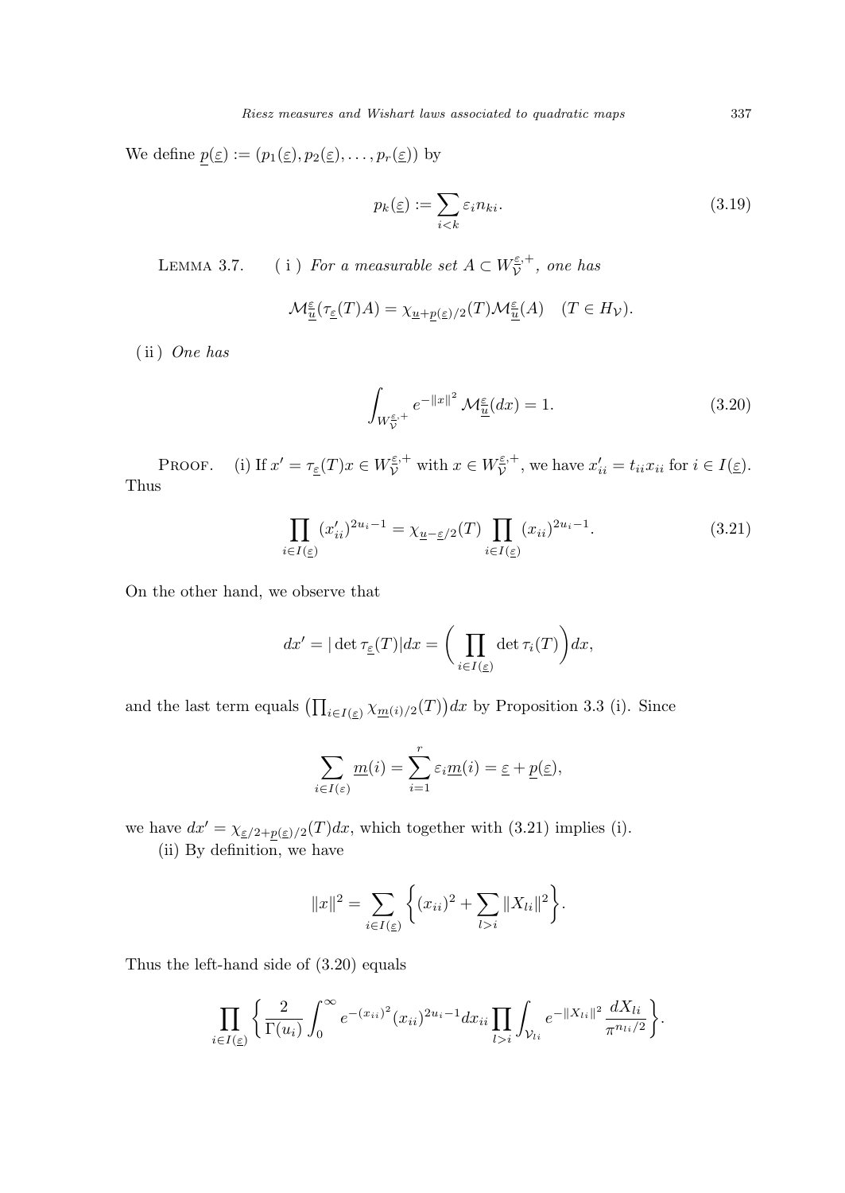We define $\underline{p}(\underline{\varepsilon}) := (p_1(\underline{\varepsilon}), p_2(\underline{\varepsilon}), \dots, p_r(\underline{\varepsilon}))$ by

$$p_k(\underline{\varepsilon}) := \sum_{i<k} \varepsilon_i n_{ki}. \tag{3.19}$$

LEMMA 3.7. (i) *For a measurable set $A \subset W_{\mathcal{V}}^{\underline{\varepsilon},+}$, one has*

$$\mathcal{M}_{\underline{u}}^{\underline{\varepsilon}}(\tau_{\underline{\varepsilon}}(T)A) = \chi_{\underline{u}+\underline{p}(\underline{\varepsilon})/2}(T)\mathcal{M}_{\underline{u}}^{\underline{\varepsilon}}(A) \quad (T \in H_{\mathcal{V}}).$$

(ii) *One has*

$$\int_{W_{\mathcal{V}}^{\underline{\varepsilon},+}} e^{-\|x\|^2}\, \mathcal{M}_{\underline{u}}^{\underline{\varepsilon}}(dx) = 1. \tag{3.20}$$

PROOF. (i) If $x' = \tau_{\underline{\varepsilon}}(T)x \in W_{\mathcal{V}}^{\underline{\varepsilon},+}$ with $x \in W_{\mathcal{V}}^{\underline{\varepsilon},+}$, we have $x'_{ii} = t_{ii}x_{ii}$ for $i \in I(\underline{\varepsilon})$. Thus

$$\prod_{i \in I(\underline{\varepsilon})} (x'_{ii})^{2u_i - 1} = \chi_{\underline{u}-\underline{\varepsilon}/2}(T) \prod_{i \in I(\underline{\varepsilon})} (x_{ii})^{2u_i-1}. \tag{3.21}$$

On the other hand, we observe that

$$dx' = |\det \tau_{\underline{\varepsilon}}(T)|dx = \bigg(\prod_{i \in I(\underline{\varepsilon})} \det \tau_i(T)\bigg)dx,$$

and the last term equals $\big(\prod_{i \in I(\underline{\varepsilon})} \chi_{\underline{m}(i)/2}(T)\big)dx$ by Proposition 3.3 (i). Since

$$\sum_{i \in I(\varepsilon)} \underline{m}(i) = \sum_{i=1}^{r} \varepsilon_i \underline{m}(i) = \underline{\varepsilon} + \underline{p}(\underline{\varepsilon}),$$

we have $dx' = \chi_{\underline{\varepsilon}/2+\underline{p}(\underline{\varepsilon})/2}(T)dx$, which together with (3.21) implies (i).

(ii) By definition, we have

$$\|x\|^2 = \sum_{i \in I(\underline{\varepsilon})} \bigg\{(x_{ii})^2 + \sum_{l>i} \|X_{li}\|^2\bigg\}.$$

Thus the left-hand side of (3.20) equals

$$\prod_{i \in I(\underline{\varepsilon})} \bigg\{\frac{2}{\Gamma(u_i)} \int_0^\infty e^{-(x_{ii})^2}(x_{ii})^{2u_i-1}dx_{ii} \prod_{l>i} \int_{\mathcal{V}_{li}} e^{-\|X_{li}\|^2} \frac{dX_{li}}{\pi^{n_{li}/2}}\bigg\}.$$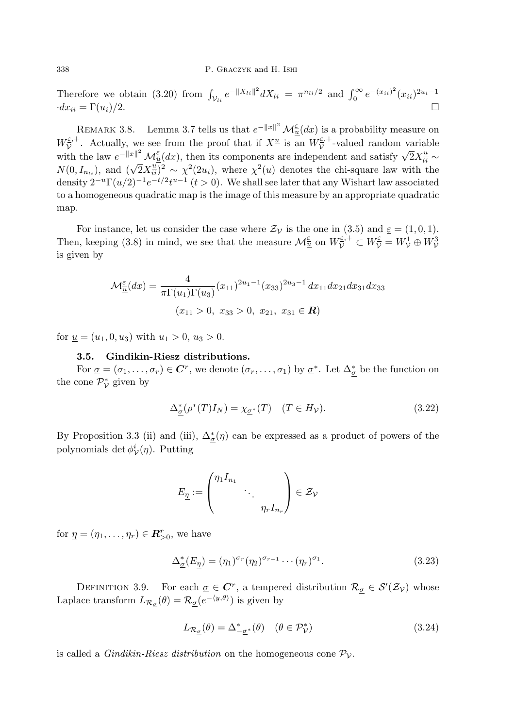Therefore we obtain (3.20) from $\int_{\mathcal{V}_{li}} e^{-\|X_{li}\|^2} dX_{li} = \pi^{n_{li}/2}$ and $\int_0^\infty e^{-(x_{ii})^2}(x_{ii})^{2u_i-1} \cdot dx_{ii} = \Gamma(u_i)/2$. □

Remark 3.8. Lemma 3.7 tells us that $e^{-\|x\|^2}\mathcal{M}_{\underline{u}}^{\underline{\varepsilon}}(dx)$ is a probability measure on $W_{\mathcal{V}}^{\underline{\varepsilon},+}$. Actually, we see from the proof that if $X^{\underline{u}}$ is an $W_{\mathcal{V}}^{\underline{\varepsilon},+}$-valued random variable with the law $e^{-\|x\|^2}\mathcal{M}_{\underline{u}}^{\underline{\varepsilon}}(dx)$, then its components are independent and satisfy $\sqrt{2}X_{li}^{\underline{u}} \sim N(0, I_{n_{li}})$, and $(\sqrt{2}X_{ii}^{\underline{u}})^2 \sim \chi^2(2u_i)$, where $\chi^2(u)$ denotes the chi-square law with the density $2^{-u}\Gamma(u/2)^{-1}e^{-t/2}t^{u-1}$ $(t > 0)$. We shall see later that any Wishart law associated to a homogeneous quadratic map is the image of this measure by an appropriate quadratic map.

For instance, let us consider the case where $\mathcal{Z}_{\mathcal{V}}$ is the one in (3.5) and $\underline{\varepsilon} = (1, 0, 1)$. Then, keeping (3.8) in mind, we see that the measure $\mathcal{M}_{\underline{u}}^{\underline{\varepsilon}}$ on $W_{\mathcal{V}}^{\underline{\varepsilon},+} \subset W_{\mathcal{V}}^{\underline{\varepsilon}} = W_{\mathcal{V}}^1 \oplus W_{\mathcal{V}}^3$ is given by

$$\mathcal{M}_{\underline{u}}^{\underline{\varepsilon}}(dx) = \frac{4}{\pi\Gamma(u_1)\Gamma(u_3)}(x_{11})^{2u_1-1}(x_{33})^{2u_3-1}\, dx_{11}dx_{21}dx_{31}dx_{33}$$

$$(x_{11} > 0,\ x_{33} > 0,\ x_{21},\ x_{31} \in \boldsymbol{R})$$

for $\underline{u} = (u_1, 0, u_3)$ with $u_1 > 0$, $u_3 > 0$.

### 3.5. Gindikin-Riesz distributions.

For $\underline{\sigma} = (\sigma_1, \ldots, \sigma_r) \in \boldsymbol{C}^r$, we denote $(\sigma_r, \ldots, \sigma_1)$ by $\underline{\sigma}^*$. Let $\Delta_{\underline{\sigma}}^*$ be the function on the cone $\mathcal{P}_{\mathcal{V}}^*$ given by

$$\Delta_{\underline{\sigma}}^*(\rho^*(T)I_N) = \chi_{\underline{\sigma}^*}(T) \quad (T \in H_{\mathcal{V}}). \tag{3.22}$$

By Proposition 3.3 (ii) and (iii), $\Delta_{\underline{\sigma}}^*(\eta)$ can be expressed as a product of powers of the polynomials $\det \phi_{\mathcal{V}}^i(\eta)$. Putting

$$E_{\underline{\eta}} := \begin{pmatrix} \eta_1 I_{n_1} & & \\ & \ddots & \\ & & \eta_r I_{n_r} \end{pmatrix} \in \mathcal{Z}_{\mathcal{V}}$$

for $\underline{\eta} = (\eta_1, \ldots, \eta_r) \in \boldsymbol{R}_{>0}^r$, we have

$$\Delta_{\underline{\sigma}}^*(E_{\underline{\eta}}) = (\eta_1)^{\sigma_r}(\eta_2)^{\sigma_{r-1}} \cdots (\eta_r)^{\sigma_1}. \tag{3.23}$$

Definition 3.9. For each $\underline{\sigma} \in \boldsymbol{C}^r$, a tempered distribution $\mathcal{R}_{\underline{\sigma}} \in \mathcal{S}'(\mathcal{Z}_{\mathcal{V}})$ whose Laplace transform $L_{\mathcal{R}_{\underline{\sigma}}}(\theta) = \mathcal{R}_{\underline{\sigma}}(e^{-\langle y, \theta\rangle})$ is given by

$$L_{\mathcal{R}_{\underline{\sigma}}}(\theta) = \Delta_{-\underline{\sigma}^*}^*(\theta) \quad (\theta \in \mathcal{P}_{\mathcal{V}}^*) \tag{3.24}$$

is called a *Gindikin-Riesz distribution* on the homogeneous cone $\mathcal{P}_{\mathcal{V}}$.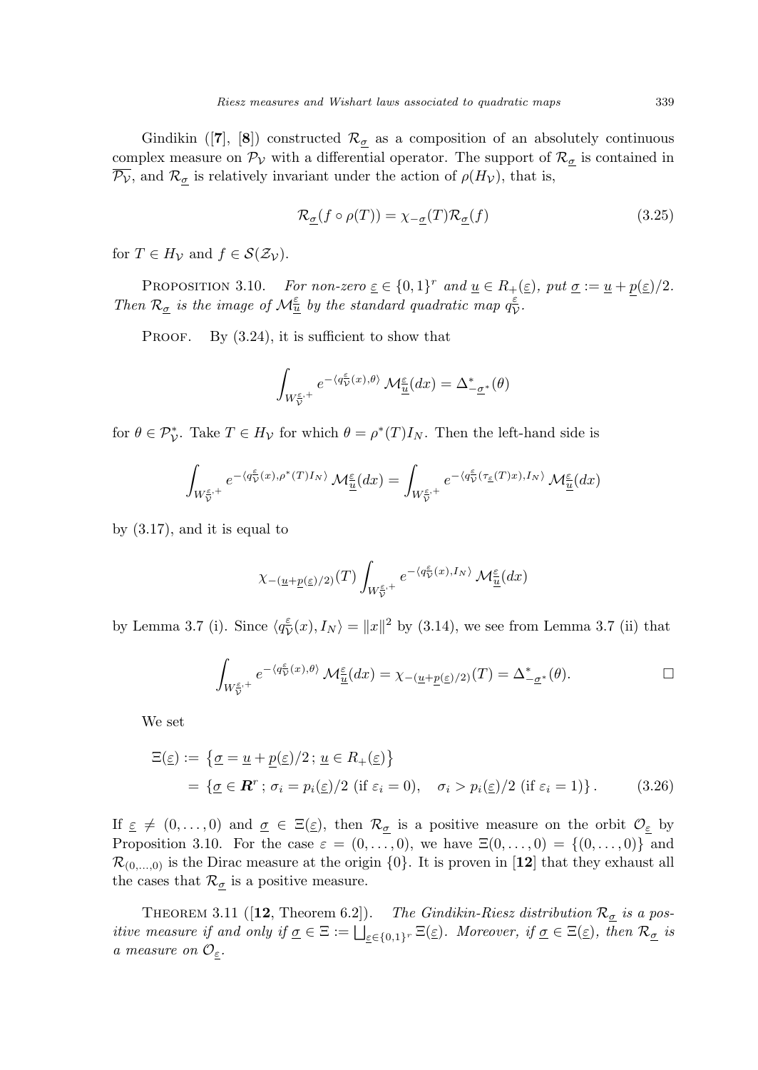Gindikin ([**7**], [**8**]) constructed $\mathcal{R}_{\underline{\sigma}}$ as a composition of an absolutely continuous complex measure on $\mathcal{P}_{\mathcal{V}}$ with a differential operator. The support of $\mathcal{R}_{\underline{\sigma}}$ is contained in $\overline{\mathcal{P}_{\mathcal{V}}}$, and $\mathcal{R}_{\underline{\sigma}}$ is relatively invariant under the action of $\rho(H_{\mathcal{V}})$, that is,

$$\mathcal{R}_{\underline{\sigma}}(f \circ \rho(T)) = \chi_{-\underline{\sigma}}(T)\mathcal{R}_{\underline{\sigma}}(f) \tag{3.25}$$

for $T \in H_{\mathcal{V}}$ and $f \in \mathcal{S}(\mathcal{Z}_{\mathcal{V}})$.

Proposition 3.10. *For non-zero $\underline{\varepsilon} \in \{0,1\}^r$ and $\underline{u} \in R_+(\underline{\varepsilon})$, put $\underline{\sigma} := \underline{u} + \underline{p}(\underline{\varepsilon})/2$. Then $\mathcal{R}_{\underline{\sigma}}$ is the image of $\mathcal{M}^{\underline{\varepsilon}}_{\underline{u}}$ by the standard quadratic map $q^{\underline{\varepsilon}}_{\mathcal{V}}$.*

Proof. By (3.24), it is sufficient to show that

$$\int_{W^{\underline{\varepsilon},+}_{\mathcal{V}}} e^{-\langle q^{\underline{\varepsilon}}_{\mathcal{V}}(x), \theta\rangle}\, \mathcal{M}^{\underline{\varepsilon}}_{\underline{u}}(dx) = \Delta^*_{-\underline{\sigma}^*}(\theta)$$

for $\theta \in \mathcal{P}^*_{\mathcal{V}}$. Take $T \in H_{\mathcal{V}}$ for which $\theta = \rho^*(T)I_N$. Then the left-hand side is

$$\int_{W^{\underline{\varepsilon},+}_{\mathcal{V}}} e^{-\langle q^{\underline{\varepsilon}}_{\mathcal{V}}(x), \rho^*(T)I_N\rangle}\, \mathcal{M}^{\underline{\varepsilon}}_{\underline{u}}(dx) = \int_{W^{\underline{\varepsilon},+}_{\mathcal{V}}} e^{-\langle q^{\underline{\varepsilon}}_{\mathcal{V}}(\tau_{\underline{\varepsilon}}(T)x), I_N\rangle}\, \mathcal{M}^{\underline{\varepsilon}}_{\underline{u}}(dx)$$

by (3.17), and it is equal to

$$\chi_{-(\underline{u}+\underline{p}(\underline{\varepsilon})/2)}(T) \int_{W^{\underline{\varepsilon},+}_{\mathcal{V}}} e^{-\langle q^{\underline{\varepsilon}}_{\mathcal{V}}(x), I_N\rangle}\, \mathcal{M}^{\underline{\varepsilon}}_{\underline{u}}(dx)$$

by Lemma 3.7 (i). Since $\langle q^{\underline{\varepsilon}}_{\mathcal{V}}(x), I_N\rangle = \|x\|^2$ by (3.14), we see from Lemma 3.7 (ii) that

$$\int_{W^{\underline{\varepsilon},+}_{\mathcal{V}}} e^{-\langle q^{\underline{\varepsilon}}_{\mathcal{V}}(x), \theta\rangle}\, \mathcal{M}^{\underline{\varepsilon}}_{\underline{u}}(dx) = \chi_{-(\underline{u}+\underline{p}(\underline{\varepsilon})/2)}(T) = \Delta^*_{-\underline{\sigma}^*}(\theta). \qquad \square$$

We set

$$\begin{aligned} \Xi(\underline{\varepsilon}) &:= \left\{\underline{\sigma} = \underline{u} + \underline{p}(\underline{\varepsilon})/2\,;\, \underline{u} \in R_+(\underline{\varepsilon})\right\} \\ &= \left\{\underline{\sigma} \in \boldsymbol{R}^r\,;\, \sigma_i = p_i(\underline{\varepsilon})/2 \text{ (if } \varepsilon_i = 0),\quad \sigma_i > p_i(\underline{\varepsilon})/2 \text{ (if } \varepsilon_i = 1)\right\}. \end{aligned} \tag{3.26}$$

If $\underline{\varepsilon} \neq (0,\dots,0)$ and $\underline{\sigma} \in \Xi(\underline{\varepsilon})$, then $\mathcal{R}_{\underline{\sigma}}$ is a positive measure on the orbit $\mathcal{O}_{\underline{\varepsilon}}$ by Proposition 3.10. For the case $\varepsilon = (0,\dots,0)$, we have $\Xi(0,\dots,0) = \{(0,\dots,0)\}$ and $\mathcal{R}_{(0,\dots,0)}$ is the Dirac measure at the origin $\{0\}$. It is proven in [**12**] that they exhaust all the cases that $\mathcal{R}_{\underline{\sigma}}$ is a positive measure.

Theorem 3.11 ([**12**, Theorem 6.2]). *The Gindikin-Riesz distribution $\mathcal{R}_{\underline{\sigma}}$ is a positive measure if and only if $\underline{\sigma} \in \Xi := \bigsqcup_{\underline{\varepsilon}\in\{0,1\}^r} \Xi(\underline{\varepsilon})$. Moreover, if $\underline{\sigma} \in \Xi(\underline{\varepsilon})$, then $\mathcal{R}_{\underline{\sigma}}$ is a measure on $\mathcal{O}_{\underline{\varepsilon}}$.*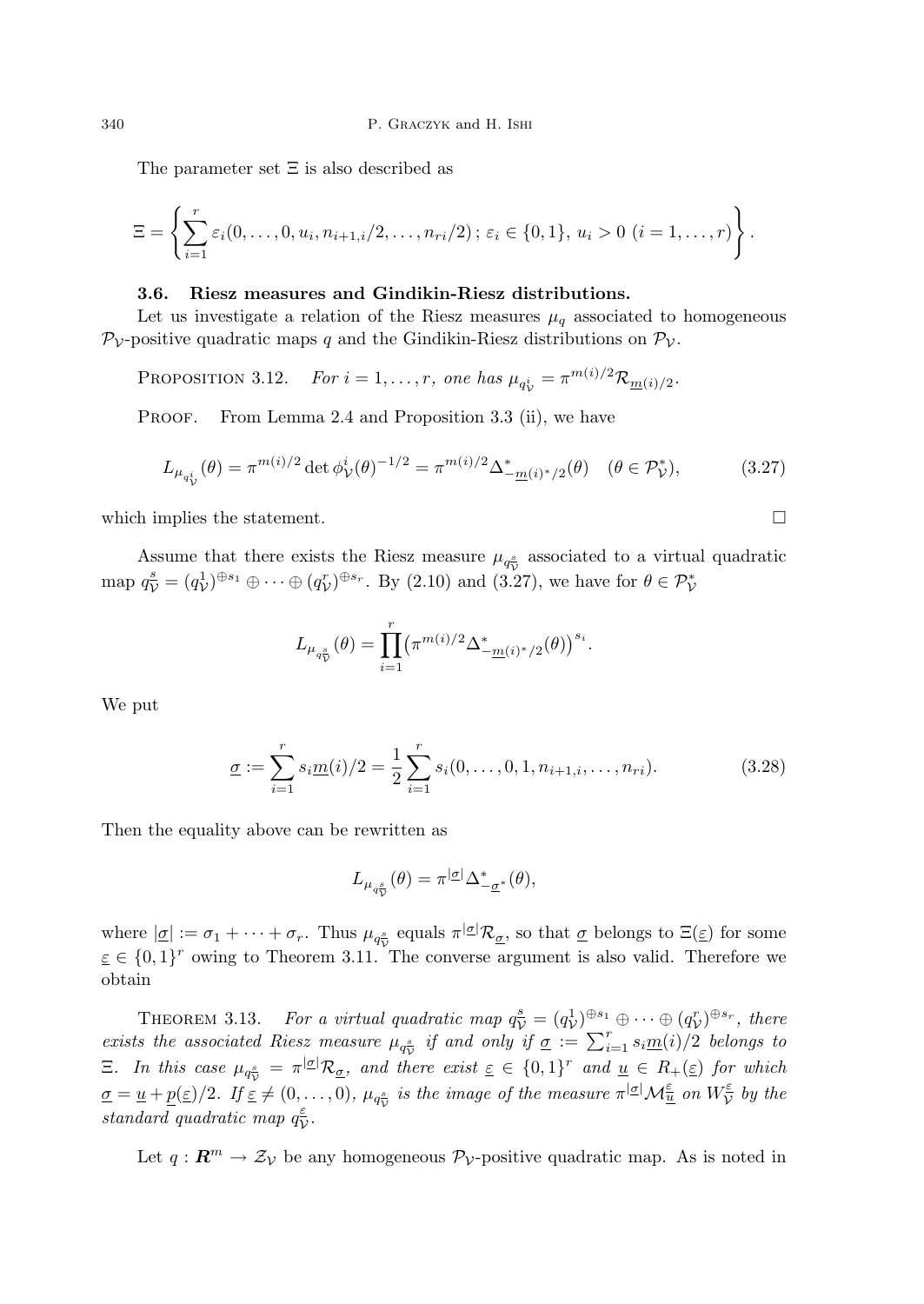The parameter set $\Xi$ is also described as

$$\Xi = \left\{ \sum_{i=1}^{r} \varepsilon_i(0, \dots, 0, u_i, n_{i+1,i}/2, \dots, n_{ri}/2) \,;\, \varepsilon_i \in \{0,1\},\ u_i > 0\ (i = 1, \dots, r) \right\}.$$

### 3.6. Riesz measures and Gindikin-Riesz distributions.

Let us investigate a relation of the Riesz measures $\mu_q$ associated to homogeneous $\mathcal{P}_{\mathcal{V}}$-positive quadratic maps $q$ and the Gindikin-Riesz distributions on $\mathcal{P}_{\mathcal{V}}$.

Proposition 3.12. *For $i = 1, \dots, r$, one has $\mu_{q^i_{\mathcal{V}}} = \pi^{m(i)/2} \mathcal{R}_{\underline{m}(i)/2}$.*

Proof. From Lemma 2.4 and Proposition 3.3 (ii), we have

$$L_{\mu_{q^i_{\mathcal{V}}}}(\theta) = \pi^{m(i)/2} \det \phi^i_{\mathcal{V}}(\theta)^{-1/2} = \pi^{m(i)/2} \Delta^*_{-\underline{m}(i)^*/2}(\theta) \quad (\theta \in \mathcal{P}^*_{\mathcal{V}}), \tag{3.27}$$

which implies the statement. $\square$

Assume that there exists the Riesz measure $\mu_{q^{\underline{s}}_{\mathcal{V}}}$ associated to a virtual quadratic map $q^{\underline{s}}_{\mathcal{V}} = (q^1_{\mathcal{V}})^{\oplus s_1} \oplus \cdots \oplus (q^r_{\mathcal{V}})^{\oplus s_r}$. By (2.10) and (3.27), we have for $\theta \in \mathcal{P}^*_{\mathcal{V}}$

$$L_{\mu_{q^{\underline{s}}_{\mathcal{V}}}}(\theta) = \prod_{i=1}^{r} \left( \pi^{m(i)/2} \Delta^*_{-\underline{m}(i)^*/2}(\theta) \right)^{s_i}.$$

We put

$$\underline{\sigma} := \sum_{i=1}^{r} s_i \underline{m}(i)/2 = \frac{1}{2} \sum_{i=1}^{r} s_i (0, \dots, 0, 1, n_{i+1,i}, \dots, n_{ri}). \tag{3.28}$$

Then the equality above can be rewritten as

$$L_{\mu_{q^{\underline{s}}_{\mathcal{V}}}}(\theta) = \pi^{|\underline{\sigma}|} \Delta^*_{-\underline{\sigma}^*}(\theta),$$

where $|\underline{\sigma}| := \sigma_1 + \cdots + \sigma_r$. Thus $\mu_{q^{\underline{s}}_{\mathcal{V}}}$ equals $\pi^{|\underline{\sigma}|} \mathcal{R}_{\underline{\sigma}}$, so that $\underline{\sigma}$ belongs to $\Xi(\underline{\varepsilon})$ for some $\underline{\varepsilon} \in \{0,1\}^r$ owing to Theorem 3.11. The converse argument is also valid. Therefore we obtain

Theorem 3.13. *For a virtual quadratic map $q^{\underline{s}}_{\mathcal{V}} = (q^1_{\mathcal{V}})^{\oplus s_1} \oplus \cdots \oplus (q^r_{\mathcal{V}})^{\oplus s_r}$, there exists the associated Riesz measure $\mu_{q^{\underline{s}}_{\mathcal{V}}}$ if and only if $\underline{\sigma} := \sum_{i=1}^{r} s_i \underline{m}(i)/2$ belongs to $\Xi$. In this case $\mu_{q^{\underline{s}}_{\mathcal{V}}} = \pi^{|\underline{\sigma}|} \mathcal{R}_{\underline{\sigma}}$, and there exist $\underline{\varepsilon} \in \{0,1\}^r$ and $\underline{u} \in R_+(\underline{\varepsilon})$ for which $\underline{\sigma} = \underline{u} + \underline{p}(\underline{\varepsilon})/2$. If $\underline{\varepsilon} \neq (0, \dots, 0)$, $\mu_{q^{\underline{s}}_{\mathcal{V}}}$ is the image of the measure $\pi^{|\underline{\sigma}|} \mathcal{M}^{\underline{\varepsilon}}_{\underline{u}}$ on $W^{\underline{\varepsilon}}_{\mathcal{V}}$ by the standard quadratic map $q^{\underline{\varepsilon}}_{\mathcal{V}}$.*

Let $q : \boldsymbol{R}^m \to \mathcal{Z}_{\mathcal{V}}$ be any homogeneous $\mathcal{P}_{\mathcal{V}}$-positive quadratic map. As is noted in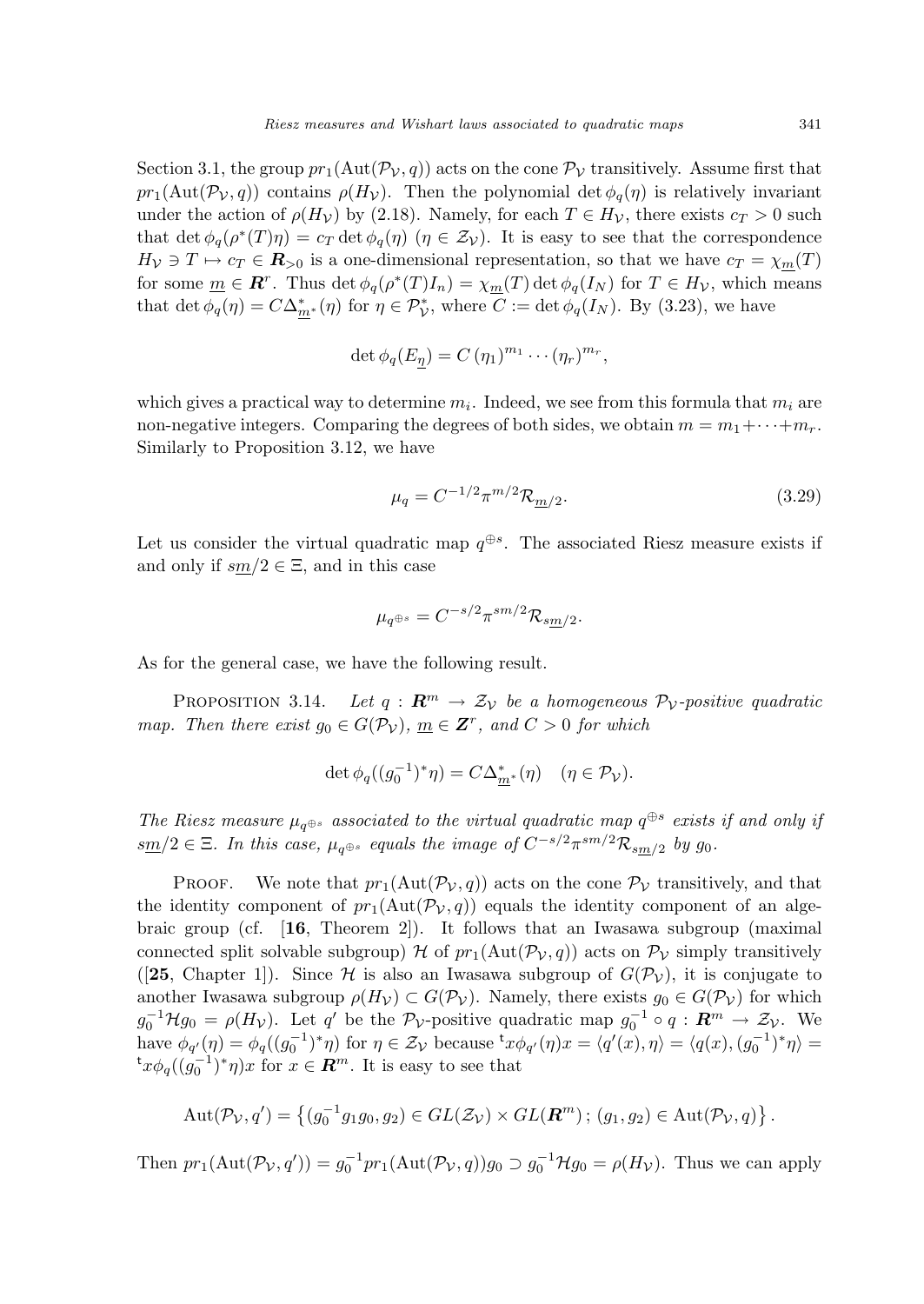Section 3.1, the group $pr_1(\mathrm{Aut}(\mathcal{P}_\mathcal{V}, q))$ acts on the cone $\mathcal{P}_\mathcal{V}$ transitively. Assume first that $pr_1(\mathrm{Aut}(\mathcal{P}_\mathcal{V}, q))$ contains $\rho(H_\mathcal{V})$. Then the polynomial $\det \phi_q(\eta)$ is relatively invariant under the action of $\rho(H_\mathcal{V})$ by (2.18). Namely, for each $T \in H_\mathcal{V}$, there exists $c_T > 0$ such that $\det \phi_q(\rho^*(T)\eta) = c_T \det \phi_q(\eta)$ $(\eta \in \mathcal{Z}_\mathcal{V})$. It is easy to see that the correspondence $H_\mathcal{V} \ni T \mapsto c_T \in \boldsymbol{R}_{>0}$ is a one-dimensional representation, so that we have $c_T = \chi_{\underline{m}}(T)$ for some $\underline{m} \in \boldsymbol{R}^r$. Thus $\det \phi_q(\rho^*(T)I_n) = \chi_{\underline{m}}(T) \det \phi_q(I_N)$ for $T \in H_\mathcal{V}$, which means that $\det \phi_q(\eta) = C\Delta^*_{\underline{m}^*}(\eta)$ for $\eta \in \mathcal{P}^*_\mathcal{V}$, where $C := \det \phi_q(I_N)$. By (3.23), we have

$$\det \phi_q(E_{\underline{\eta}}) = C\,(\eta_1)^{m_1} \cdots (\eta_r)^{m_r},$$

which gives a practical way to determine $m_i$. Indeed, we see from this formula that $m_i$ are non-negative integers. Comparing the degrees of both sides, we obtain $m = m_1 + \cdots + m_r$. Similarly to Proposition 3.12, we have

$$\mu_q = C^{-1/2}\pi^{m/2}\mathcal{R}_{\underline{m}/2}. \tag{3.29}$$

Let us consider the virtual quadratic map $q^{\oplus s}$. The associated Riesz measure exists if and only if $s\underline{m}/2 \in \Xi$, and in this case

$$\mu_{q^{\oplus s}} = C^{-s/2}\pi^{sm/2}\mathcal{R}_{s\underline{m}/2}.$$

As for the general case, we have the following result.

Proposition 3.14. *Let $q : \boldsymbol{R}^m \to \mathcal{Z}_\mathcal{V}$ be a homogeneous $\mathcal{P}_\mathcal{V}$-positive quadratic map. Then there exist $g_0 \in G(\mathcal{P}_\mathcal{V})$, $\underline{m} \in \boldsymbol{Z}^r$, and $C > 0$ for which*

$$\det \phi_q((g_0^{-1})^*\eta) = C\Delta^*_{\underline{m}^*}(\eta) \quad (\eta \in \mathcal{P}_\mathcal{V}).$$

*The Riesz measure $\mu_{q^{\oplus s}}$ associated to the virtual quadratic map $q^{\oplus s}$ exists if and only if $s\underline{m}/2 \in \Xi$. In this case, $\mu_{q^{\oplus s}}$ equals the image of $C^{-s/2}\pi^{sm/2}\mathcal{R}_{s\underline{m}/2}$ by $g_0$.*

Proof. We note that $pr_1(\mathrm{Aut}(\mathcal{P}_\mathcal{V}, q))$ acts on the cone $\mathcal{P}_\mathcal{V}$ transitively, and that the identity component of $pr_1(\mathrm{Aut}(\mathcal{P}_\mathcal{V}, q))$ equals the identity component of an algebraic group (cf. [**16**, Theorem 2]). It follows that an Iwasawa subgroup (maximal connected split solvable subgroup) $\mathcal{H}$ of $pr_1(\mathrm{Aut}(\mathcal{P}_\mathcal{V}, q))$ acts on $\mathcal{P}_\mathcal{V}$ simply transitively ([**25**, Chapter 1]). Since $\mathcal{H}$ is also an Iwasawa subgroup of $G(\mathcal{P}_\mathcal{V})$, it is conjugate to another Iwasawa subgroup $\rho(H_\mathcal{V}) \subset G(\mathcal{P}_\mathcal{V})$. Namely, there exists $g_0 \in G(\mathcal{P}_\mathcal{V})$ for which $g_0^{-1}\mathcal{H}g_0 = \rho(H_\mathcal{V})$. Let $q'$ be the $\mathcal{P}_\mathcal{V}$-positive quadratic map $g_0^{-1} \circ q : \boldsymbol{R}^m \to \mathcal{Z}_\mathcal{V}$. We have $\phi_{q'}(\eta) = \phi_q((g_0^{-1})^*\eta)$ for $\eta \in \mathcal{Z}_\mathcal{V}$ because ${}^{\mathsf{t}}x\phi_{q'}(\eta)x = \langle q'(x), \eta\rangle = \langle q(x), (g_0^{-1})^*\eta\rangle = {}^{\mathsf{t}}x\phi_q((g_0^{-1})^*\eta)x$ for $x \in \boldsymbol{R}^m$. It is easy to see that

$$\mathrm{Aut}(\mathcal{P}_\mathcal{V}, q') = \left\{(g_0^{-1}g_1g_0, g_2) \in GL(\mathcal{Z}_\mathcal{V}) \times GL(\boldsymbol{R}^m)\,;\, (g_1, g_2) \in \mathrm{Aut}(\mathcal{P}_\mathcal{V}, q)\right\}.$$

Then $pr_1(\mathrm{Aut}(\mathcal{P}_\mathcal{V}, q')) = g_0^{-1}pr_1(\mathrm{Aut}(\mathcal{P}_\mathcal{V}, q))g_0 \supset g_0^{-1}\mathcal{H}g_0 = \rho(H_\mathcal{V})$. Thus we can apply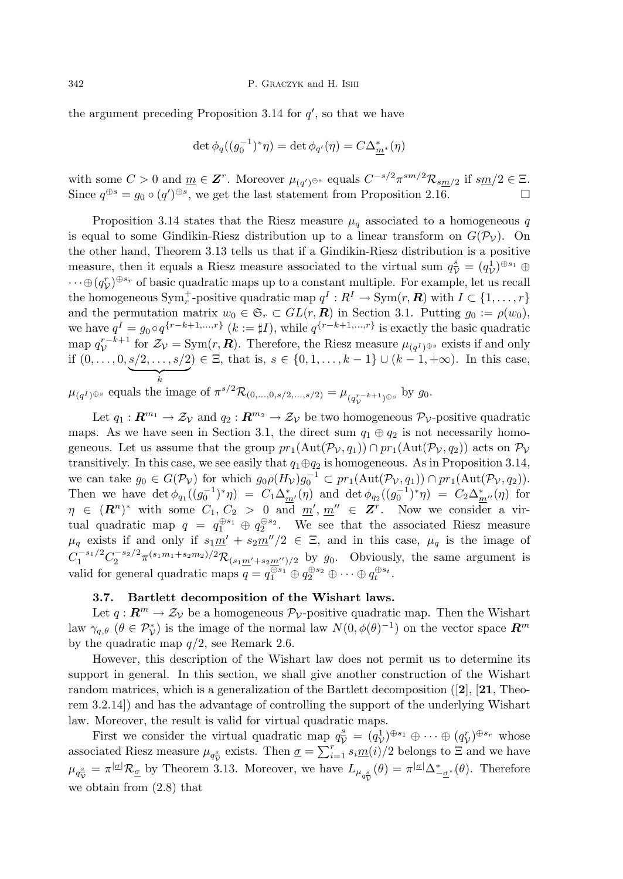the argument preceding Proposition 3.14 for $q'$, so that we have

$$\det \phi_q((g_0^{-1})^*\eta) = \det \phi_{q'}(\eta) = C\Delta^*_{\underline{m}^*}(\eta)$$

with some $C > 0$ and $\underline{m} \in \boldsymbol{Z}^r$. Moreover $\mu_{(q')^{\oplus s}}$ equals $C^{-s/2}\pi^{sm/2}\mathcal{R}_{s\underline{m}/2}$ if $s\underline{m}/2 \in \Xi$. Since $q^{\oplus s} = g_0 \circ (q')^{\oplus s}$, we get the last statement from Proposition 2.16. $\square$

Proposition 3.14 states that the Riesz measure $\mu_q$ associated to a homogeneous $q$ is equal to some Gindikin-Riesz distribution up to a linear transform on $G(\mathcal{P}_\mathcal{V})$. On the other hand, Theorem 3.13 tells us that if a Gindikin-Riesz distribution is a positive measure, then it equals a Riesz measure associated to the virtual sum $q^{\underline{s}}_\mathcal{V} = (q^1_\mathcal{V})^{\oplus s_1} \oplus \cdots \oplus (q^r_\mathcal{V})^{\oplus s_r}$ of basic quadratic maps up to a constant multiple. For example, let us recall the homogeneous $\mathrm{Sym}^+_r$-positive quadratic map $q^I : R^I \to \mathrm{Sym}(r, \boldsymbol{R})$ with $I \subset \{1, \ldots, r\}$ and the permutation matrix $w_0 \in \mathfrak{S}_r \subset GL(r, \boldsymbol{R})$ in Section 3.1. Putting $g_0 := \rho(w_0)$, we have $q^I = g_0 \circ q^{\{r-k+1,\ldots,r\}}$ $(k := \sharp I)$, while $q^{\{r-k+1,\ldots,r\}}$ is exactly the basic quadratic map $q^{r-k+1}_\mathcal{V}$ for $\mathcal{Z}_\mathcal{V} = \mathrm{Sym}(r, \boldsymbol{R})$. Therefore, the Riesz measure $\mu_{(q^I)^{\oplus s}}$ exists if and only if $(0, \ldots, 0, \underbrace{s/2, \ldots, s/2}_{k}) \in \Xi$, that is, $s \in \{0, 1, \ldots, k-1\} \cup (k-1, +\infty)$. In this case, $\mu_{(q^I)^{\oplus s}}$ equals the image of $\pi^{s/2}\mathcal{R}_{(0,\ldots,0,s/2,\ldots,s/2)} = \mu_{(q^{r-k+1}_\mathcal{V})^{\oplus s}}$ by $g_0$.

Let $q_1 : \boldsymbol{R}^{m_1} \to \mathcal{Z}_\mathcal{V}$ and $q_2 : \boldsymbol{R}^{m_2} \to \mathcal{Z}_\mathcal{V}$ be two homogeneous $\mathcal{P}_\mathcal{V}$-positive quadratic maps. As we have seen in Section 3.1, the direct sum $q_1 \oplus q_2$ is not necessarily homogeneous. Let us assume that the group $pr_1(\mathrm{Aut}(\mathcal{P}_\mathcal{V}, q_1)) \cap pr_1(\mathrm{Aut}(\mathcal{P}_\mathcal{V}, q_2))$ acts on $\mathcal{P}_\mathcal{V}$ transitively. In this case, we see easily that $q_1 \oplus q_2$ is homogeneous. As in Proposition 3.14, we can take $g_0 \in G(\mathcal{P}_\mathcal{V})$ for which $g_0\rho(H_\mathcal{V})g_0^{-1} \subset pr_1(\mathrm{Aut}(\mathcal{P}_\mathcal{V}, q_1)) \cap pr_1(\mathrm{Aut}(\mathcal{P}_\mathcal{V}, q_2))$. Then we have $\det \phi_{q_1}((g_0^{-1})^*\eta) = C_1\Delta^*_{\underline{m}'}(\eta)$ and $\det \phi_{q_2}((g_0^{-1})^*\eta) = C_2\Delta^*_{\underline{m}''}(\eta)$ for $\eta \in (\boldsymbol{R}^n)^*$ with some $C_1, C_2 > 0$ and $\underline{m}', \underline{m}'' \in \boldsymbol{Z}^r$. Now we consider a virtual quadratic map $q = q_1^{\oplus s_1} \oplus q_2^{\oplus s_2}$. We see that the associated Riesz measure $\mu_q$ exists if and only if $s_1\underline{m}' + s_2\underline{m}''/2 \in \Xi$, and in this case, $\mu_q$ is the image of $C_1^{-s_1/2}C_2^{-s_2/2}\pi^{(s_1m_1+s_2m_2)/2}\mathcal{R}_{(s_1\underline{m}'+s_2\underline{m}'')/2}$ by $g_0$. Obviously, the same argument is valid for general quadratic maps $q = q_1^{\oplus s_1} \oplus q_2^{\oplus s_2} \oplus \cdots \oplus q_t^{\oplus s_t}$.

### 3.7. Bartlett decomposition of the Wishart laws.

Let $q : \boldsymbol{R}^m \to \mathcal{Z}_\mathcal{V}$ be a homogeneous $\mathcal{P}_\mathcal{V}$-positive quadratic map. Then the Wishart law $\gamma_{q,\theta}$ $(\theta \in \mathcal{P}^*_\mathcal{V})$ is the image of the normal law $N(0, \phi(\theta)^{-1})$ on the vector space $\boldsymbol{R}^m$ by the quadratic map $q/2$, see Remark 2.6.

However, this description of the Wishart law does not permit us to determine its support in general. In this section, we shall give another construction of the Wishart random matrices, which is a generalization of the Bartlett decomposition ([**2**], [**21**, Theorem 3.2.14]) and has the advantage of controlling the support of the underlying Wishart law. Moreover, the result is valid for virtual quadratic maps.

First we consider the virtual quadratic map $q^{\underline{s}}_\mathcal{V} = (q^1_\mathcal{V})^{\oplus s_1} \oplus \cdots \oplus (q^r_\mathcal{V})^{\oplus s_r}$ whose associated Riesz measure $\mu_{q^{\underline{s}}_\mathcal{V}}$ exists. Then $\underline{\sigma} = \sum_{i=1}^r s_i\underline{m}(i)/2$ belongs to $\Xi$ and we have $\mu_{q^{\underline{s}}_\mathcal{V}} = \pi^{|\underline{\sigma}|}\mathcal{R}_{\underline{\sigma}}$ by Theorem 3.13. Moreover, we have $L_{\mu_{q^{\underline{s}}_\mathcal{V}}}(\theta) = \pi^{|\underline{\sigma}|}\Delta^*_{-\underline{\sigma}^*}(\theta)$. Therefore we obtain from (2.8) that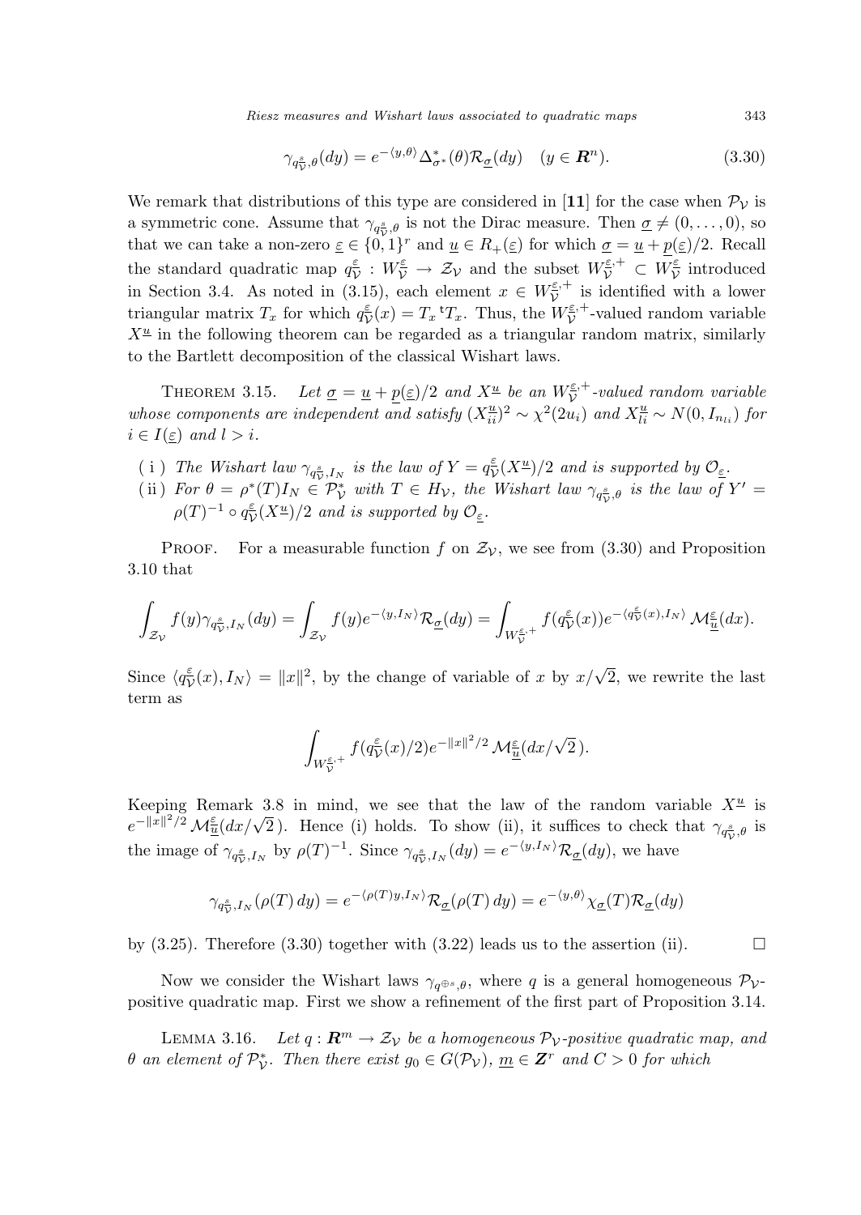$$\gamma_{q^{\underline{s}}_{\mathcal{V}},\theta}(dy) = e^{-\langle y,\theta\rangle}\Delta^*_{\sigma^*}(\theta)\mathcal{R}_{\underline{\sigma}}(dy) \quad (y \in \boldsymbol{R}^n). \tag{3.30}$$

We remark that distributions of this type are considered in [**11**] for the case when $\mathcal{P}_{\mathcal{V}}$ is a symmetric cone. Assume that $\gamma_{q^{\underline{s}}_{\mathcal{V}},\theta}$ is not the Dirac measure. Then $\underline{\sigma} \neq (0,\dots,0)$, so that we can take a non-zero $\underline{\varepsilon} \in \{0,1\}^r$ and $\underline{u} \in R_+(\underline{\varepsilon})$ for which $\underline{\sigma} = \underline{u} + \underline{p}(\underline{\varepsilon})/2$. Recall the standard quadratic map $q^{\underline{\varepsilon}}_{\mathcal{V}} : W^{\underline{\varepsilon}}_{\mathcal{V}} \to \mathcal{Z}_{\mathcal{V}}$ and the subset $W^{\underline{\varepsilon},+}_{\mathcal{V}} \subset W^{\underline{\varepsilon}}_{\mathcal{V}}$ introduced in Section 3.4. As noted in (3.15), each element $x \in W^{\underline{\varepsilon},+}_{\mathcal{V}}$ is identified with a lower triangular matrix $T_x$ for which $q^{\underline{\varepsilon}}_{\mathcal{V}}(x) = T_x\,{}^{\mathrm{t}}T_x$. Thus, the $W^{\underline{\varepsilon},+}_{\mathcal{V}}$-valued random variable $X^{\underline{u}}$ in the following theorem can be regarded as a triangular random matrix, similarly to the Bartlett decomposition of the classical Wishart laws.

Theorem 3.15. *Let $\underline{\sigma} = \underline{u} + \underline{p}(\underline{\varepsilon})/2$ and $X^{\underline{u}}$ be an $W^{\underline{\varepsilon},+}_{\mathcal{V}}$-valued random variable whose components are independent and satisfy $(X^{\underline{u}}_{ii})^2 \sim \chi^2(2u_i)$ and $X^{\underline{u}}_{li} \sim N(0, I_{n_{li}})$ for $i \in I(\underline{\varepsilon})$ and $l > i$.*

- (i) *The Wishart law $\gamma_{q^{\underline{s}}_{\mathcal{V}},I_N}$ is the law of $Y = q^{\underline{\varepsilon}}_{\mathcal{V}}(X^{\underline{u}})/2$ and is supported by $\mathcal{O}_{\underline{\varepsilon}}$.*
- (ii) *For $\theta = \rho^*(T)I_N \in \mathcal{P}^*_{\mathcal{V}}$ with $T \in H_{\mathcal{V}}$, the Wishart law $\gamma_{q^{\underline{s}}_{\mathcal{V}},\theta}$ is the law of $Y' = \rho(T)^{-1} \circ q^{\underline{\varepsilon}}_{\mathcal{V}}(X^{\underline{u}})/2$ and is supported by $\mathcal{O}_{\underline{\varepsilon}}$.*

Proof. For a measurable function $f$ on $\mathcal{Z}_{\mathcal{V}}$, we see from (3.30) and Proposition 3.10 that

$$\int_{\mathcal{Z}_{\mathcal{V}}} f(y)\gamma_{q^{\underline{s}}_{\mathcal{V}},I_N}(dy) = \int_{\mathcal{Z}_{\mathcal{V}}} f(y)e^{-\langle y,I_N\rangle}\mathcal{R}_{\underline{\sigma}}(dy) = \int_{W^{\underline{\varepsilon},+}_{\mathcal{V}}} f(q^{\underline{\varepsilon}}_{\mathcal{V}}(x))e^{-\langle q^{\underline{\varepsilon}}_{\mathcal{V}}(x),I_N\rangle}\,\mathcal{M}^{\underline{\varepsilon}}_{\underline{u}}(dx).$$

Since $\langle q^{\underline{\varepsilon}}_{\mathcal{V}}(x), I_N\rangle = \|x\|^2$, by the change of variable of $x$ by $x/\sqrt{2}$, we rewrite the last term as

$$\int_{W^{\underline{\varepsilon},+}_{\mathcal{V}}} f(q^{\underline{\varepsilon}}_{\mathcal{V}}(x)/2)e^{-\|x\|^2/2}\,\mathcal{M}^{\underline{\varepsilon}}_{\underline{u}}(dx/\sqrt{2}\,).$$

Keeping Remark 3.8 in mind, we see that the law of the random variable $X^{\underline{u}}$ is $e^{-\|x\|^2/2}\,\mathcal{M}^{\underline{\varepsilon}}_{\underline{u}}(dx/\sqrt{2}\,)$. Hence (i) holds. To show (ii), it suffices to check that $\gamma_{q^{\underline{s}}_{\mathcal{V}},\theta}$ is the image of $\gamma_{q^{\underline{s}}_{\mathcal{V}},I_N}$ by $\rho(T)^{-1}$. Since $\gamma_{q^{\underline{s}}_{\mathcal{V}},I_N}(dy) = e^{-\langle y,I_N\rangle}\mathcal{R}_{\underline{\sigma}}(dy)$, we have

$$\gamma_{q^{\underline{s}}_{\mathcal{V}},I_N}(\rho(T)\,dy) = e^{-\langle \rho(T)y,I_N\rangle}\mathcal{R}_{\underline{\sigma}}(\rho(T)\,dy) = e^{-\langle y,\theta\rangle}\chi_{\underline{\sigma}}(T)\mathcal{R}_{\underline{\sigma}}(dy)$$

by (3.25). Therefore (3.30) together with (3.22) leads us to the assertion (ii). $\square$

Now we consider the Wishart laws $\gamma_{q^{\oplus s},\theta}$, where $q$ is a general homogeneous $\mathcal{P}_{\mathcal{V}}$-positive quadratic map. First we show a refinement of the first part of Proposition 3.14.

Lemma 3.16. *Let $q : \boldsymbol{R}^m \to \mathcal{Z}_{\mathcal{V}}$ be a homogeneous $\mathcal{P}_{\mathcal{V}}$-positive quadratic map, and $\theta$ an element of $\mathcal{P}^*_{\mathcal{V}}$. Then there exist $g_0 \in G(\mathcal{P}_{\mathcal{V}})$, $\underline{m} \in \boldsymbol{Z}^r$ and $C > 0$ for which*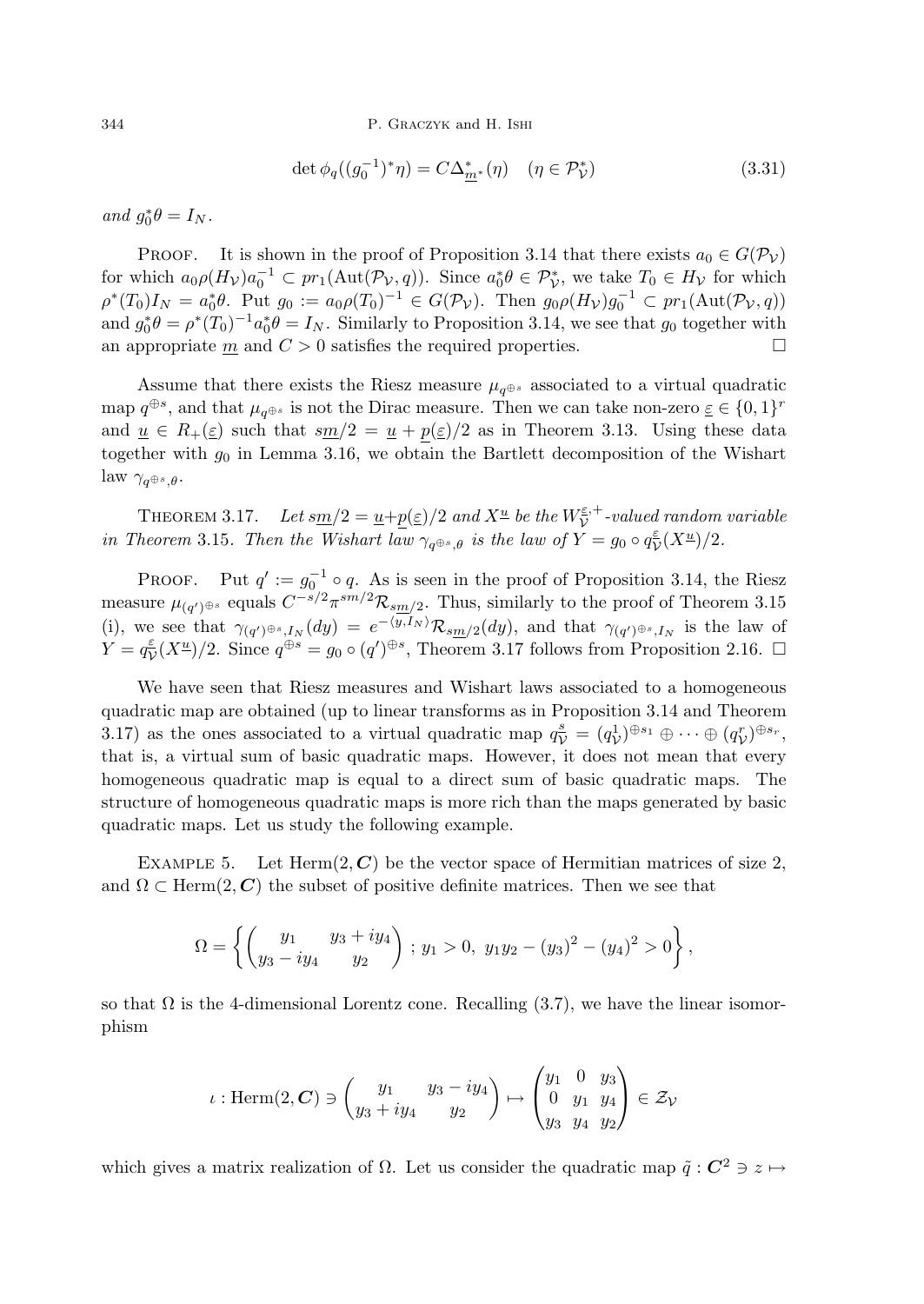$$\det \phi_q((g_0^{-1})^* \eta) = C \Delta^*_{\underline{m}^*}(\eta) \quad (\eta \in \mathcal{P}^*_{\mathcal{V}}) \tag{3.31}$$

*and* $g_0^* \theta = I_N$.

Proof. It is shown in the proof of Proposition 3.14 that there exists $a_0 \in G(\mathcal{P}_{\mathcal{V}})$ for which $a_0 \rho(H_{\mathcal{V}}) a_0^{-1} \subset pr_1(\mathrm{Aut}(\mathcal{P}_{\mathcal{V}}, q))$. Since $a_0^* \theta \in \mathcal{P}^*_{\mathcal{V}}$, we take $T_0 \in H_{\mathcal{V}}$ for which $\rho^*(T_0) I_N = a_0^* \theta$. Put $g_0 := a_0 \rho(T_0)^{-1} \in G(\mathcal{P}_{\mathcal{V}})$. Then $g_0 \rho(H_{\mathcal{V}}) g_0^{-1} \subset pr_1(\mathrm{Aut}(\mathcal{P}_{\mathcal{V}}, q))$ and $g_0^* \theta = \rho^*(T_0)^{-1} a_0^* \theta = I_N$. Similarly to Proposition 3.14, we see that $g_0$ together with an appropriate $\underline{m}$ and $C > 0$ satisfies the required properties. $\square$

Assume that there exists the Riesz measure $\mu_{q^{\oplus s}}$ associated to a virtual quadratic map $q^{\oplus s}$, and that $\mu_{q^{\oplus s}}$ is not the Dirac measure. Then we can take non-zero $\underline{\varepsilon} \in \{0,1\}^r$ and $\underline{u} \in R_+(\underline{\varepsilon})$ such that $s\underline{m}/2 = \underline{u} + \underline{p}(\underline{\varepsilon})/2$ as in Theorem 3.13. Using these data together with $g_0$ in Lemma 3.16, we obtain the Bartlett decomposition of the Wishart law $\gamma_{q^{\oplus s}, \theta}$.

Theorem 3.17. *Let* $s\underline{m}/2 = \underline{u} + \underline{p}(\underline{\varepsilon})/2$ *and* $X^{\underline{u}}$ *be the* $W^{\underline{\varepsilon},+}_{\mathcal{V}}$*-valued random variable in Theorem* 3.15. *Then the Wishart law* $\gamma_{q^{\oplus s}, \theta}$ *is the law of* $Y = g_0 \circ q^{\underline{\varepsilon}}_{\mathcal{V}}(X^{\underline{u}})/2$.

Proof. Put $q' := g_0^{-1} \circ q$. As is seen in the proof of Proposition 3.14, the Riesz measure $\mu_{(q')^{\oplus s}}$ equals $C^{-s/2} \pi^{sm/2} \mathcal{R}_{s\underline{m}/2}$. Thus, similarly to the proof of Theorem 3.15 (i), we see that $\gamma_{(q')^{\oplus s}, I_N}(dy) = e^{-\langle y, I_N \rangle} \mathcal{R}_{s\underline{m}/2}(dy)$, and that $\gamma_{(q')^{\oplus s}, I_N}$ is the law of $Y = q^{\underline{\varepsilon}}_{\mathcal{V}}(X^{\underline{u}})/2$. Since $q^{\oplus s} = g_0 \circ (q')^{\oplus s}$, Theorem 3.17 follows from Proposition 2.16. $\square$

We have seen that Riesz measures and Wishart laws associated to a homogeneous quadratic map are obtained (up to linear transforms as in Proposition 3.14 and Theorem 3.17) as the ones associated to a virtual quadratic map $q^{\underline{s}}_{\mathcal{V}} = (q^1_{\mathcal{V}})^{\oplus s_1} \oplus \cdots \oplus (q^r_{\mathcal{V}})^{\oplus s_r}$, that is, a virtual sum of basic quadratic maps. However, it does not mean that every homogeneous quadratic map is equal to a direct sum of basic quadratic maps. The structure of homogeneous quadratic maps is more rich than the maps generated by basic quadratic maps. Let us study the following example.

Example 5. Let $\mathrm{Herm}(2, \boldsymbol{C})$ be the vector space of Hermitian matrices of size 2, and $\Omega \subset \mathrm{Herm}(2, \boldsymbol{C})$ the subset of positive definite matrices. Then we see that

$$\Omega = \left\{ \begin{pmatrix} y_1 & y_3 + i y_4 \\ y_3 - i y_4 & y_2 \end{pmatrix} \, ; \, y_1 > 0, \; y_1 y_2 - (y_3)^2 - (y_4)^2 > 0 \right\},$$

so that $\Omega$ is the 4-dimensional Lorentz cone. Recalling (3.7), we have the linear isomorphism

$$\iota : \mathrm{Herm}(2, \boldsymbol{C}) \ni \begin{pmatrix} y_1 & y_3 - i y_4 \\ y_3 + i y_4 & y_2 \end{pmatrix} \mapsto \begin{pmatrix} y_1 & 0 & y_3 \\ 0 & y_1 & y_4 \\ y_3 & y_4 & y_2 \end{pmatrix} \in \mathcal{Z}_{\mathcal{V}}$$

which gives a matrix realization of $\Omega$. Let us consider the quadratic map $\tilde{q} : \boldsymbol{C}^2 \ni z \mapsto$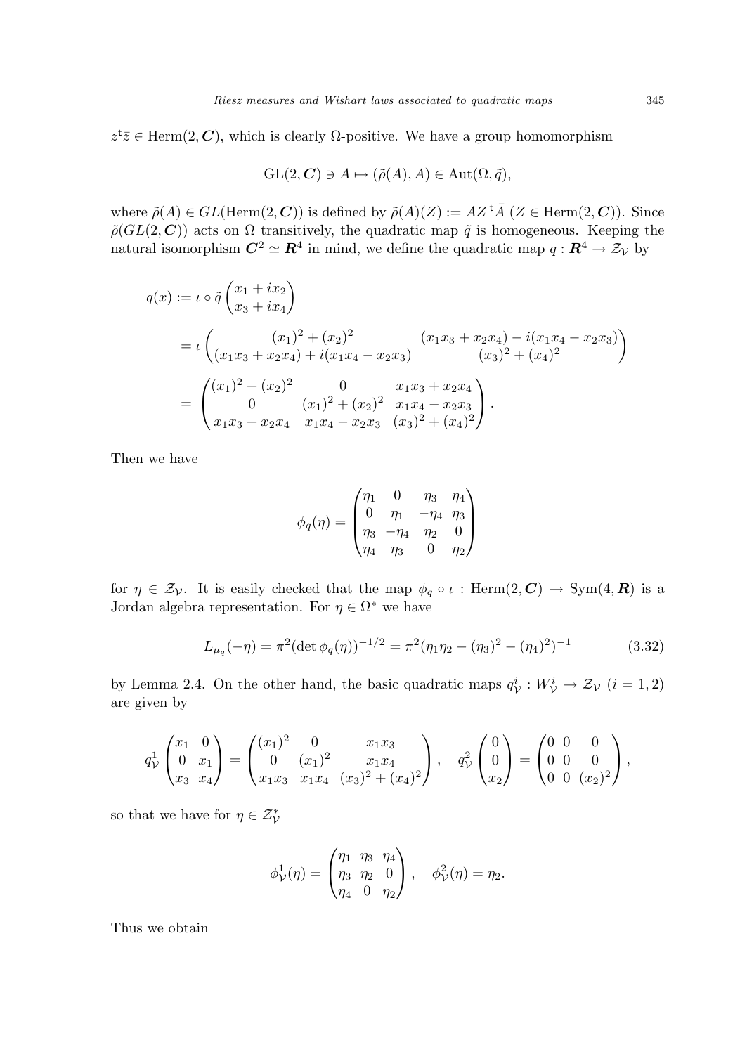$z^{\mathrm{t}}\bar{z} \in \mathrm{Herm}(2, \boldsymbol{C})$, which is clearly $\Omega$-positive. We have a group homomorphism

$$\mathrm{GL}(2, \boldsymbol{C}) \ni A \mapsto (\tilde{\rho}(A), A) \in \mathrm{Aut}(\Omega, \tilde{q}),$$

where $\tilde{\rho}(A) \in GL(\mathrm{Herm}(2, \boldsymbol{C}))$ is defined by $\tilde{\rho}(A)(Z) := AZ\,{}^{\mathrm{t}}\bar{A}$ ($Z \in \mathrm{Herm}(2, \boldsymbol{C})$). Since $\tilde{\rho}(GL(2, \boldsymbol{C}))$ acts on $\Omega$ transitively, the quadratic map $\tilde{q}$ is homogeneous. Keeping the natural isomorphism $\boldsymbol{C}^2 \simeq \boldsymbol{R}^4$ in mind, we define the quadratic map $q : \boldsymbol{R}^4 \to \mathcal{Z}_{\mathcal{V}}$ by

$$\begin{aligned}
q(x) &:= \iota \circ \tilde{q} \begin{pmatrix} x_1 + ix_2 \\ x_3 + ix_4 \end{pmatrix} \\
&= \iota \begin{pmatrix} (x_1)^2 + (x_2)^2 & (x_1x_3 + x_2x_4) - i(x_1x_4 - x_2x_3) \\ (x_1x_3 + x_2x_4) + i(x_1x_4 - x_2x_3) & (x_3)^2 + (x_4)^2 \end{pmatrix} \\
&= \begin{pmatrix} (x_1)^2 + (x_2)^2 & 0 & x_1x_3 + x_2x_4 \\ 0 & (x_1)^2 + (x_2)^2 & x_1x_4 - x_2x_3 \\ x_1x_3 + x_2x_4 & x_1x_4 - x_2x_3 & (x_3)^2 + (x_4)^2 \end{pmatrix}.
\end{aligned}$$

Then we have

$$\phi_q(\eta) = \begin{pmatrix} \eta_1 & 0 & \eta_3 & \eta_4 \\ 0 & \eta_1 & -\eta_4 & \eta_3 \\ \eta_3 & -\eta_4 & \eta_2 & 0 \\ \eta_4 & \eta_3 & 0 & \eta_2 \end{pmatrix}$$

for $\eta \in \mathcal{Z}_{\mathcal{V}}$. It is easily checked that the map $\phi_q \circ \iota : \mathrm{Herm}(2, \boldsymbol{C}) \to \mathrm{Sym}(4, \boldsymbol{R})$ is a Jordan algebra representation. For $\eta \in \Omega^*$ we have

$$L_{\mu_q}(-\eta) = \pi^2(\det \phi_q(\eta))^{-1/2} = \pi^2(\eta_1\eta_2 - (\eta_3)^2 - (\eta_4)^2)^{-1} \tag{3.32}$$

by Lemma 2.4. On the other hand, the basic quadratic maps $q^i_{\mathcal{V}} : W^i_{\mathcal{V}} \to \mathcal{Z}_{\mathcal{V}}$ ($i = 1, 2$) are given by

$$q^1_{\mathcal{V}} \begin{pmatrix} x_1 & 0 \\ 0 & x_1 \\ x_3 & x_4 \end{pmatrix} = \begin{pmatrix} (x_1)^2 & 0 & x_1x_3 \\ 0 & (x_1)^2 & x_1x_4 \\ x_1x_3 & x_1x_4 & (x_3)^2 + (x_4)^2 \end{pmatrix}, \quad q^2_{\mathcal{V}} \begin{pmatrix} 0 \\ 0 \\ x_2 \end{pmatrix} = \begin{pmatrix} 0 & 0 & 0 \\ 0 & 0 & 0 \\ 0 & 0 & (x_2)^2 \end{pmatrix},$$

so that we have for $\eta \in \mathcal{Z}^*_{\mathcal{V}}$

$$\phi^1_{\mathcal{V}}(\eta) = \begin{pmatrix} \eta_1 & \eta_3 & \eta_4 \\ \eta_3 & \eta_2 & 0 \\ \eta_4 & 0 & \eta_2 \end{pmatrix}, \quad \phi^2_{\mathcal{V}}(\eta) = \eta_2.$$

Thus we obtain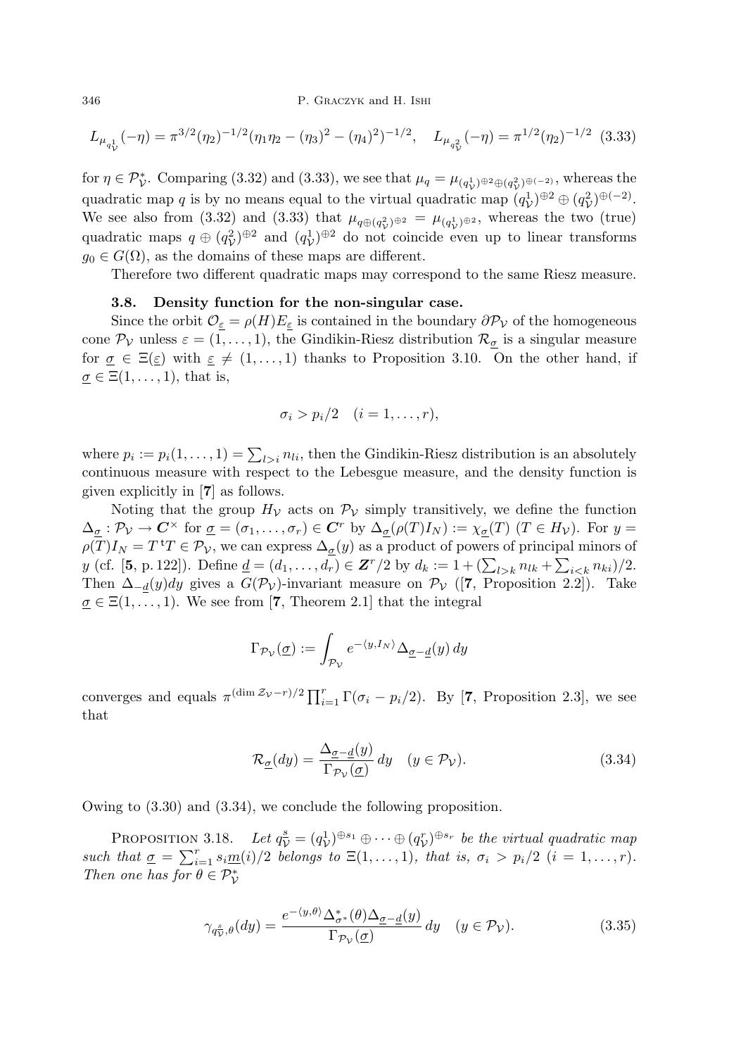$$L_{\mu_{q^1_{\mathcal{V}}}}(-\eta) = \pi^{3/2}(\eta_2)^{-1/2}(\eta_1\eta_2 - (\eta_3)^2 - (\eta_4)^2)^{-1/2}, \quad L_{\mu_{q^2_{\mathcal{V}}}}(-\eta) = \pi^{1/2}(\eta_2)^{-1/2} \quad (3.33)$$

for $\eta \in \mathcal{P}^*_{\mathcal{V}}$. Comparing (3.32) and (3.33), we see that $\mu_q = \mu_{(q^1_{\mathcal{V}})^{\oplus 2} \oplus (q^2_{\mathcal{V}})^{\oplus(-2)}}$, whereas the quadratic map $q$ is by no means equal to the virtual quadratic map $(q^1_{\mathcal{V}})^{\oplus 2} \oplus (q^2_{\mathcal{V}})^{\oplus(-2)}$. We see also from (3.32) and (3.33) that $\mu_{q \oplus (q^2_{\mathcal{V}})^{\oplus 2}} = \mu_{(q^1_{\mathcal{V}})^{\oplus 2}}$, whereas the two (true) quadratic maps $q \oplus (q^2_{\mathcal{V}})^{\oplus 2}$ and $(q^1_{\mathcal{V}})^{\oplus 2}$ do not coincide even up to linear transforms $g_0 \in G(\Omega)$, as the domains of these maps are different.

Therefore two different quadratic maps may correspond to the same Riesz measure.

### 3.8. Density function for the non-singular case.

Since the orbit $\mathcal{O}_{\underline{\varepsilon}} = \rho(H)E_{\underline{\varepsilon}}$ is contained in the boundary $\partial\mathcal{P}_{\mathcal{V}}$ of the homogeneous cone $\mathcal{P}_{\mathcal{V}}$ unless $\varepsilon = (1, \ldots, 1)$, the Gindikin-Riesz distribution $\mathcal{R}_{\underline{\sigma}}$ is a singular measure for $\underline{\sigma} \in \Xi(\underline{\varepsilon})$ with $\underline{\varepsilon} \neq (1, \ldots, 1)$ thanks to Proposition 3.10. On the other hand, if $\underline{\sigma} \in \Xi(1, \ldots, 1)$, that is,

$$\sigma_i > p_i/2 \quad (i = 1, \ldots, r),$$

where $p_i := p_i(1, \ldots, 1) = \sum_{l>i} n_{li}$, then the Gindikin-Riesz distribution is an absolutely continuous measure with respect to the Lebesgue measure, and the density function is given explicitly in [**7**] as follows.

Noting that the group $H_{\mathcal{V}}$ acts on $\mathcal{P}_{\mathcal{V}}$ simply transitively, we define the function $\Delta_{\underline{\sigma}} : \mathcal{P}_{\mathcal{V}} \to \boldsymbol{C}^\times$ for $\underline{\sigma} = (\sigma_1, \ldots, \sigma_r) \in \boldsymbol{C}^r$ by $\Delta_{\underline{\sigma}}(\rho(T)I_N) := \chi_{\underline{\sigma}}(T)$ $(T \in H_{\mathcal{V}})$. For $y = \rho(T)I_N = T\,{}^{\mathrm{t}}T \in \mathcal{P}_{\mathcal{V}}$, we can express $\Delta_{\underline{\sigma}}(y)$ as a product of powers of principal minors of $y$ (cf. [**5**, p. 122]). Define $\underline{d} = (d_1, \ldots, d_r) \in \boldsymbol{Z}^r/2$ by $d_k := 1 + (\sum_{l>k} n_{lk} + \sum_{i<k} n_{ki})/2$. Then $\Delta_{-\underline{d}}(y)dy$ gives a $G(\mathcal{P}_{\mathcal{V}})$-invariant measure on $\mathcal{P}_{\mathcal{V}}$ ([**7**, Proposition 2.2]). Take $\underline{\sigma} \in \Xi(1, \ldots, 1)$. We see from [**7**, Theorem 2.1] that the integral

$$\Gamma_{\mathcal{P}_{\mathcal{V}}}(\underline{\sigma}) := \int_{\mathcal{P}_{\mathcal{V}}} e^{-\langle y, I_N \rangle} \Delta_{\underline{\sigma}-\underline{d}}(y)\, dy$$

converges and equals $\pi^{(\dim \mathcal{Z}_{\mathcal{V}} - r)/2} \prod_{i=1}^r \Gamma(\sigma_i - p_i/2)$. By [**7**, Proposition 2.3], we see that

$$\mathcal{R}_{\underline{\sigma}}(dy) = \frac{\Delta_{\underline{\sigma}-\underline{d}}(y)}{\Gamma_{\mathcal{P}_{\mathcal{V}}}(\underline{\sigma})}\, dy \quad (y \in \mathcal{P}_{\mathcal{V}}). \quad (3.34)$$

Owing to (3.30) and (3.34), we conclude the following proposition.

PROPOSITION 3.18. *Let $q^{\underline{s}}_{\mathcal{V}} = (q^1_{\mathcal{V}})^{\oplus s_1} \oplus \cdots \oplus (q^r_{\mathcal{V}})^{\oplus s_r}$ be the virtual quadratic map such that $\underline{\sigma} = \sum_{i=1}^r s_i \underline{m}(i)/2$ belongs to $\Xi(1, \ldots, 1)$, that is, $\sigma_i > p_i/2$ $(i = 1, \ldots, r)$. Then one has for $\theta \in \mathcal{P}^*_{\mathcal{V}}$*

$$\gamma_{q^{\underline{s}}_{\mathcal{V}}, \theta}(dy) = \frac{e^{-\langle y, \theta \rangle} \Delta^*_{\underline{\sigma}^*}(\theta) \Delta_{\underline{\sigma}-\underline{d}}(y)}{\Gamma_{\mathcal{P}_{\mathcal{V}}}(\underline{\sigma})}\, dy \quad (y \in \mathcal{P}_{\mathcal{V}}). \quad (3.35)$$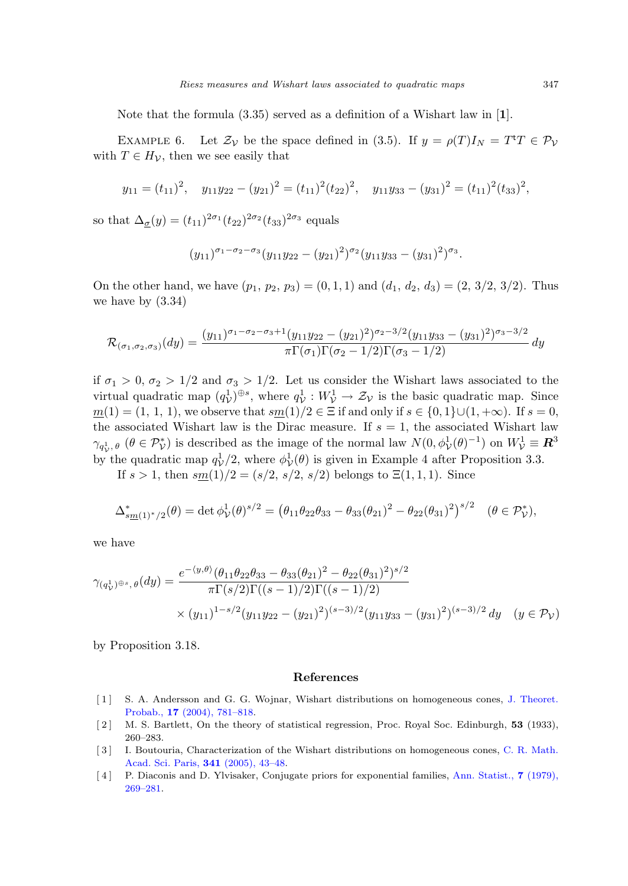Note that the formula (3.35) served as a definition of a Wishart law in [**1**].

Example 6. Let $\mathcal{Z}_{\mathcal{V}}$ be the space defined in (3.5). If $y = \rho(T)I_N = T^{\mathrm{t}}T \in \mathcal{P}_{\mathcal{V}}$ with $T \in H_{\mathcal{V}}$, then we see easily that

$$y_{11} = (t_{11})^2, \quad y_{11}y_{22} - (y_{21})^2 = (t_{11})^2(t_{22})^2, \quad y_{11}y_{33} - (y_{31})^2 = (t_{11})^2(t_{33})^2,$$

so that $\Delta_{\underline{\sigma}}(y) = (t_{11})^{2\sigma_1}(t_{22})^{2\sigma_2}(t_{33})^{2\sigma_3}$ equals

$$(y_{11})^{\sigma_1-\sigma_2-\sigma_3}(y_{11}y_{22} - (y_{21})^2)^{\sigma_2}(y_{11}y_{33} - (y_{31})^2)^{\sigma_3}.$$

On the other hand, we have $(p_1, p_2, p_3) = (0, 1, 1)$ and $(d_1, d_2, d_3) = (2, 3/2, 3/2)$. Thus we have by (3.34)

$$\mathcal{R}_{(\sigma_1,\sigma_2,\sigma_3)}(dy) = \frac{(y_{11})^{\sigma_1-\sigma_2-\sigma_3+1}(y_{11}y_{22} - (y_{21})^2)^{\sigma_2-3/2}(y_{11}y_{33} - (y_{31})^2)^{\sigma_3-3/2}}{\pi\Gamma(\sigma_1)\Gamma(\sigma_2 - 1/2)\Gamma(\sigma_3 - 1/2)}\, dy$$

if $\sigma_1 > 0$, $\sigma_2 > 1/2$ and $\sigma_3 > 1/2$. Let us consider the Wishart laws associated to the virtual quadratic map $(q^1_{\mathcal{V}})^{\oplus s}$, where $q^1_{\mathcal{V}} : W^1_{\mathcal{V}} \to \mathcal{Z}_{\mathcal{V}}$ is the basic quadratic map. Since $\underline{m}(1) = (1, 1, 1)$, we observe that $s\underline{m}(1)/2 \in \Xi$ if and only if $s \in \{0, 1\} \cup (1, +\infty)$. If $s = 0$, the associated Wishart law is the Dirac measure. If $s = 1$, the associated Wishart law $\gamma_{q^1_{\mathcal{V}},\,\theta}$ $(\theta \in \mathcal{P}^*_{\mathcal{V}})$ is described as the image of the normal law $N(0, \phi^1_{\mathcal{V}}(\theta)^{-1})$ on $W^1_{\mathcal{V}} \equiv \boldsymbol{R}^3$ by the quadratic map $q^1_{\mathcal{V}}/2$, where $\phi^1_{\mathcal{V}}(\theta)$ is given in Example 4 after Proposition 3.3.

If $s > 1$, then $s\underline{m}(1)/2 = (s/2, s/2, s/2)$ belongs to $\Xi(1, 1, 1)$. Since

$$\Delta^*_{s\underline{m}(1)^*/2}(\theta) = \det \phi^1_{\mathcal{V}}(\theta)^{s/2} = \left(\theta_{11}\theta_{22}\theta_{33} - \theta_{33}(\theta_{21})^2 - \theta_{22}(\theta_{31})^2\right)^{s/2} \quad (\theta \in \mathcal{P}^*_{\mathcal{V}}),$$

we have

$$\begin{aligned}\gamma_{(q^1_{\mathcal{V}})^{\oplus s},\,\theta}(dy) = {} & \frac{e^{-\langle y,\theta\rangle}(\theta_{11}\theta_{22}\theta_{33} - \theta_{33}(\theta_{21})^2 - \theta_{22}(\theta_{31})^2)^{s/2}}{\pi\Gamma(s/2)\Gamma((s-1)/2)\Gamma((s-1)/2)} \\ & \times (y_{11})^{1-s/2}(y_{11}y_{22} - (y_{21})^2)^{(s-3)/2}(y_{11}y_{33} - (y_{31})^2)^{(s-3)/2}\, dy \quad (y \in \mathcal{P}_{\mathcal{V}})\end{aligned}$$

by Proposition 3.18.

## References

[1] S. A. Andersson and G. G. Wojnar, Wishart distributions on homogeneous cones, J. Theoret. Probab., **17** (2004), 781–818.

[2] M. S. Bartlett, On the theory of statistical regression, Proc. Royal Soc. Edinburgh, **53** (1933), 260–283.

[3] I. Boutouria, Characterization of the Wishart distributions on homogeneous cones, C. R. Math. Acad. Sci. Paris, **341** (2005), 43–48.

[4] P. Diaconis and D. Ylvisaker, Conjugate priors for exponential families, Ann. Statist., **7** (1979), 269–281.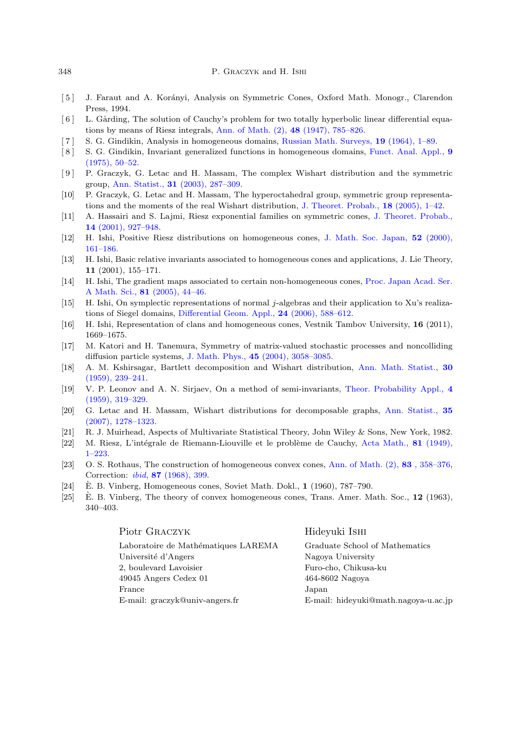[5] J. Faraut and A. Korányi, Analysis on Symmetric Cones, Oxford Math. Monogr., Clarendon Press, 1994.

[6] L. Gårding, The solution of Cauchy's problem for two totally hyperbolic linear differential equations by means of Riesz integrals, Ann. of Math. (2), **48** (1947), 785–826.

[7] S. G. Gindikin, Analysis in homogeneous domains, Russian Math. Surveys, **19** (1964), 1–89.

[8] S. G. Gindikin, Invariant generalized functions in homogeneous domains, Funct. Anal. Appl., **9** (1975), 50–52.

[9] P. Graczyk, G. Letac and H. Massam, The complex Wishart distribution and the symmetric group, Ann. Statist., **31** (2003), 287–309.

[10] P. Graczyk, G. Letac and H. Massam, The hyperoctahedral group, symmetric group representations and the moments of the real Wishart distribution, J. Theoret. Probab., **18** (2005), 1–42.

[11] A. Hassairi and S. Lajmi, Riesz exponential families on symmetric cones, J. Theoret. Probab., **14** (2001), 927–948.

[12] H. Ishi, Positive Riesz distributions on homogeneous cones, J. Math. Soc. Japan, **52** (2000), 161–186.

[13] H. Ishi, Basic relative invariants associated to homogeneous cones and applications, J. Lie Theory, **11** (2001), 155–171.

[14] H. Ishi, The gradient maps associated to certain non-homogeneous cones, Proc. Japan Acad. Ser. A Math. Sci., **81** (2005), 44–46.

[15] H. Ishi, On symplectic representations of normal $j$-algebras and their application to Xu's realizations of Siegel domains, Differential Geom. Appl., **24** (2006), 588–612.

[16] H. Ishi, Representation of clans and homogeneous cones, Vestnik Tambov University, **16** (2011), 1669–1675.

[17] M. Katori and H. Tanemura, Symmetry of matrix-valued stochastic processes and noncolliding diffusion particle systems, J. Math. Phys., **45** (2004), 3058–3085.

[18] A. M. Kshirsagar, Bartlett decomposition and Wishart distribution, Ann. Math. Statist., **30** (1959), 239–241.

[19] V. P. Leonov and A. N. Sirjaev, On a method of semi-invariants, Theor. Probability Appl., **4** (1959), 319–329.

[20] G. Letac and H. Massam, Wishart distributions for decomposable graphs, Ann. Statist., **35** (2007), 1278–1323.

[21] R. J. Muirhead, Aspects of Multivariate Statistical Theory, John Wiley & Sons, New York, 1982.

[22] M. Riesz, L'intégrale de Riemann-Liouville et le problème de Cauchy, Acta Math., **81** (1949), 1–223.

[23] O. S. Rothaus, The construction of homogeneous convex cones, Ann. of Math. (2), **83** , 358–376, Correction: *ibid*, **87** (1968), 399.

[24] È. B. Vinberg, Homogeneous cones, Soviet Math. Dokl., **1** (1960), 787–790.

[25] È. B. Vinberg, The theory of convex homogeneous cones, Trans. Amer. Math. Soc., **12** (1963), 340–403.

Piotr Graczyk
Laboratoire de Mathématiques LAREMA
Université d'Angers
2, boulevard Lavoisier
49045 Angers Cedex 01
France
E-mail: graczyk@univ-angers.fr

Hideyuki Ishi
Graduate School of Mathematics
Nagoya University
Furo-cho, Chikusa-ku
464-8602 Nagoya
Japan
E-mail: hideyuki@math.nagoya-u.ac.jp